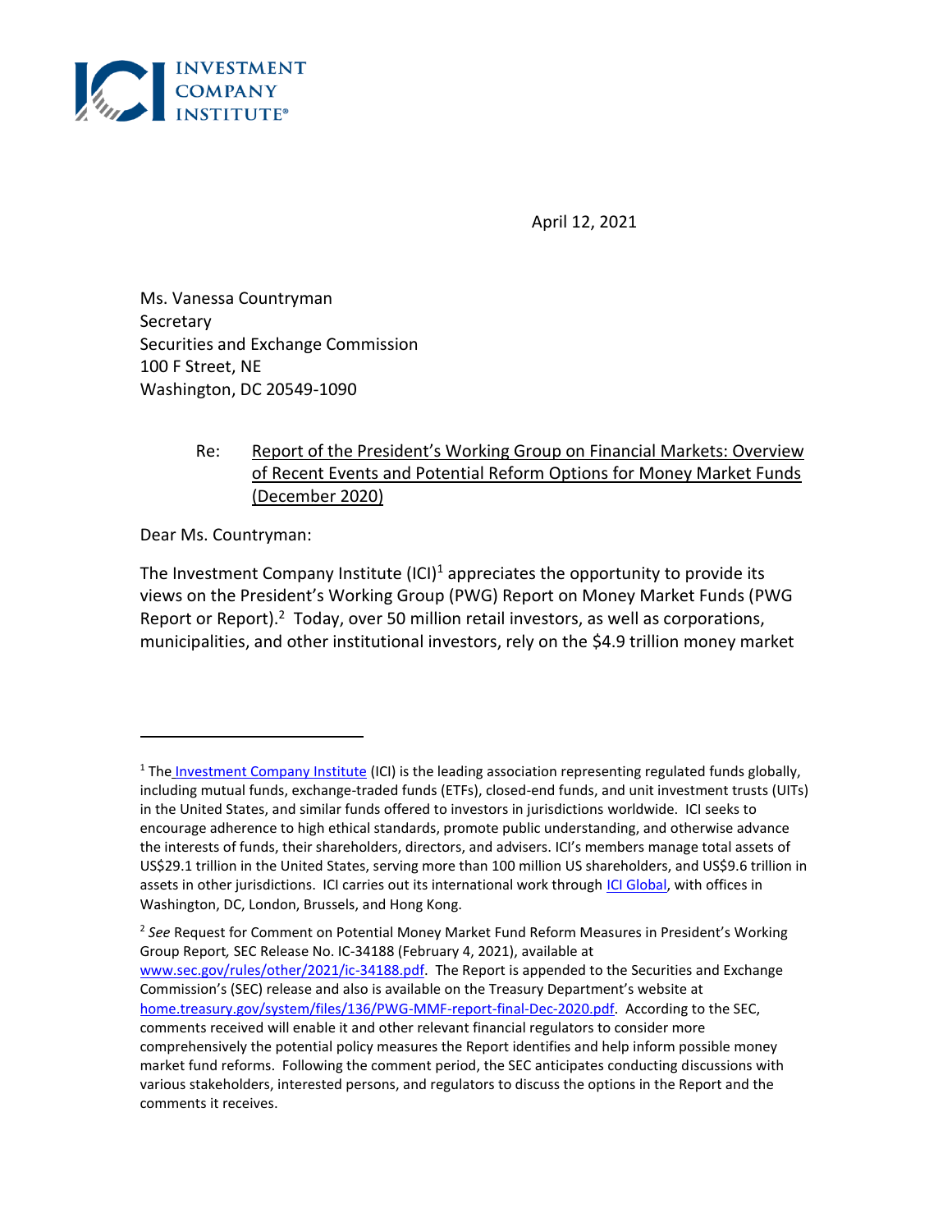INVESTMENT COMPANY INSTITUTE®

April 12, 2021

Ms. Vanessa Countryman
Secretary
Securities and Exchange Commission
100 F Street, NE
Washington, DC 20549-1090

Re: Report of the President's Working Group on Financial Markets: Overview of Recent Events and Potential Reform Options for Money Market Funds (December 2020)

Dear Ms. Countryman:

The Investment Company Institute (ICI)[1] appreciates the opportunity to provide its views on the President's Working Group (PWG) Report on Money Market Funds (PWG Report or Report).[2] Today, over 50 million retail investors, as well as corporations, municipalities, and other institutional investors, rely on the $4.9 trillion money market

---

[1] The Investment Company Institute (ICI) is the leading association representing regulated funds globally, including mutual funds, exchange-traded funds (ETFs), closed-end funds, and unit investment trusts (UITs) in the United States, and similar funds offered to investors in jurisdictions worldwide. ICI seeks to encourage adherence to high ethical standards, promote public understanding, and otherwise advance the interests of funds, their shareholders, directors, and advisers. ICI's members manage total assets of US$29.1 trillion in the United States, serving more than 100 million US shareholders, and US$9.6 trillion in assets in other jurisdictions. ICI carries out its international work through ICI Global, with offices in Washington, DC, London, Brussels, and Hong Kong.

[2] *See* Request for Comment on Potential Money Market Fund Reform Measures in President's Working Group Report*,* SEC Release No. IC-34188 (February 4, 2021), available at www.sec.gov/rules/other/2021/ic-34188.pdf. The Report is appended to the Securities and Exchange Commission's (SEC) release and also is available on the Treasury Department's website at home.treasury.gov/system/files/136/PWG-MMF-report-final-Dec-2020.pdf. According to the SEC, comments received will enable it and other relevant financial regulators to consider more comprehensively the potential policy measures the Report identifies and help inform possible money market fund reforms. Following the comment period, the SEC anticipates conducting discussions with various stakeholders, interested persons, and regulators to discuss the options in the Report and the comments it receives.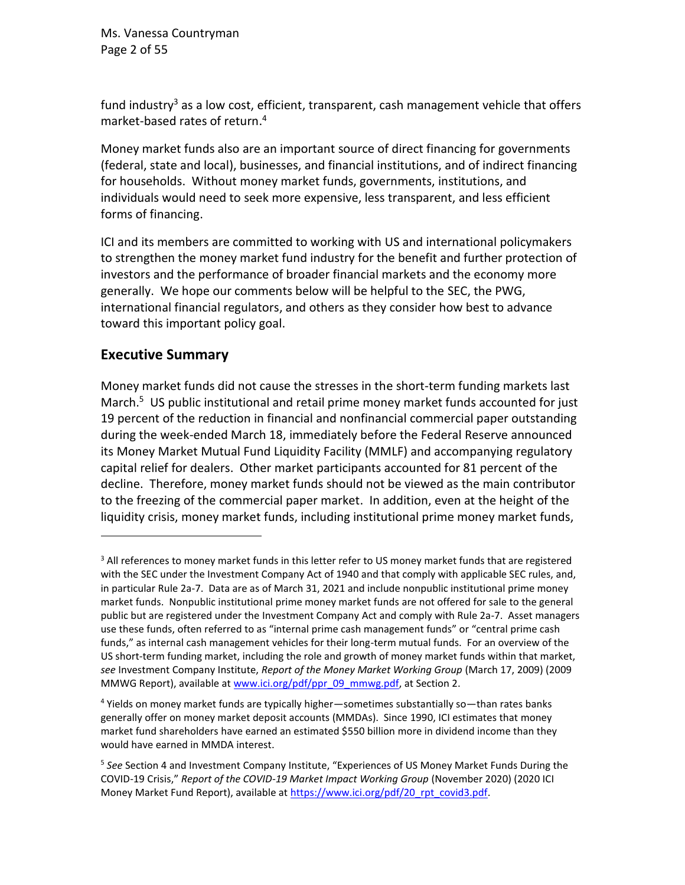fund industry[3] as a low cost, efficient, transparent, cash management vehicle that offers market-based rates of return.[4]

Money market funds also are an important source of direct financing for governments (federal, state and local), businesses, and financial institutions, and of indirect financing for households. Without money market funds, governments, institutions, and individuals would need to seek more expensive, less transparent, and less efficient forms of financing.

ICI and its members are committed to working with US and international policymakers to strengthen the money market fund industry for the benefit and further protection of investors and the performance of broader financial markets and the economy more generally. We hope our comments below will be helpful to the SEC, the PWG, international financial regulators, and others as they consider how best to advance toward this important policy goal.

## Executive Summary

Money market funds did not cause the stresses in the short-term funding markets last March.[5] US public institutional and retail prime money market funds accounted for just 19 percent of the reduction in financial and nonfinancial commercial paper outstanding during the week-ended March 18, immediately before the Federal Reserve announced its Money Market Mutual Fund Liquidity Facility (MMLF) and accompanying regulatory capital relief for dealers. Other market participants accounted for 81 percent of the decline. Therefore, money market funds should not be viewed as the main contributor to the freezing of the commercial paper market. In addition, even at the height of the liquidity crisis, money market funds, including institutional prime money market funds,

---

[3] All references to money market funds in this letter refer to US money market funds that are registered with the SEC under the Investment Company Act of 1940 and that comply with applicable SEC rules, and, in particular Rule 2a-7. Data are as of March 31, 2021 and include nonpublic institutional prime money market funds. Nonpublic institutional prime money market funds are not offered for sale to the general public but are registered under the Investment Company Act and comply with Rule 2a-7. Asset managers use these funds, often referred to as "internal prime cash management funds" or "central prime cash funds," as internal cash management vehicles for their long-term mutual funds. For an overview of the US short-term funding market, including the role and growth of money market funds within that market, *see* Investment Company Institute, *Report of the Money Market Working Group* (March 17, 2009) (2009 MMWG Report), available at www.ici.org/pdf/ppr_09_mmwg.pdf, at Section 2.

[4] Yields on money market funds are typically higher—sometimes substantially so—than rates banks generally offer on money market deposit accounts (MMDAs). Since 1990, ICI estimates that money market fund shareholders have earned an estimated $550 billion more in dividend income than they would have earned in MMDA interest.

[5] *See* Section 4 and Investment Company Institute, "Experiences of US Money Market Funds During the COVID-19 Crisis," *Report of the COVID-19 Market Impact Working Group* (November 2020) (2020 ICI Money Market Fund Report), available at https://www.ici.org/pdf/20_rpt_covid3.pdf.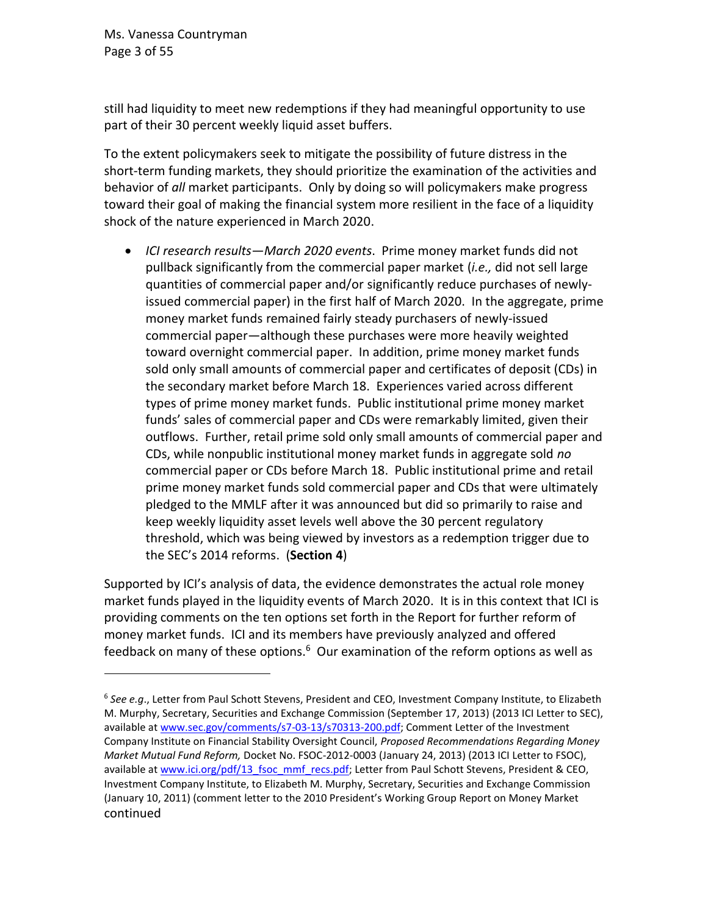still had liquidity to meet new redemptions if they had meaningful opportunity to use part of their 30 percent weekly liquid asset buffers.

To the extent policymakers seek to mitigate the possibility of future distress in the short-term funding markets, they should prioritize the examination of the activities and behavior of *all* market participants. Only by doing so will policymakers make progress toward their goal of making the financial system more resilient in the face of a liquidity shock of the nature experienced in March 2020.

- *ICI research results—March 2020 events*. Prime money market funds did not pullback significantly from the commercial paper market (*i.e.,* did not sell large quantities of commercial paper and/or significantly reduce purchases of newly-issued commercial paper) in the first half of March 2020. In the aggregate, prime money market funds remained fairly steady purchasers of newly-issued commercial paper—although these purchases were more heavily weighted toward overnight commercial paper. In addition, prime money market funds sold only small amounts of commercial paper and certificates of deposit (CDs) in the secondary market before March 18. Experiences varied across different types of prime money market funds. Public institutional prime money market funds' sales of commercial paper and CDs were remarkably limited, given their outflows. Further, retail prime sold only small amounts of commercial paper and CDs, while nonpublic institutional money market funds in aggregate sold *no* commercial paper or CDs before March 18. Public institutional prime and retail prime money market funds sold commercial paper and CDs that were ultimately pledged to the MMLF after it was announced but did so primarily to raise and keep weekly liquidity asset levels well above the 30 percent regulatory threshold, which was being viewed by investors as a redemption trigger due to the SEC's 2014 reforms. (**Section 4**)

Supported by ICI's analysis of data, the evidence demonstrates the actual role money market funds played in the liquidity events of March 2020. It is in this context that ICI is providing comments on the ten options set forth in the Report for further reform of money market funds. ICI and its members have previously analyzed and offered feedback on many of these options.[6] Our examination of the reform options as well as

---

[6] *See e.g*., Letter from Paul Schott Stevens, President and CEO, Investment Company Institute, to Elizabeth M. Murphy, Secretary, Securities and Exchange Commission (September 17, 2013) (2013 ICI Letter to SEC), available at www.sec.gov/comments/s7-03-13/s70313-200.pdf; Comment Letter of the Investment Company Institute on Financial Stability Oversight Council, *Proposed Recommendations Regarding Money Market Mutual Fund Reform,* Docket No. FSOC-2012-0003 (January 24, 2013) (2013 ICI Letter to FSOC), available at www.ici.org/pdf/13_fsoc_mmf_recs.pdf; Letter from Paul Schott Stevens, President & CEO, Investment Company Institute, to Elizabeth M. Murphy, Secretary, Securities and Exchange Commission (January 10, 2011) (comment letter to the 2010 President's Working Group Report on Money Market continued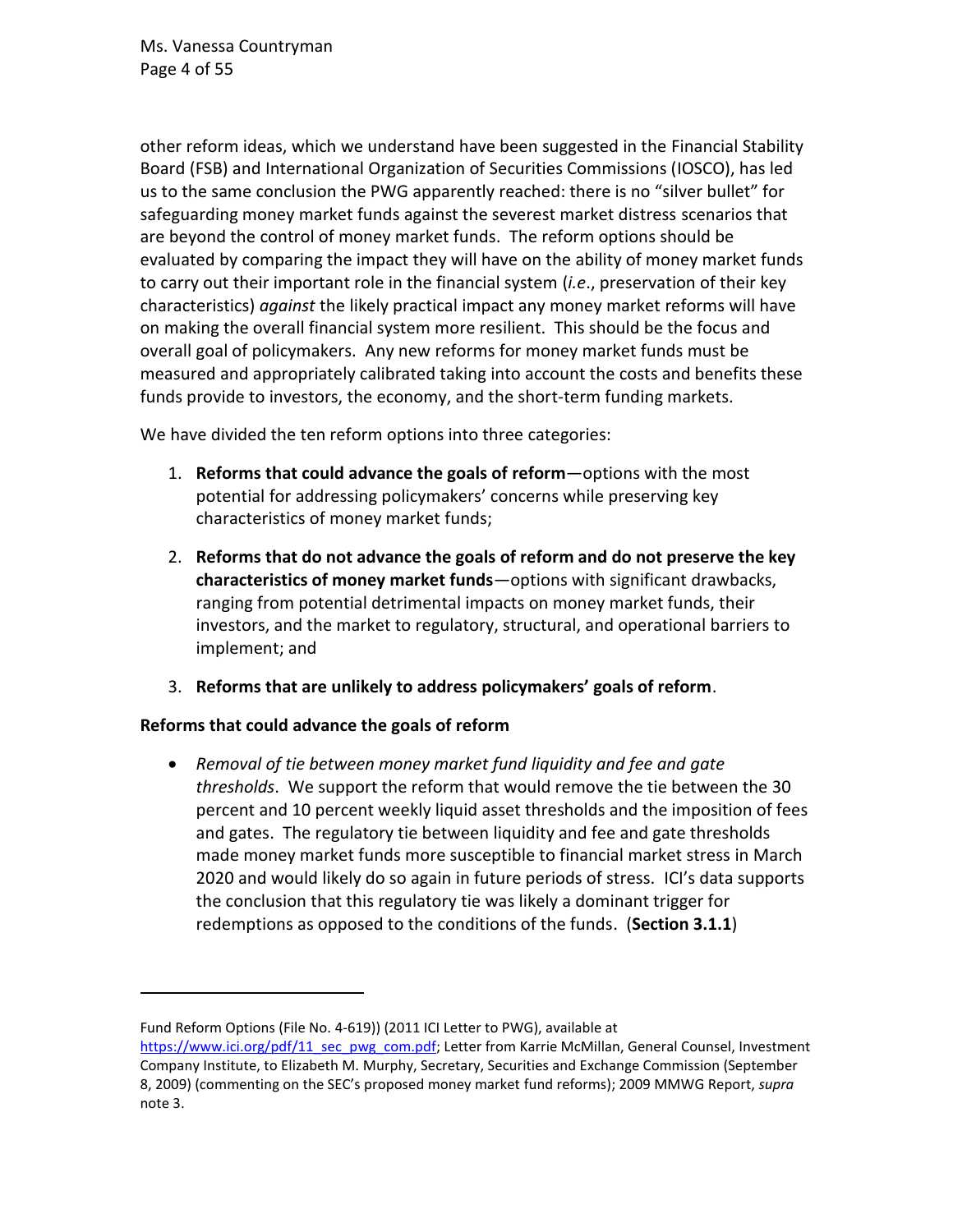other reform ideas, which we understand have been suggested in the Financial Stability Board (FSB) and International Organization of Securities Commissions (IOSCO), has led us to the same conclusion the PWG apparently reached: there is no "silver bullet" for safeguarding money market funds against the severest market distress scenarios that are beyond the control of money market funds. The reform options should be evaluated by comparing the impact they will have on the ability of money market funds to carry out their important role in the financial system (*i.e*., preservation of their key characteristics) *against* the likely practical impact any money market reforms will have on making the overall financial system more resilient. This should be the focus and overall goal of policymakers. Any new reforms for money market funds must be measured and appropriately calibrated taking into account the costs and benefits these funds provide to investors, the economy, and the short-term funding markets.

We have divided the ten reform options into three categories:

1. **Reforms that could advance the goals of reform**—options with the most potential for addressing policymakers' concerns while preserving key characteristics of money market funds;
2. **Reforms that do not advance the goals of reform and do not preserve the key characteristics of money market funds**—options with significant drawbacks, ranging from potential detrimental impacts on money market funds, their investors, and the market to regulatory, structural, and operational barriers to implement; and
3. **Reforms that are unlikely to address policymakers' goals of reform**.

**Reforms that could advance the goals of reform**

- *Removal of tie between money market fund liquidity and fee and gate thresholds*. We support the reform that would remove the tie between the 30 percent and 10 percent weekly liquid asset thresholds and the imposition of fees and gates. The regulatory tie between liquidity and fee and gate thresholds made money market funds more susceptible to financial market stress in March 2020 and would likely do so again in future periods of stress. ICI's data supports the conclusion that this regulatory tie was likely a dominant trigger for redemptions as opposed to the conditions of the funds. (**Section 3.1.1**)

---

Fund Reform Options (File No. 4-619)) (2011 ICI Letter to PWG), available at https://www.ici.org/pdf/11_sec_pwg_com.pdf; Letter from Karrie McMillan, General Counsel, Investment Company Institute, to Elizabeth M. Murphy, Secretary, Securities and Exchange Commission (September 8, 2009) (commenting on the SEC's proposed money market fund reforms); 2009 MMWG Report, *supra* note 3.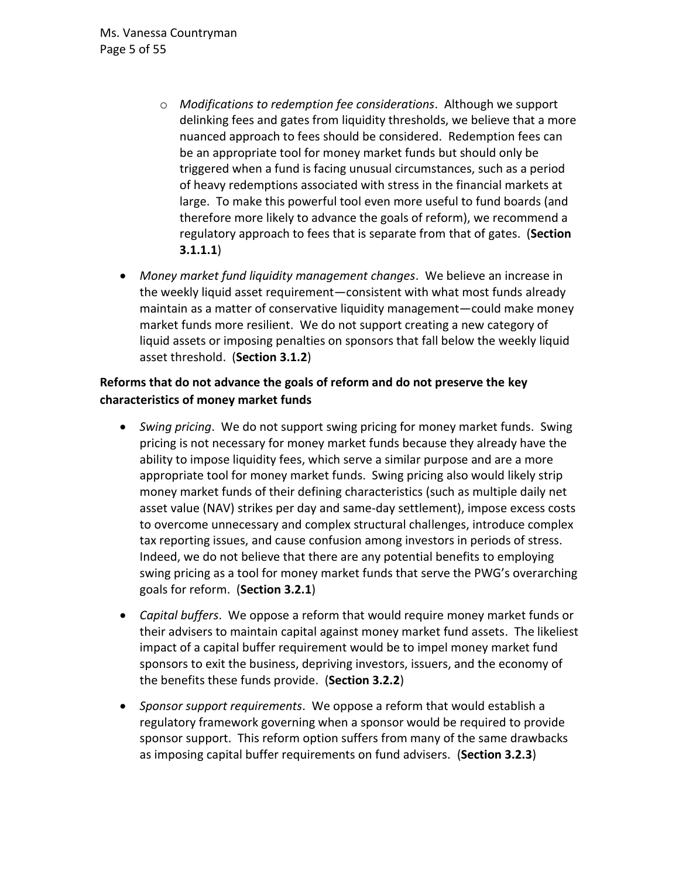- *Modifications to redemption fee considerations*. Although we support delinking fees and gates from liquidity thresholds, we believe that a more nuanced approach to fees should be considered. Redemption fees can be an appropriate tool for money market funds but should only be triggered when a fund is facing unusual circumstances, such as a period of heavy redemptions associated with stress in the financial markets at large. To make this powerful tool even more useful to fund boards (and therefore more likely to advance the goals of reform), we recommend a regulatory approach to fees that is separate from that of gates. (**Section 3.1.1.1**)

- *Money market fund liquidity management changes*. We believe an increase in the weekly liquid asset requirement—consistent with what most funds already maintain as a matter of conservative liquidity management—could make money market funds more resilient. We do not support creating a new category of liquid assets or imposing penalties on sponsors that fall below the weekly liquid asset threshold. (**Section 3.1.2**)

**Reforms that do not advance the goals of reform and do not preserve the key characteristics of money market funds**

- *Swing pricing*. We do not support swing pricing for money market funds. Swing pricing is not necessary for money market funds because they already have the ability to impose liquidity fees, which serve a similar purpose and are a more appropriate tool for money market funds. Swing pricing also would likely strip money market funds of their defining characteristics (such as multiple daily net asset value (NAV) strikes per day and same-day settlement), impose excess costs to overcome unnecessary and complex structural challenges, introduce complex tax reporting issues, and cause confusion among investors in periods of stress. Indeed, we do not believe that there are any potential benefits to employing swing pricing as a tool for money market funds that serve the PWG's overarching goals for reform. (**Section 3.2.1**)

- *Capital buffers*. We oppose a reform that would require money market funds or their advisers to maintain capital against money market fund assets. The likeliest impact of a capital buffer requirement would be to impel money market fund sponsors to exit the business, depriving investors, issuers, and the economy of the benefits these funds provide. (**Section 3.2.2**)

- *Sponsor support requirements*. We oppose a reform that would establish a regulatory framework governing when a sponsor would be required to provide sponsor support. This reform option suffers from many of the same drawbacks as imposing capital buffer requirements on fund advisers. (**Section 3.2.3**)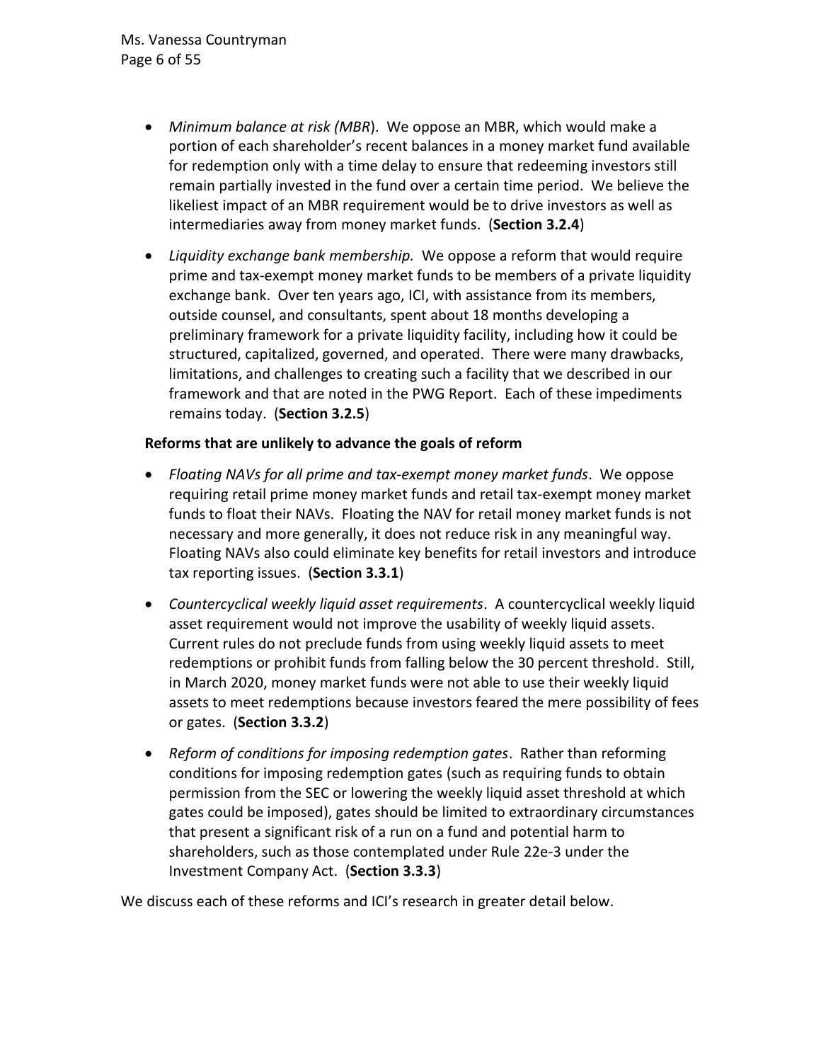- *Minimum balance at risk (MBR*). We oppose an MBR, which would make a portion of each shareholder's recent balances in a money market fund available for redemption only with a time delay to ensure that redeeming investors still remain partially invested in the fund over a certain time period. We believe the likeliest impact of an MBR requirement would be to drive investors as well as intermediaries away from money market funds. (**Section 3.2.4**)
- *Liquidity exchange bank membership.* We oppose a reform that would require prime and tax-exempt money market funds to be members of a private liquidity exchange bank. Over ten years ago, ICI, with assistance from its members, outside counsel, and consultants, spent about 18 months developing a preliminary framework for a private liquidity facility, including how it could be structured, capitalized, governed, and operated. There were many drawbacks, limitations, and challenges to creating such a facility that we described in our framework and that are noted in the PWG Report. Each of these impediments remains today. (**Section 3.2.5**)

**Reforms that are unlikely to advance the goals of reform**

- *Floating NAVs for all prime and tax-exempt money market funds*. We oppose requiring retail prime money market funds and retail tax-exempt money market funds to float their NAVs. Floating the NAV for retail money market funds is not necessary and more generally, it does not reduce risk in any meaningful way. Floating NAVs also could eliminate key benefits for retail investors and introduce tax reporting issues. (**Section 3.3.1**)
- *Countercyclical weekly liquid asset requirements*. A countercyclical weekly liquid asset requirement would not improve the usability of weekly liquid assets. Current rules do not preclude funds from using weekly liquid assets to meet redemptions or prohibit funds from falling below the 30 percent threshold. Still, in March 2020, money market funds were not able to use their weekly liquid assets to meet redemptions because investors feared the mere possibility of fees or gates. (**Section 3.3.2**)
- *Reform of conditions for imposing redemption gates*. Rather than reforming conditions for imposing redemption gates (such as requiring funds to obtain permission from the SEC or lowering the weekly liquid asset threshold at which gates could be imposed), gates should be limited to extraordinary circumstances that present a significant risk of a run on a fund and potential harm to shareholders, such as those contemplated under Rule 22e-3 under the Investment Company Act. (**Section 3.3.3**)

We discuss each of these reforms and ICI's research in greater detail below.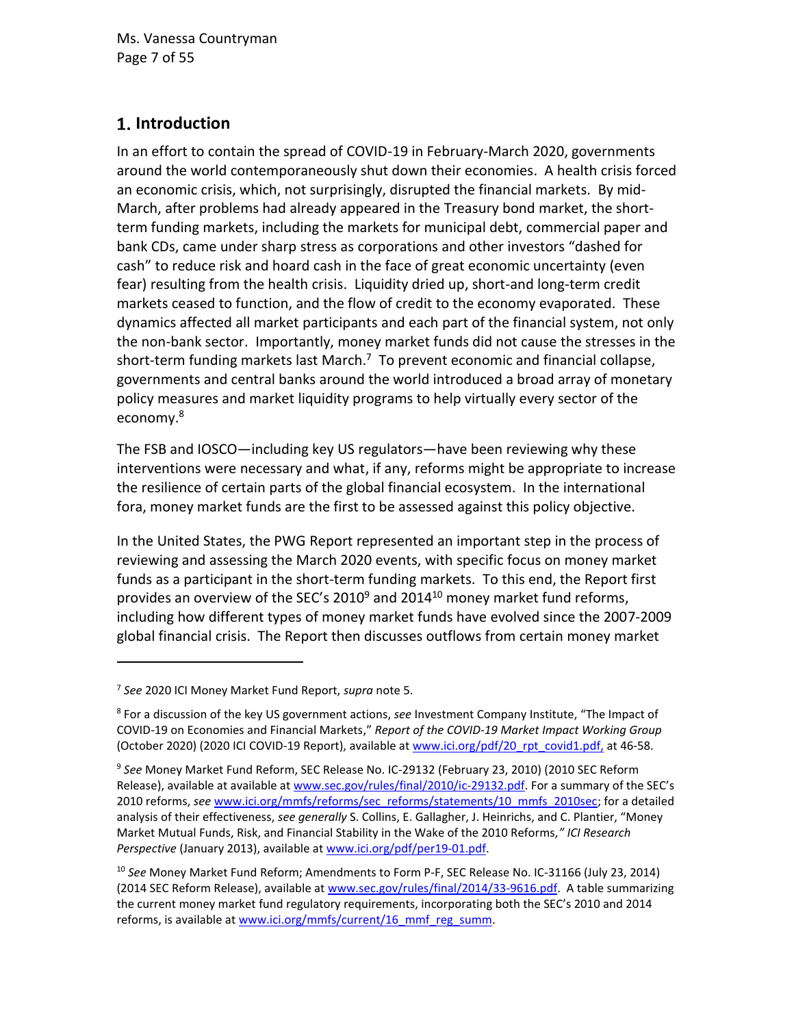# 1. Introduction

In an effort to contain the spread of COVID-19 in February-March 2020, governments around the world contemporaneously shut down their economies. A health crisis forced an economic crisis, which, not surprisingly, disrupted the financial markets. By mid-March, after problems had already appeared in the Treasury bond market, the short-term funding markets, including the markets for municipal debt, commercial paper and bank CDs, came under sharp stress as corporations and other investors "dashed for cash" to reduce risk and hoard cash in the face of great economic uncertainty (even fear) resulting from the health crisis. Liquidity dried up, short-and long-term credit markets ceased to function, and the flow of credit to the economy evaporated. These dynamics affected all market participants and each part of the financial system, not only the non-bank sector. Importantly, money market funds did not cause the stresses in the short-term funding markets last March.[7] To prevent economic and financial collapse, governments and central banks around the world introduced a broad array of monetary policy measures and market liquidity programs to help virtually every sector of the economy.[8]

The FSB and IOSCO—including key US regulators—have been reviewing why these interventions were necessary and what, if any, reforms might be appropriate to increase the resilience of certain parts of the global financial ecosystem. In the international fora, money market funds are the first to be assessed against this policy objective.

In the United States, the PWG Report represented an important step in the process of reviewing and assessing the March 2020 events, with specific focus on money market funds as a participant in the short-term funding markets. To this end, the Report first provides an overview of the SEC's 2010[9] and 2014[10] money market fund reforms, including how different types of money market funds have evolved since the 2007-2009 global financial crisis. The Report then discusses outflows from certain money market

---

[7] *See* 2020 ICI Money Market Fund Report, *supra* note 5.

[8] For a discussion of the key US government actions, *see* Investment Company Institute, "The Impact of COVID-19 on Economies and Financial Markets," *Report of the COVID-19 Market Impact Working Group* (October 2020) (2020 ICI COVID-19 Report), available at www.ici.org/pdf/20_rpt_covid1.pdf, at 46-58.

[9] *See* Money Market Fund Reform, SEC Release No. IC-29132 (February 23, 2010) (2010 SEC Reform Release), available at available at www.sec.gov/rules/final/2010/ic-29132.pdf. For a summary of the SEC's 2010 reforms, *see* www.ici.org/mmfs/reforms/sec_reforms/statements/10_mmfs_2010sec; for a detailed analysis of their effectiveness, *see generally* S. Collins, E. Gallagher, J. Heinrichs, and C. Plantier, "Money Market Mutual Funds, Risk, and Financial Stability in the Wake of the 2010 Reforms*," ICI Research Perspective* (January 2013), available at www.ici.org/pdf/per19-01.pdf.

[10] *See* Money Market Fund Reform; Amendments to Form P-F, SEC Release No. IC-31166 (July 23, 2014) (2014 SEC Reform Release), available at www.sec.gov/rules/final/2014/33-9616.pdf. A table summarizing the current money market fund regulatory requirements, incorporating both the SEC's 2010 and 2014 reforms, is available at www.ici.org/mmfs/current/16_mmf_reg_summ.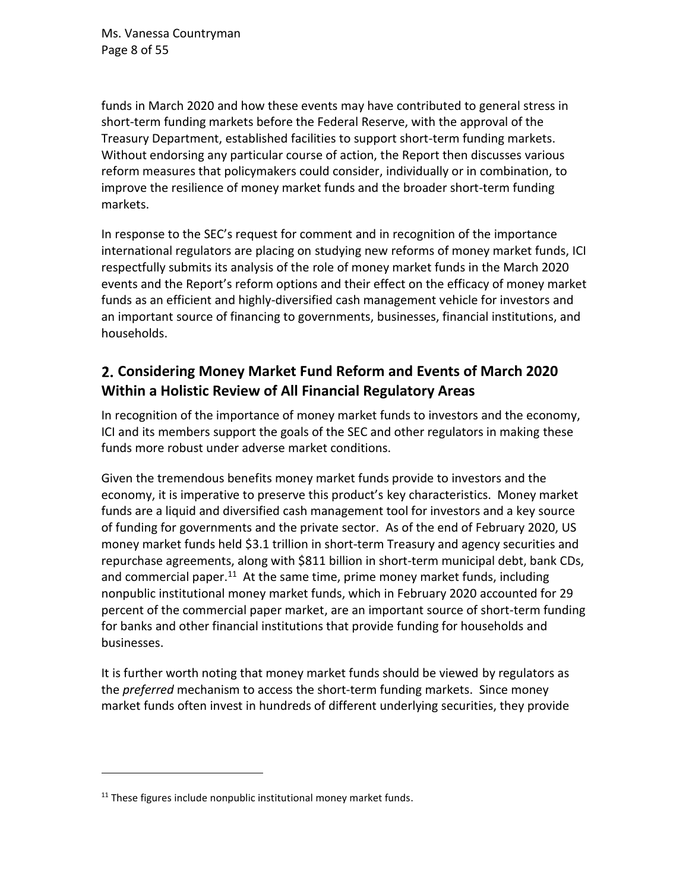funds in March 2020 and how these events may have contributed to general stress in short-term funding markets before the Federal Reserve, with the approval of the Treasury Department, established facilities to support short-term funding markets. Without endorsing any particular course of action, the Report then discusses various reform measures that policymakers could consider, individually or in combination, to improve the resilience of money market funds and the broader short-term funding markets.

In response to the SEC's request for comment and in recognition of the importance international regulators are placing on studying new reforms of money market funds, ICI respectfully submits its analysis of the role of money market funds in the March 2020 events and the Report's reform options and their effect on the efficacy of money market funds as an efficient and highly-diversified cash management vehicle for investors and an important source of financing to governments, businesses, financial institutions, and households.

## 2. Considering Money Market Fund Reform and Events of March 2020 Within a Holistic Review of All Financial Regulatory Areas

In recognition of the importance of money market funds to investors and the economy, ICI and its members support the goals of the SEC and other regulators in making these funds more robust under adverse market conditions.

Given the tremendous benefits money market funds provide to investors and the economy, it is imperative to preserve this product's key characteristics. Money market funds are a liquid and diversified cash management tool for investors and a key source of funding for governments and the private sector. As of the end of February 2020, US money market funds held $3.1 trillion in short-term Treasury and agency securities and repurchase agreements, along with $811 billion in short-term municipal debt, bank CDs, and commercial paper.[11] At the same time, prime money market funds, including nonpublic institutional money market funds, which in February 2020 accounted for 29 percent of the commercial paper market, are an important source of short-term funding for banks and other financial institutions that provide funding for households and businesses.

It is further worth noting that money market funds should be viewed by regulators as the *preferred* mechanism to access the short-term funding markets. Since money market funds often invest in hundreds of different underlying securities, they provide

[11] These figures include nonpublic institutional money market funds.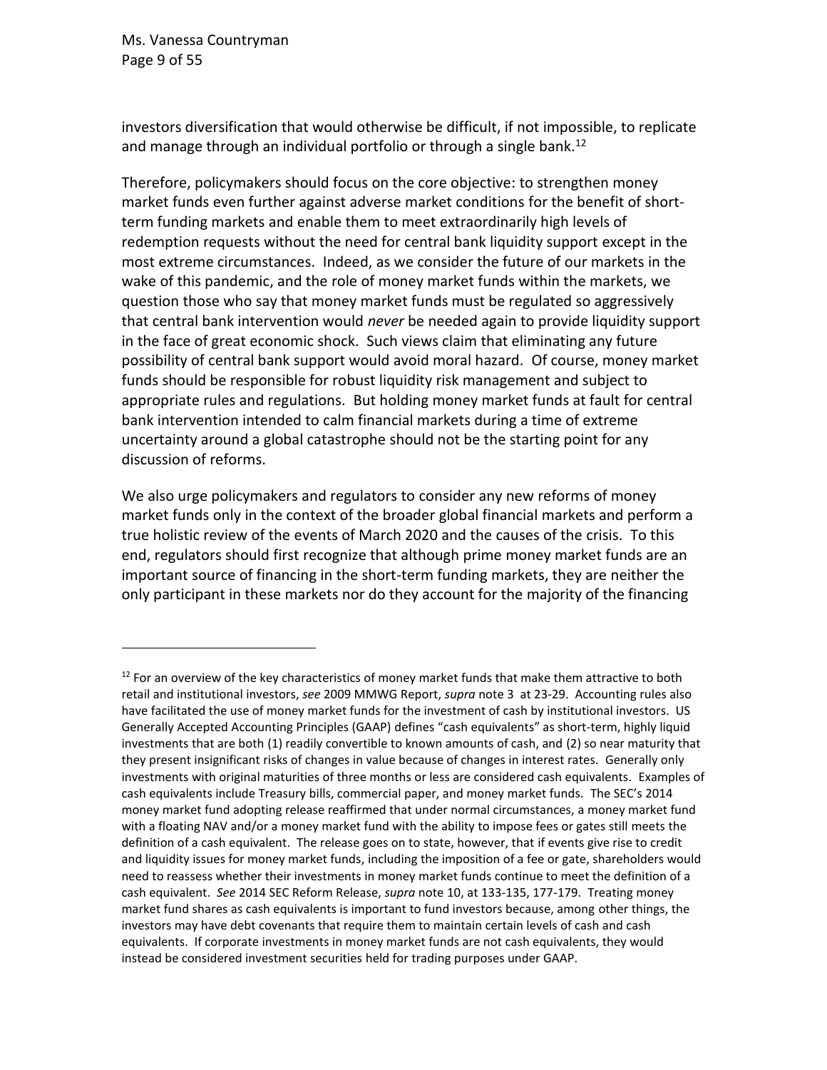investors diversification that would otherwise be difficult, if not impossible, to replicate and manage through an individual portfolio or through a single bank.[12]

Therefore, policymakers should focus on the core objective: to strengthen money market funds even further against adverse market conditions for the benefit of short-term funding markets and enable them to meet extraordinarily high levels of redemption requests without the need for central bank liquidity support except in the most extreme circumstances. Indeed, as we consider the future of our markets in the wake of this pandemic, and the role of money market funds within the markets, we question those who say that money market funds must be regulated so aggressively that central bank intervention would *never* be needed again to provide liquidity support in the face of great economic shock. Such views claim that eliminating any future possibility of central bank support would avoid moral hazard. Of course, money market funds should be responsible for robust liquidity risk management and subject to appropriate rules and regulations. But holding money market funds at fault for central bank intervention intended to calm financial markets during a time of extreme uncertainty around a global catastrophe should not be the starting point for any discussion of reforms.

We also urge policymakers and regulators to consider any new reforms of money market funds only in the context of the broader global financial markets and perform a true holistic review of the events of March 2020 and the causes of the crisis. To this end, regulators should first recognize that although prime money market funds are an important source of financing in the short-term funding markets, they are neither the only participant in these markets nor do they account for the majority of the financing

---

[12] For an overview of the key characteristics of money market funds that make them attractive to both retail and institutional investors, *see* 2009 MMWG Report, *supra* note 3 at 23-29. Accounting rules also have facilitated the use of money market funds for the investment of cash by institutional investors. US Generally Accepted Accounting Principles (GAAP) defines "cash equivalents" as short-term, highly liquid investments that are both (1) readily convertible to known amounts of cash, and (2) so near maturity that they present insignificant risks of changes in value because of changes in interest rates. Generally only investments with original maturities of three months or less are considered cash equivalents. Examples of cash equivalents include Treasury bills, commercial paper, and money market funds. The SEC's 2014 money market fund adopting release reaffirmed that under normal circumstances, a money market fund with a floating NAV and/or a money market fund with the ability to impose fees or gates still meets the definition of a cash equivalent. The release goes on to state, however, that if events give rise to credit and liquidity issues for money market funds, including the imposition of a fee or gate, shareholders would need to reassess whether their investments in money market funds continue to meet the definition of a cash equivalent. *See* 2014 SEC Reform Release, *supra* note 10, at 133-135, 177-179. Treating money market fund shares as cash equivalents is important to fund investors because, among other things, the investors may have debt covenants that require them to maintain certain levels of cash and cash equivalents. If corporate investments in money market funds are not cash equivalents, they would instead be considered investment securities held for trading purposes under GAAP.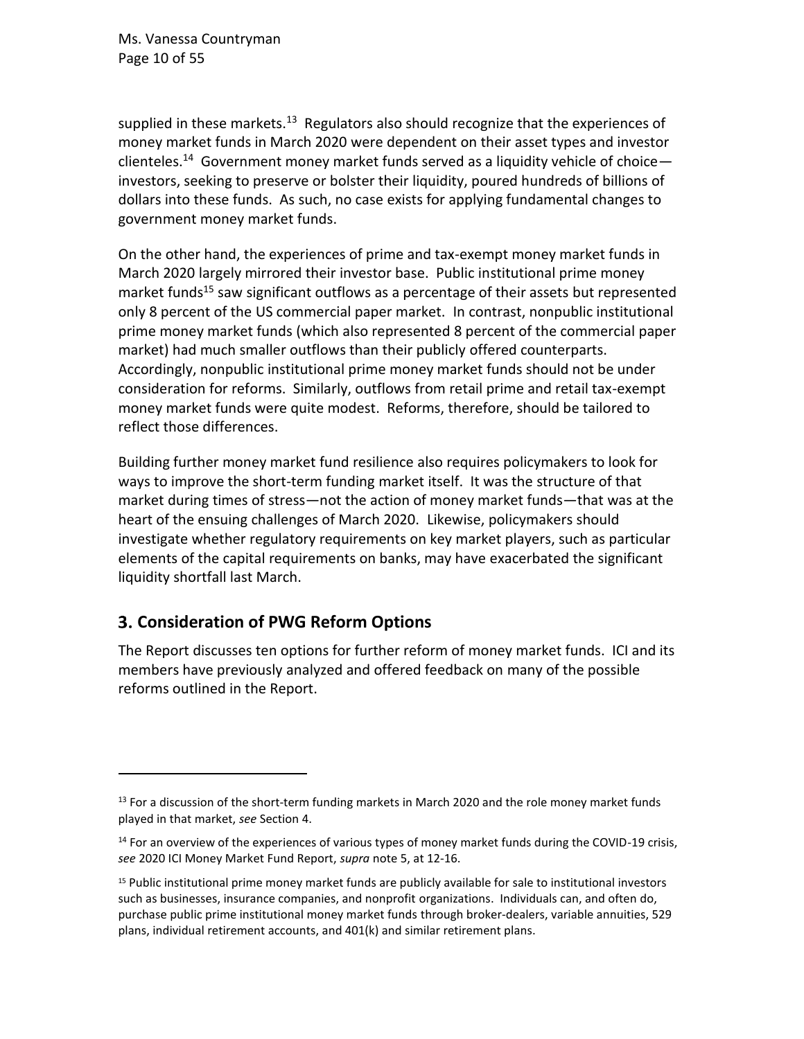supplied in these markets.[13] Regulators also should recognize that the experiences of money market funds in March 2020 were dependent on their asset types and investor clienteles.[14] Government money market funds served as a liquidity vehicle of choice—investors, seeking to preserve or bolster their liquidity, poured hundreds of billions of dollars into these funds. As such, no case exists for applying fundamental changes to government money market funds.

On the other hand, the experiences of prime and tax-exempt money market funds in March 2020 largely mirrored their investor base. Public institutional prime money market funds[15] saw significant outflows as a percentage of their assets but represented only 8 percent of the US commercial paper market. In contrast, nonpublic institutional prime money market funds (which also represented 8 percent of the commercial paper market) had much smaller outflows than their publicly offered counterparts. Accordingly, nonpublic institutional prime money market funds should not be under consideration for reforms. Similarly, outflows from retail prime and retail tax-exempt money market funds were quite modest. Reforms, therefore, should be tailored to reflect those differences.

Building further money market fund resilience also requires policymakers to look for ways to improve the short-term funding market itself. It was the structure of that market during times of stress—not the action of money market funds—that was at the heart of the ensuing challenges of March 2020. Likewise, policymakers should investigate whether regulatory requirements on key market players, such as particular elements of the capital requirements on banks, may have exacerbated the significant liquidity shortfall last March.

## 3. Consideration of PWG Reform Options

The Report discusses ten options for further reform of money market funds. ICI and its members have previously analyzed and offered feedback on many of the possible reforms outlined in the Report.

---

[13] For a discussion of the short-term funding markets in March 2020 and the role money market funds played in that market, *see* Section 4.

[14] For an overview of the experiences of various types of money market funds during the COVID-19 crisis, *see* 2020 ICI Money Market Fund Report, *supra* note 5, at 12-16.

[15] Public institutional prime money market funds are publicly available for sale to institutional investors such as businesses, insurance companies, and nonprofit organizations. Individuals can, and often do, purchase public prime institutional money market funds through broker-dealers, variable annuities, 529 plans, individual retirement accounts, and 401(k) and similar retirement plans.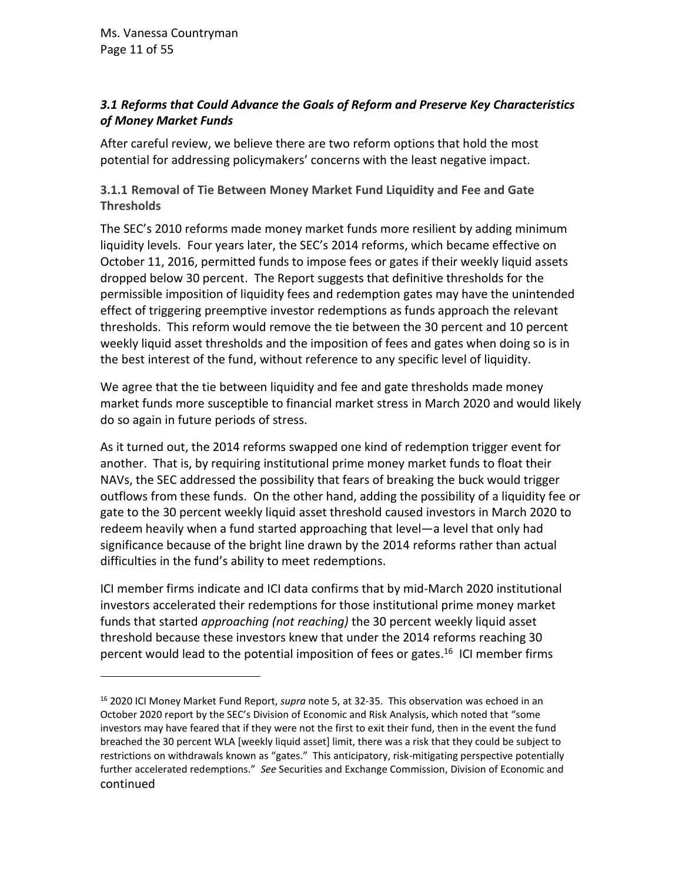### *3.1 Reforms that Could Advance the Goals of Reform and Preserve Key Characteristics of Money Market Funds*

After careful review, we believe there are two reform options that hold the most potential for addressing policymakers' concerns with the least negative impact.

#### 3.1.1 Removal of Tie Between Money Market Fund Liquidity and Fee and Gate Thresholds

The SEC's 2010 reforms made money market funds more resilient by adding minimum liquidity levels. Four years later, the SEC's 2014 reforms, which became effective on October 11, 2016, permitted funds to impose fees or gates if their weekly liquid assets dropped below 30 percent. The Report suggests that definitive thresholds for the permissible imposition of liquidity fees and redemption gates may have the unintended effect of triggering preemptive investor redemptions as funds approach the relevant thresholds. This reform would remove the tie between the 30 percent and 10 percent weekly liquid asset thresholds and the imposition of fees and gates when doing so is in the best interest of the fund, without reference to any specific level of liquidity.

We agree that the tie between liquidity and fee and gate thresholds made money market funds more susceptible to financial market stress in March 2020 and would likely do so again in future periods of stress.

As it turned out, the 2014 reforms swapped one kind of redemption trigger event for another. That is, by requiring institutional prime money market funds to float their NAVs, the SEC addressed the possibility that fears of breaking the buck would trigger outflows from these funds. On the other hand, adding the possibility of a liquidity fee or gate to the 30 percent weekly liquid asset threshold caused investors in March 2020 to redeem heavily when a fund started approaching that level—a level that only had significance because of the bright line drawn by the 2014 reforms rather than actual difficulties in the fund's ability to meet redemptions.

ICI member firms indicate and ICI data confirms that by mid-March 2020 institutional investors accelerated their redemptions for those institutional prime money market funds that started *approaching (not reaching)* the 30 percent weekly liquid asset threshold because these investors knew that under the 2014 reforms reaching 30 percent would lead to the potential imposition of fees or gates.[16] ICI member firms

---

[16] 2020 ICI Money Market Fund Report, *supra* note 5, at 32-35. This observation was echoed in an October 2020 report by the SEC's Division of Economic and Risk Analysis, which noted that "some investors may have feared that if they were not the first to exit their fund, then in the event the fund breached the 30 percent WLA [weekly liquid asset] limit, there was a risk that they could be subject to restrictions on withdrawals known as "gates." This anticipatory, risk-mitigating perspective potentially further accelerated redemptions." *See* Securities and Exchange Commission, Division of Economic and continued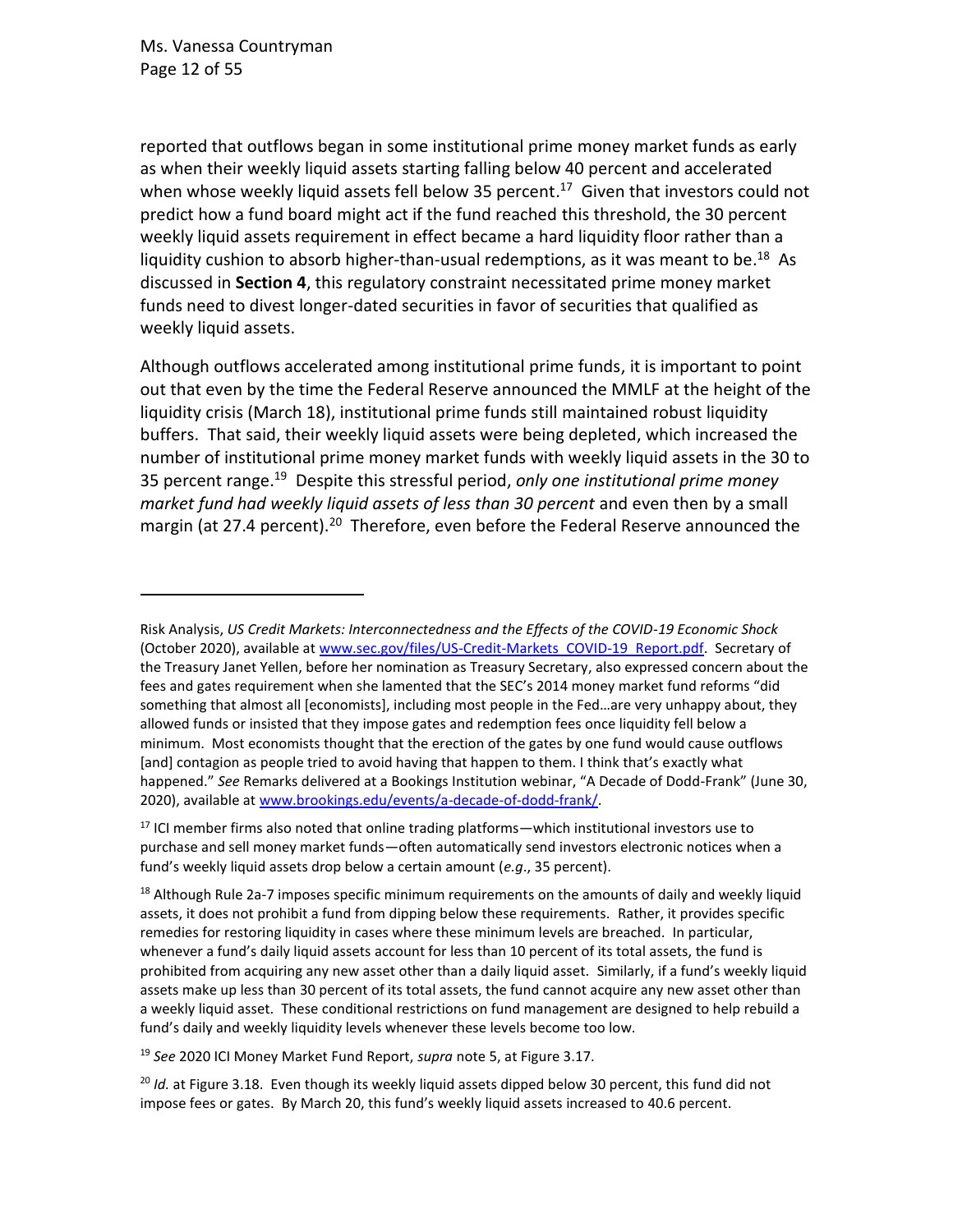reported that outflows began in some institutional prime money market funds as early as when their weekly liquid assets starting falling below 40 percent and accelerated when whose weekly liquid assets fell below 35 percent.[17] Given that investors could not predict how a fund board might act if the fund reached this threshold, the 30 percent weekly liquid assets requirement in effect became a hard liquidity floor rather than a liquidity cushion to absorb higher-than-usual redemptions, as it was meant to be.[18] As discussed in **Section 4**, this regulatory constraint necessitated prime money market funds need to divest longer-dated securities in favor of securities that qualified as weekly liquid assets.

Although outflows accelerated among institutional prime funds, it is important to point out that even by the time the Federal Reserve announced the MMLF at the height of the liquidity crisis (March 18), institutional prime funds still maintained robust liquidity buffers. That said, their weekly liquid assets were being depleted, which increased the number of institutional prime money market funds with weekly liquid assets in the 30 to 35 percent range.[19] Despite this stressful period, *only one institutional prime money market fund had weekly liquid assets of less than 30 percent* and even then by a small margin (at 27.4 percent).[20] Therefore, even before the Federal Reserve announced the

---

Risk Analysis, *US Credit Markets: Interconnectedness and the Effects of the COVID-19 Economic Shock* (October 2020), available at www.sec.gov/files/US-Credit-Markets_COVID-19_Report.pdf. Secretary of the Treasury Janet Yellen, before her nomination as Treasury Secretary, also expressed concern about the fees and gates requirement when she lamented that the SEC's 2014 money market fund reforms "did something that almost all [economists], including most people in the Fed…are very unhappy about, they allowed funds or insisted that they impose gates and redemption fees once liquidity fell below a minimum. Most economists thought that the erection of the gates by one fund would cause outflows [and] contagion as people tried to avoid having that happen to them. I think that's exactly what happened." *See* Remarks delivered at a Bookings Institution webinar, "A Decade of Dodd-Frank" (June 30, 2020), available at www.brookings.edu/events/a-decade-of-dodd-frank/.

[17] ICI member firms also noted that online trading platforms—which institutional investors use to purchase and sell money market funds—often automatically send investors electronic notices when a fund's weekly liquid assets drop below a certain amount (*e.g*., 35 percent).

[18] Although Rule 2a-7 imposes specific minimum requirements on the amounts of daily and weekly liquid assets, it does not prohibit a fund from dipping below these requirements. Rather, it provides specific remedies for restoring liquidity in cases where these minimum levels are breached. In particular, whenever a fund's daily liquid assets account for less than 10 percent of its total assets, the fund is prohibited from acquiring any new asset other than a daily liquid asset. Similarly, if a fund's weekly liquid assets make up less than 30 percent of its total assets, the fund cannot acquire any new asset other than a weekly liquid asset. These conditional restrictions on fund management are designed to help rebuild a fund's daily and weekly liquidity levels whenever these levels become too low.

[19] *See* 2020 ICI Money Market Fund Report, *supra* note 5, at Figure 3.17.

[20] *Id.* at Figure 3.18. Even though its weekly liquid assets dipped below 30 percent, this fund did not impose fees or gates. By March 20, this fund's weekly liquid assets increased to 40.6 percent.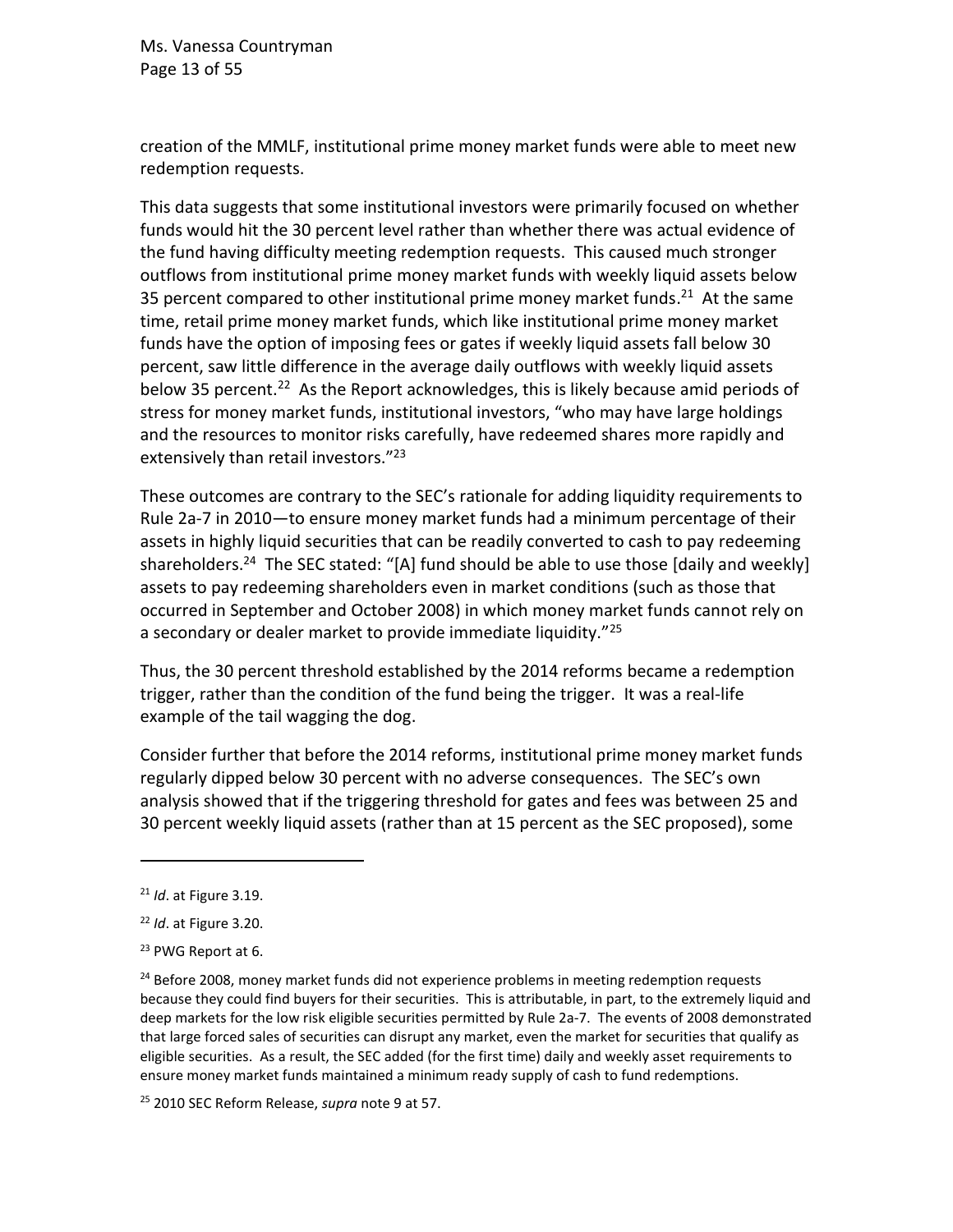creation of the MMLF, institutional prime money market funds were able to meet new redemption requests.

This data suggests that some institutional investors were primarily focused on whether funds would hit the 30 percent level rather than whether there was actual evidence of the fund having difficulty meeting redemption requests. This caused much stronger outflows from institutional prime money market funds with weekly liquid assets below 35 percent compared to other institutional prime money market funds.[21] At the same time, retail prime money market funds, which like institutional prime money market funds have the option of imposing fees or gates if weekly liquid assets fall below 30 percent, saw little difference in the average daily outflows with weekly liquid assets below 35 percent.[22] As the Report acknowledges, this is likely because amid periods of stress for money market funds, institutional investors, "who may have large holdings and the resources to monitor risks carefully, have redeemed shares more rapidly and extensively than retail investors."[23]

These outcomes are contrary to the SEC's rationale for adding liquidity requirements to Rule 2a-7 in 2010—to ensure money market funds had a minimum percentage of their assets in highly liquid securities that can be readily converted to cash to pay redeeming shareholders.[24] The SEC stated: "[A] fund should be able to use those [daily and weekly] assets to pay redeeming shareholders even in market conditions (such as those that occurred in September and October 2008) in which money market funds cannot rely on a secondary or dealer market to provide immediate liquidity."[25]

Thus, the 30 percent threshold established by the 2014 reforms became a redemption trigger, rather than the condition of the fund being the trigger. It was a real-life example of the tail wagging the dog.

Consider further that before the 2014 reforms, institutional prime money market funds regularly dipped below 30 percent with no adverse consequences. The SEC's own analysis showed that if the triggering threshold for gates and fees was between 25 and 30 percent weekly liquid assets (rather than at 15 percent as the SEC proposed), some

---

[21] *Id*. at Figure 3.19.

[22] *Id*. at Figure 3.20.

[23] PWG Report at 6.

[24] Before 2008, money market funds did not experience problems in meeting redemption requests because they could find buyers for their securities. This is attributable, in part, to the extremely liquid and deep markets for the low risk eligible securities permitted by Rule 2a-7. The events of 2008 demonstrated that large forced sales of securities can disrupt any market, even the market for securities that qualify as eligible securities. As a result, the SEC added (for the first time) daily and weekly asset requirements to ensure money market funds maintained a minimum ready supply of cash to fund redemptions.

[25] 2010 SEC Reform Release, *supra* note 9 at 57.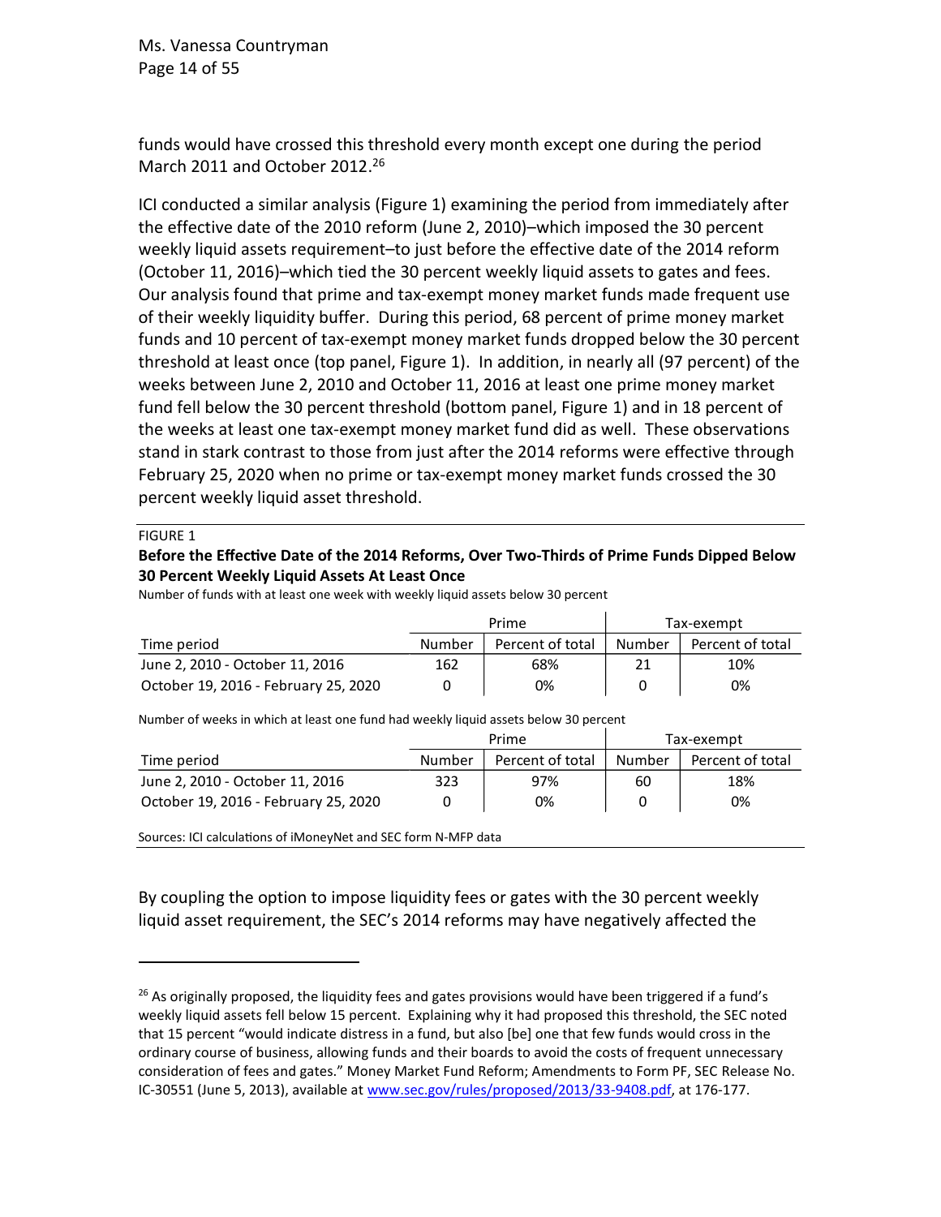funds would have crossed this threshold every month except one during the period March 2011 and October 2012.[26]

ICI conducted a similar analysis (Figure 1) examining the period from immediately after the effective date of the 2010 reform (June 2, 2010)–which imposed the 30 percent weekly liquid assets requirement–to just before the effective date of the 2014 reform (October 11, 2016)–which tied the 30 percent weekly liquid assets to gates and fees. Our analysis found that prime and tax-exempt money market funds made frequent use of their weekly liquidity buffer. During this period, 68 percent of prime money market funds and 10 percent of tax-exempt money market funds dropped below the 30 percent threshold at least once (top panel, Figure 1). In addition, in nearly all (97 percent) of the weeks between June 2, 2010 and October 11, 2016 at least one prime money market fund fell below the 30 percent threshold (bottom panel, Figure 1) and in 18 percent of the weeks at least one tax-exempt money market fund did as well. These observations stand in stark contrast to those from just after the 2014 reforms were effective through February 25, 2020 when no prime or tax-exempt money market funds crossed the 30 percent weekly liquid asset threshold.

FIGURE 1

**Before the Effective Date of the 2014 Reforms, Over Two-Thirds of Prime Funds Dipped Below 30 Percent Weekly Liquid Assets At Least Once**

Number of funds with at least one week with weekly liquid assets below 30 percent

| | Prime | | Tax-exempt | |
|---|---|---|---|---|
| Time period | Number | Percent of total | Number | Percent of total |
| June 2, 2010 - October 11, 2016 | 162 | 68% | 21 | 10% |
| October 19, 2016 - February 25, 2020 | 0 | 0% | 0 | 0% |

Number of weeks in which at least one fund had weekly liquid assets below 30 percent

| | Prime | | Tax-exempt | |
|---|---|---|---|---|
| Time period | Number | Percent of total | Number | Percent of total |
| June 2, 2010 - October 11, 2016 | 323 | 97% | 60 | 18% |
| October 19, 2016 - February 25, 2020 | 0 | 0% | 0 | 0% |

Sources: ICI calculations of iMoneyNet and SEC form N-MFP data

By coupling the option to impose liquidity fees or gates with the 30 percent weekly liquid asset requirement, the SEC's 2014 reforms may have negatively affected the

[26] As originally proposed, the liquidity fees and gates provisions would have been triggered if a fund's weekly liquid assets fell below 15 percent. Explaining why it had proposed this threshold, the SEC noted that 15 percent "would indicate distress in a fund, but also [be] one that few funds would cross in the ordinary course of business, allowing funds and their boards to avoid the costs of frequent unnecessary consideration of fees and gates." Money Market Fund Reform; Amendments to Form PF, SEC Release No. IC-30551 (June 5, 2013), available at www.sec.gov/rules/proposed/2013/33-9408.pdf, at 176-177.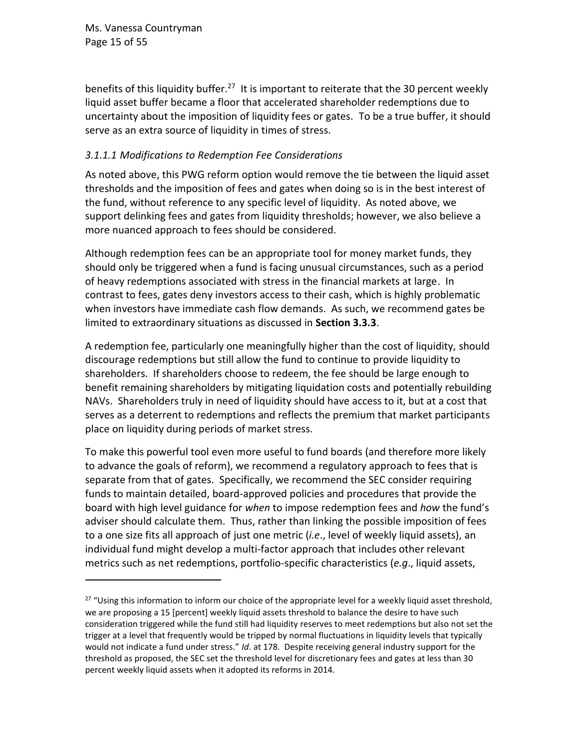benefits of this liquidity buffer.[27] It is important to reiterate that the 30 percent weekly liquid asset buffer became a floor that accelerated shareholder redemptions due to uncertainty about the imposition of liquidity fees or gates. To be a true buffer, it should serve as an extra source of liquidity in times of stress.

#### *3.1.1.1 Modifications to Redemption Fee Considerations*

As noted above, this PWG reform option would remove the tie between the liquid asset thresholds and the imposition of fees and gates when doing so is in the best interest of the fund, without reference to any specific level of liquidity. As noted above, we support delinking fees and gates from liquidity thresholds; however, we also believe a more nuanced approach to fees should be considered.

Although redemption fees can be an appropriate tool for money market funds, they should only be triggered when a fund is facing unusual circumstances, such as a period of heavy redemptions associated with stress in the financial markets at large. In contrast to fees, gates deny investors access to their cash, which is highly problematic when investors have immediate cash flow demands. As such, we recommend gates be limited to extraordinary situations as discussed in **Section 3.3.3**.

A redemption fee, particularly one meaningfully higher than the cost of liquidity, should discourage redemptions but still allow the fund to continue to provide liquidity to shareholders. If shareholders choose to redeem, the fee should be large enough to benefit remaining shareholders by mitigating liquidation costs and potentially rebuilding NAVs. Shareholders truly in need of liquidity should have access to it, but at a cost that serves as a deterrent to redemptions and reflects the premium that market participants place on liquidity during periods of market stress.

To make this powerful tool even more useful to fund boards (and therefore more likely to advance the goals of reform), we recommend a regulatory approach to fees that is separate from that of gates. Specifically, we recommend the SEC consider requiring funds to maintain detailed, board-approved policies and procedures that provide the board with high level guidance for *when* to impose redemption fees and *how* the fund's adviser should calculate them. Thus, rather than linking the possible imposition of fees to a one size fits all approach of just one metric (*i.e*., level of weekly liquid assets), an individual fund might develop a multi-factor approach that includes other relevant metrics such as net redemptions, portfolio-specific characteristics (*e.g*., liquid assets,

---

[27] "Using this information to inform our choice of the appropriate level for a weekly liquid asset threshold, we are proposing a 15 [percent] weekly liquid assets threshold to balance the desire to have such consideration triggered while the fund still had liquidity reserves to meet redemptions but also not set the trigger at a level that frequently would be tripped by normal fluctuations in liquidity levels that typically would not indicate a fund under stress." *Id*. at 178. Despite receiving general industry support for the threshold as proposed, the SEC set the threshold level for discretionary fees and gates at less than 30 percent weekly liquid assets when it adopted its reforms in 2014.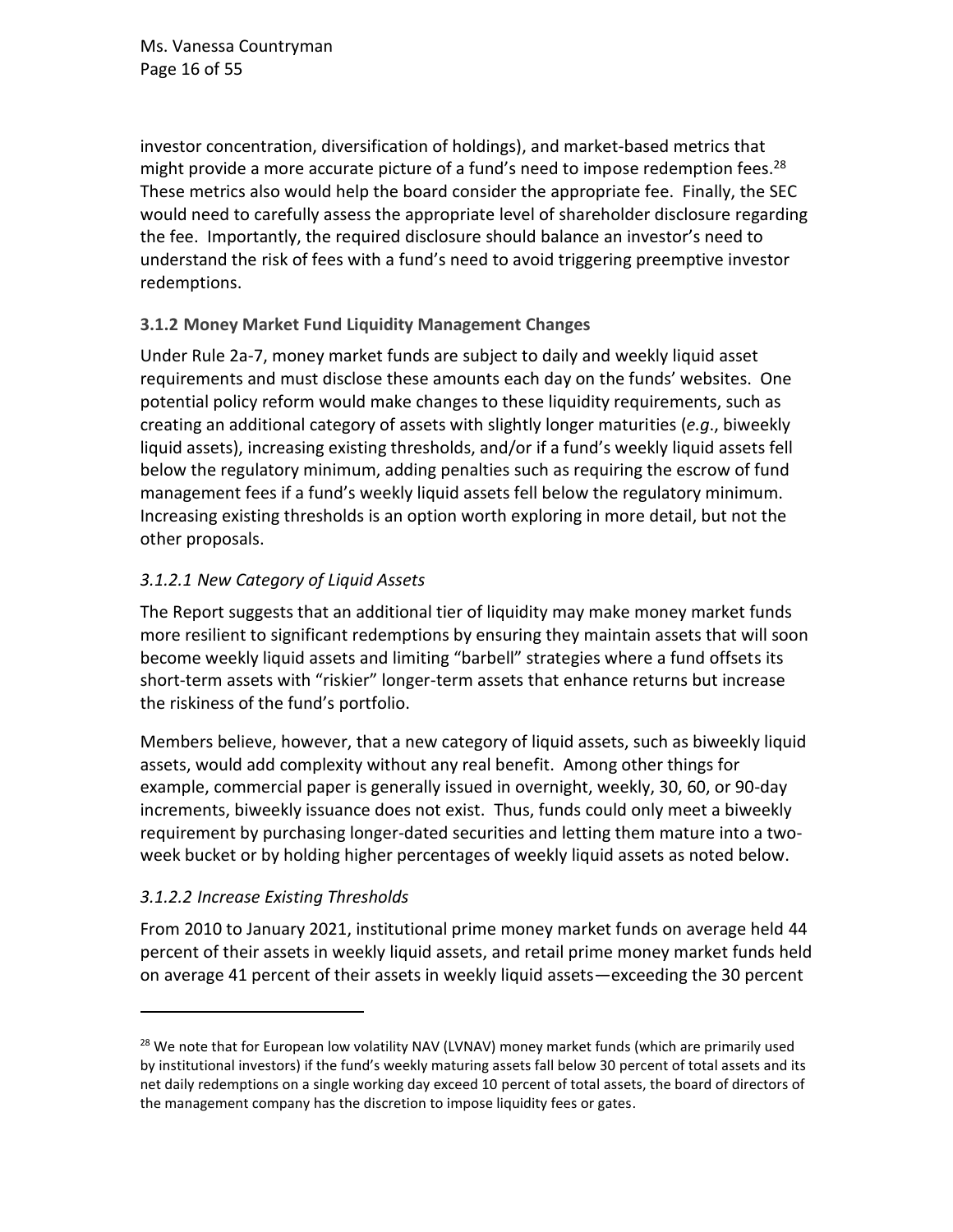investor concentration, diversification of holdings), and market-based metrics that might provide a more accurate picture of a fund's need to impose redemption fees.[28] These metrics also would help the board consider the appropriate fee. Finally, the SEC would need to carefully assess the appropriate level of shareholder disclosure regarding the fee. Importantly, the required disclosure should balance an investor's need to understand the risk of fees with a fund's need to avoid triggering preemptive investor redemptions.

### 3.1.2 Money Market Fund Liquidity Management Changes

Under Rule 2a-7, money market funds are subject to daily and weekly liquid asset requirements and must disclose these amounts each day on the funds' websites. One potential policy reform would make changes to these liquidity requirements, such as creating an additional category of assets with slightly longer maturities (*e.g.*, biweekly liquid assets), increasing existing thresholds, and/or if a fund's weekly liquid assets fell below the regulatory minimum, adding penalties such as requiring the escrow of fund management fees if a fund's weekly liquid assets fell below the regulatory minimum. Increasing existing thresholds is an option worth exploring in more detail, but not the other proposals.

#### *3.1.2.1 New Category of Liquid Assets*

The Report suggests that an additional tier of liquidity may make money market funds more resilient to significant redemptions by ensuring they maintain assets that will soon become weekly liquid assets and limiting "barbell" strategies where a fund offsets its short-term assets with "riskier" longer-term assets that enhance returns but increase the riskiness of the fund's portfolio.

Members believe, however, that a new category of liquid assets, such as biweekly liquid assets, would add complexity without any real benefit. Among other things for example, commercial paper is generally issued in overnight, weekly, 30, 60, or 90-day increments, biweekly issuance does not exist. Thus, funds could only meet a biweekly requirement by purchasing longer-dated securities and letting them mature into a two-week bucket or by holding higher percentages of weekly liquid assets as noted below.

#### *3.1.2.2 Increase Existing Thresholds*

From 2010 to January 2021, institutional prime money market funds on average held 44 percent of their assets in weekly liquid assets, and retail prime money market funds held on average 41 percent of their assets in weekly liquid assets—exceeding the 30 percent

---

[28] We note that for European low volatility NAV (LVNAV) money market funds (which are primarily used by institutional investors) if the fund's weekly maturing assets fall below 30 percent of total assets and its net daily redemptions on a single working day exceed 10 percent of total assets, the board of directors of the management company has the discretion to impose liquidity fees or gates.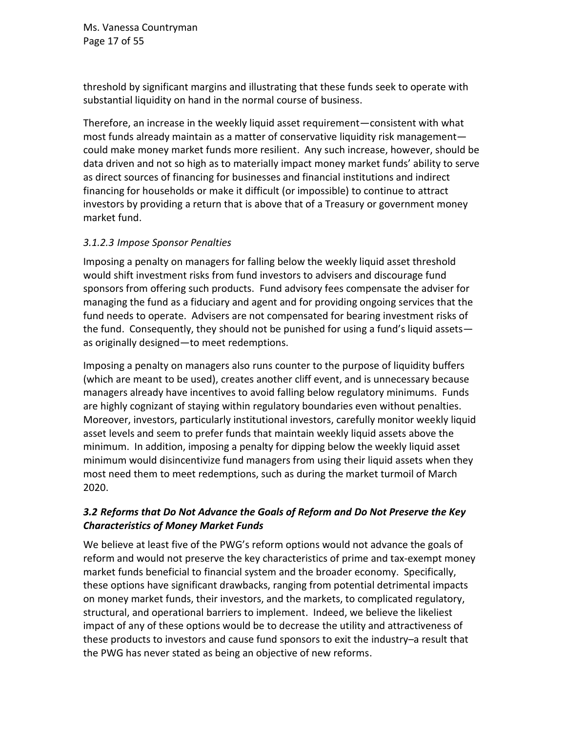threshold by significant margins and illustrating that these funds seek to operate with substantial liquidity on hand in the normal course of business.

Therefore, an increase in the weekly liquid asset requirement—consistent with what most funds already maintain as a matter of conservative liquidity risk management—could make money market funds more resilient. Any such increase, however, should be data driven and not so high as to materially impact money market funds' ability to serve as direct sources of financing for businesses and financial institutions and indirect financing for households or make it difficult (or impossible) to continue to attract investors by providing a return that is above that of a Treasury or government money market fund.

#### *3.1.2.3 Impose Sponsor Penalties*

Imposing a penalty on managers for falling below the weekly liquid asset threshold would shift investment risks from fund investors to advisers and discourage fund sponsors from offering such products. Fund advisory fees compensate the adviser for managing the fund as a fiduciary and agent and for providing ongoing services that the fund needs to operate. Advisers are not compensated for bearing investment risks of the fund. Consequently, they should not be punished for using a fund's liquid assets—as originally designed—to meet redemptions.

Imposing a penalty on managers also runs counter to the purpose of liquidity buffers (which are meant to be used), creates another cliff event, and is unnecessary because managers already have incentives to avoid falling below regulatory minimums. Funds are highly cognizant of staying within regulatory boundaries even without penalties. Moreover, investors, particularly institutional investors, carefully monitor weekly liquid asset levels and seem to prefer funds that maintain weekly liquid assets above the minimum. In addition, imposing a penalty for dipping below the weekly liquid asset minimum would disincentivize fund managers from using their liquid assets when they most need them to meet redemptions, such as during the market turmoil of March 2020.

### *3.2 Reforms that Do Not Advance the Goals of Reform and Do Not Preserve the Key Characteristics of Money Market Funds*

We believe at least five of the PWG's reform options would not advance the goals of reform and would not preserve the key characteristics of prime and tax-exempt money market funds beneficial to financial system and the broader economy. Specifically, these options have significant drawbacks, ranging from potential detrimental impacts on money market funds, their investors, and the markets, to complicated regulatory, structural, and operational barriers to implement. Indeed, we believe the likeliest impact of any of these options would be to decrease the utility and attractiveness of these products to investors and cause fund sponsors to exit the industry–a result that the PWG has never stated as being an objective of new reforms.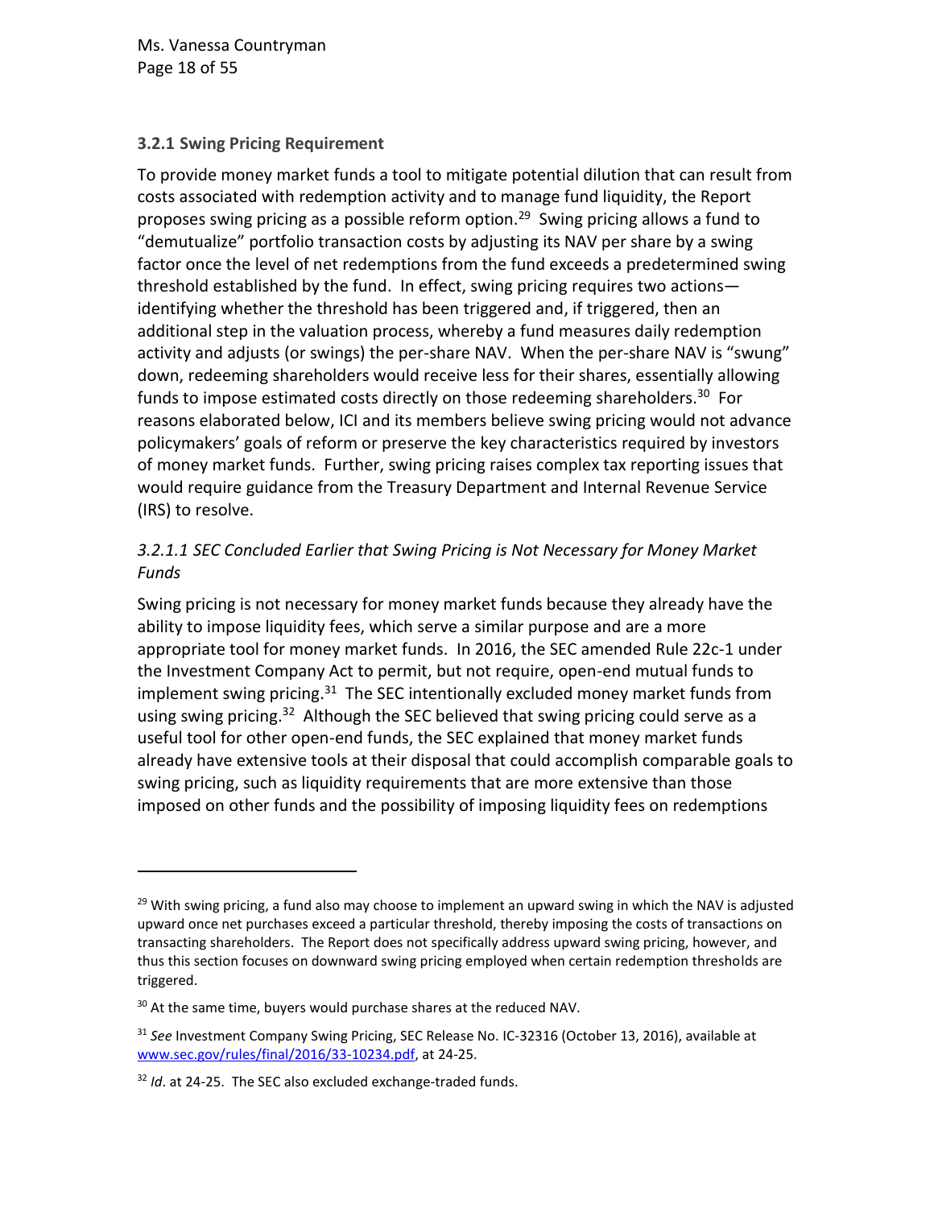### 3.2.1 Swing Pricing Requirement

To provide money market funds a tool to mitigate potential dilution that can result from costs associated with redemption activity and to manage fund liquidity, the Report proposes swing pricing as a possible reform option.[29] Swing pricing allows a fund to "demutualize" portfolio transaction costs by adjusting its NAV per share by a swing factor once the level of net redemptions from the fund exceeds a predetermined swing threshold established by the fund. In effect, swing pricing requires two actions—identifying whether the threshold has been triggered and, if triggered, then an additional step in the valuation process, whereby a fund measures daily redemption activity and adjusts (or swings) the per-share NAV. When the per-share NAV is "swung" down, redeeming shareholders would receive less for their shares, essentially allowing funds to impose estimated costs directly on those redeeming shareholders.[30] For reasons elaborated below, ICI and its members believe swing pricing would not advance policymakers' goals of reform or preserve the key characteristics required by investors of money market funds. Further, swing pricing raises complex tax reporting issues that would require guidance from the Treasury Department and Internal Revenue Service (IRS) to resolve.

#### *3.2.1.1 SEC Concluded Earlier that Swing Pricing is Not Necessary for Money Market Funds*

Swing pricing is not necessary for money market funds because they already have the ability to impose liquidity fees, which serve a similar purpose and are a more appropriate tool for money market funds. In 2016, the SEC amended Rule 22c-1 under the Investment Company Act to permit, but not require, open-end mutual funds to implement swing pricing.[31] The SEC intentionally excluded money market funds from using swing pricing.[32] Although the SEC believed that swing pricing could serve as a useful tool for other open-end funds, the SEC explained that money market funds already have extensive tools at their disposal that could accomplish comparable goals to swing pricing, such as liquidity requirements that are more extensive than those imposed on other funds and the possibility of imposing liquidity fees on redemptions

---

[29] With swing pricing, a fund also may choose to implement an upward swing in which the NAV is adjusted upward once net purchases exceed a particular threshold, thereby imposing the costs of transactions on transacting shareholders. The Report does not specifically address upward swing pricing, however, and thus this section focuses on downward swing pricing employed when certain redemption thresholds are triggered.

[30] At the same time, buyers would purchase shares at the reduced NAV.

[31] *See* Investment Company Swing Pricing, SEC Release No. IC-32316 (October 13, 2016), available at www.sec.gov/rules/final/2016/33-10234.pdf, at 24-25.

[32] *Id*. at 24-25. The SEC also excluded exchange-traded funds.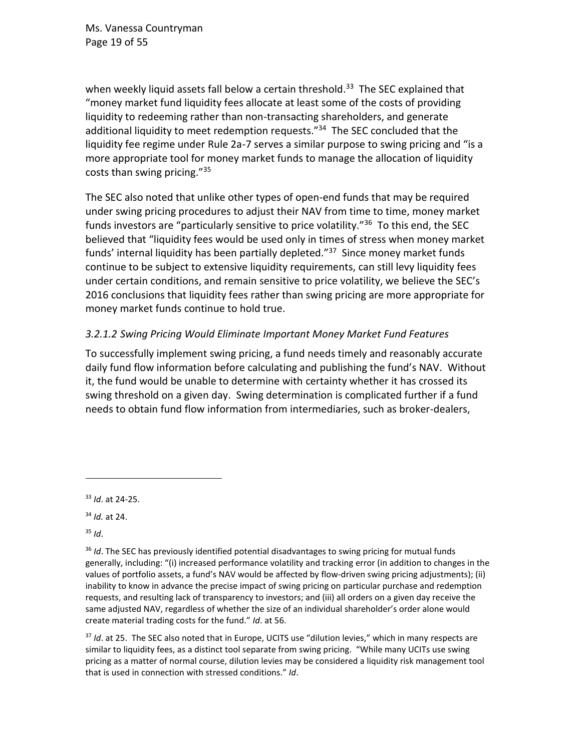when weekly liquid assets fall below a certain threshold.[33] The SEC explained that "money market fund liquidity fees allocate at least some of the costs of providing liquidity to redeeming rather than non-transacting shareholders, and generate additional liquidity to meet redemption requests."[34] The SEC concluded that the liquidity fee regime under Rule 2a-7 serves a similar purpose to swing pricing and "is a more appropriate tool for money market funds to manage the allocation of liquidity costs than swing pricing."[35]

The SEC also noted that unlike other types of open-end funds that may be required under swing pricing procedures to adjust their NAV from time to time, money market funds investors are "particularly sensitive to price volatility."[36] To this end, the SEC believed that "liquidity fees would be used only in times of stress when money market funds' internal liquidity has been partially depleted."[37] Since money market funds continue to be subject to extensive liquidity requirements, can still levy liquidity fees under certain conditions, and remain sensitive to price volatility, we believe the SEC's 2016 conclusions that liquidity fees rather than swing pricing are more appropriate for money market funds continue to hold true.

#### *3.2.1.2 Swing Pricing Would Eliminate Important Money Market Fund Features*

To successfully implement swing pricing, a fund needs timely and reasonably accurate daily fund flow information before calculating and publishing the fund's NAV. Without it, the fund would be unable to determine with certainty whether it has crossed its swing threshold on a given day. Swing determination is complicated further if a fund needs to obtain fund flow information from intermediaries, such as broker-dealers,

---

[33] *Id*. at 24-25.

[34] *Id.* at 24.

[35] *Id*.

[36] *Id*. The SEC has previously identified potential disadvantages to swing pricing for mutual funds generally, including: "(i) increased performance volatility and tracking error (in addition to changes in the values of portfolio assets, a fund's NAV would be affected by flow-driven swing pricing adjustments); (ii) inability to know in advance the precise impact of swing pricing on particular purchase and redemption requests, and resulting lack of transparency to investors; and (iii) all orders on a given day receive the same adjusted NAV, regardless of whether the size of an individual shareholder's order alone would create material trading costs for the fund." *Id*. at 56.

[37] *Id*. at 25. The SEC also noted that in Europe, UCITS use "dilution levies," which in many respects are similar to liquidity fees, as a distinct tool separate from swing pricing. "While many UCITs use swing pricing as a matter of normal course, dilution levies may be considered a liquidity risk management tool that is used in connection with stressed conditions." *Id*.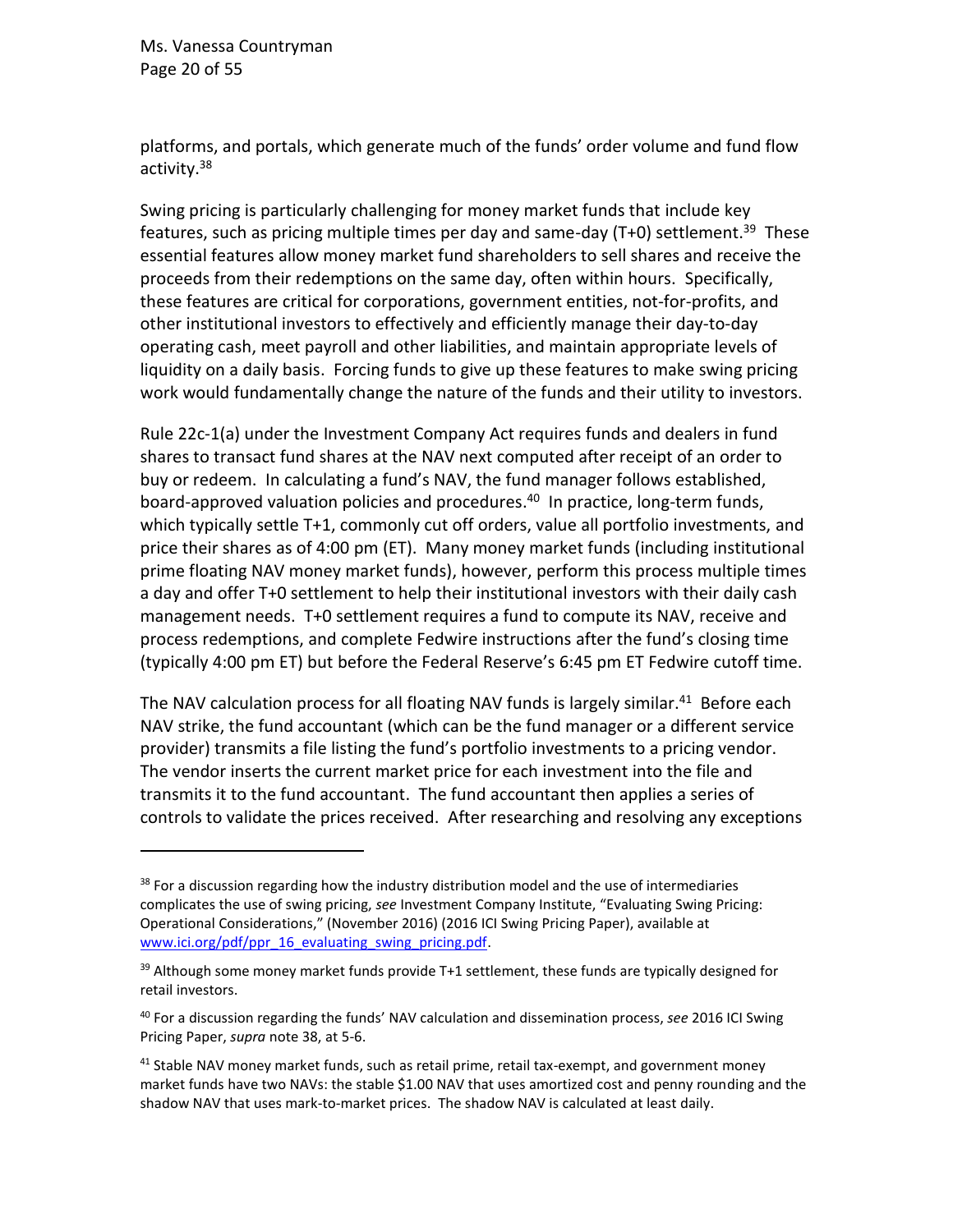platforms, and portals, which generate much of the funds' order volume and fund flow activity.[38]

Swing pricing is particularly challenging for money market funds that include key features, such as pricing multiple times per day and same-day (T+0) settlement.[39] These essential features allow money market fund shareholders to sell shares and receive the proceeds from their redemptions on the same day, often within hours. Specifically, these features are critical for corporations, government entities, not-for-profits, and other institutional investors to effectively and efficiently manage their day-to-day operating cash, meet payroll and other liabilities, and maintain appropriate levels of liquidity on a daily basis. Forcing funds to give up these features to make swing pricing work would fundamentally change the nature of the funds and their utility to investors.

Rule 22c-1(a) under the Investment Company Act requires funds and dealers in fund shares to transact fund shares at the NAV next computed after receipt of an order to buy or redeem. In calculating a fund's NAV, the fund manager follows established, board-approved valuation policies and procedures.[40] In practice, long-term funds, which typically settle T+1, commonly cut off orders, value all portfolio investments, and price their shares as of 4:00 pm (ET). Many money market funds (including institutional prime floating NAV money market funds), however, perform this process multiple times a day and offer T+0 settlement to help their institutional investors with their daily cash management needs. T+0 settlement requires a fund to compute its NAV, receive and process redemptions, and complete Fedwire instructions after the fund's closing time (typically 4:00 pm ET) but before the Federal Reserve's 6:45 pm ET Fedwire cutoff time.

The NAV calculation process for all floating NAV funds is largely similar.[41] Before each NAV strike, the fund accountant (which can be the fund manager or a different service provider) transmits a file listing the fund's portfolio investments to a pricing vendor. The vendor inserts the current market price for each investment into the file and transmits it to the fund accountant. The fund accountant then applies a series of controls to validate the prices received. After researching and resolving any exceptions

---

[38] For a discussion regarding how the industry distribution model and the use of intermediaries complicates the use of swing pricing, *see* Investment Company Institute, "Evaluating Swing Pricing: Operational Considerations," (November 2016) (2016 ICI Swing Pricing Paper), available at www.ici.org/pdf/ppr_16_evaluating_swing_pricing.pdf.

[39] Although some money market funds provide T+1 settlement, these funds are typically designed for retail investors.

[40] For a discussion regarding the funds' NAV calculation and dissemination process, *see* 2016 ICI Swing Pricing Paper, *supra* note 38, at 5-6.

[41] Stable NAV money market funds, such as retail prime, retail tax-exempt, and government money market funds have two NAVs: the stable $1.00 NAV that uses amortized cost and penny rounding and the shadow NAV that uses mark-to-market prices. The shadow NAV is calculated at least daily.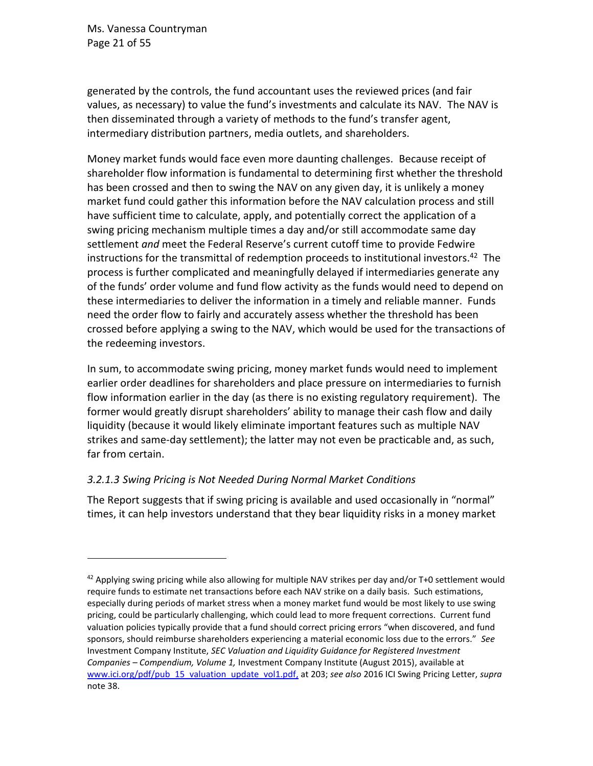generated by the controls, the fund accountant uses the reviewed prices (and fair values, as necessary) to value the fund's investments and calculate its NAV. The NAV is then disseminated through a variety of methods to the fund's transfer agent, intermediary distribution partners, media outlets, and shareholders.

Money market funds would face even more daunting challenges. Because receipt of shareholder flow information is fundamental to determining first whether the threshold has been crossed and then to swing the NAV on any given day, it is unlikely a money market fund could gather this information before the NAV calculation process and still have sufficient time to calculate, apply, and potentially correct the application of a swing pricing mechanism multiple times a day and/or still accommodate same day settlement *and* meet the Federal Reserve's current cutoff time to provide Fedwire instructions for the transmittal of redemption proceeds to institutional investors.[42] The process is further complicated and meaningfully delayed if intermediaries generate any of the funds' order volume and fund flow activity as the funds would need to depend on these intermediaries to deliver the information in a timely and reliable manner. Funds need the order flow to fairly and accurately assess whether the threshold has been crossed before applying a swing to the NAV, which would be used for the transactions of the redeeming investors.

In sum, to accommodate swing pricing, money market funds would need to implement earlier order deadlines for shareholders and place pressure on intermediaries to furnish flow information earlier in the day (as there is no existing regulatory requirement). The former would greatly disrupt shareholders' ability to manage their cash flow and daily liquidity (because it would likely eliminate important features such as multiple NAV strikes and same-day settlement); the latter may not even be practicable and, as such, far from certain.

### *3.2.1.3 Swing Pricing is Not Needed During Normal Market Conditions*

The Report suggests that if swing pricing is available and used occasionally in "normal" times, it can help investors understand that they bear liquidity risks in a money market

---

[42] Applying swing pricing while also allowing for multiple NAV strikes per day and/or T+0 settlement would require funds to estimate net transactions before each NAV strike on a daily basis. Such estimations, especially during periods of market stress when a money market fund would be most likely to use swing pricing, could be particularly challenging, which could lead to more frequent corrections. Current fund valuation policies typically provide that a fund should correct pricing errors "when discovered, and fund sponsors, should reimburse shareholders experiencing a material economic loss due to the errors." *See* Investment Company Institute, *SEC Valuation and Liquidity Guidance for Registered Investment Companies – Compendium, Volume 1,* Investment Company Institute (August 2015), available at www.ici.org/pdf/pub_15_valuation_update_vol1.pdf, at 203; *see also* 2016 ICI Swing Pricing Letter, *supra* note 38.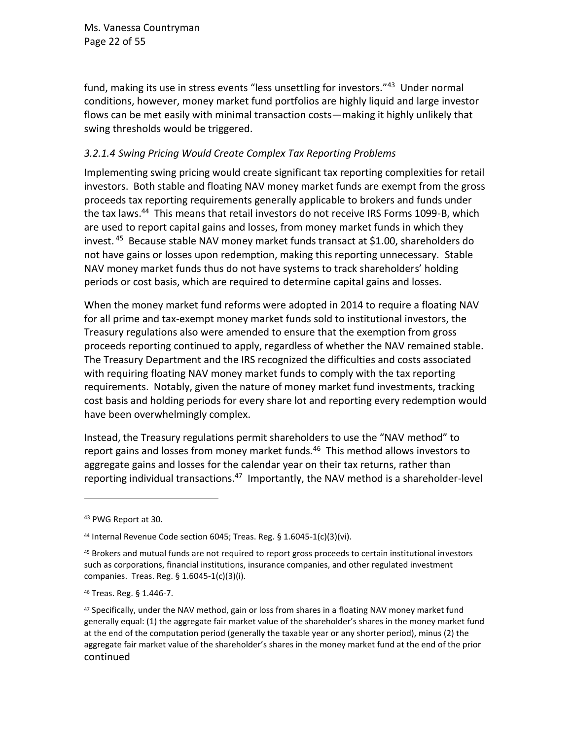fund, making its use in stress events "less unsettling for investors."[43] Under normal conditions, however, money market fund portfolios are highly liquid and large investor flows can be met easily with minimal transaction costs—making it highly unlikely that swing thresholds would be triggered.

#### *3.2.1.4 Swing Pricing Would Create Complex Tax Reporting Problems*

Implementing swing pricing would create significant tax reporting complexities for retail investors. Both stable and floating NAV money market funds are exempt from the gross proceeds tax reporting requirements generally applicable to brokers and funds under the tax laws.[44] This means that retail investors do not receive IRS Forms 1099-B, which are used to report capital gains and losses, from money market funds in which they invest.[45] Because stable NAV money market funds transact at $1.00, shareholders do not have gains or losses upon redemption, making this reporting unnecessary. Stable NAV money market funds thus do not have systems to track shareholders' holding periods or cost basis, which are required to determine capital gains and losses.

When the money market fund reforms were adopted in 2014 to require a floating NAV for all prime and tax-exempt money market funds sold to institutional investors, the Treasury regulations also were amended to ensure that the exemption from gross proceeds reporting continued to apply, regardless of whether the NAV remained stable. The Treasury Department and the IRS recognized the difficulties and costs associated with requiring floating NAV money market funds to comply with the tax reporting requirements. Notably, given the nature of money market fund investments, tracking cost basis and holding periods for every share lot and reporting every redemption would have been overwhelmingly complex.

Instead, the Treasury regulations permit shareholders to use the "NAV method" to report gains and losses from money market funds.[46] This method allows investors to aggregate gains and losses for the calendar year on their tax returns, rather than reporting individual transactions.[47] Importantly, the NAV method is a shareholder-level

---

[43] PWG Report at 30.

[44] Internal Revenue Code section 6045; Treas. Reg. § 1.6045-1(c)(3)(vi).

[45] Brokers and mutual funds are not required to report gross proceeds to certain institutional investors such as corporations, financial institutions, insurance companies, and other regulated investment companies. Treas. Reg. § 1.6045-1(c)(3)(i).

[46] Treas. Reg. § 1.446-7.

[47] Specifically, under the NAV method, gain or loss from shares in a floating NAV money market fund generally equal: (1) the aggregate fair market value of the shareholder's shares in the money market fund at the end of the computation period (generally the taxable year or any shorter period), minus (2) the aggregate fair market value of the shareholder's shares in the money market fund at the end of the prior

continued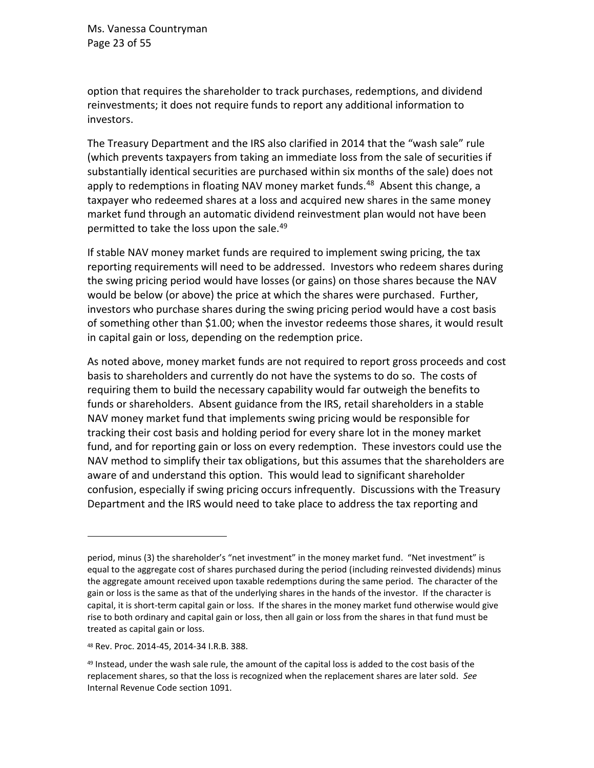option that requires the shareholder to track purchases, redemptions, and dividend reinvestments; it does not require funds to report any additional information to investors.

The Treasury Department and the IRS also clarified in 2014 that the "wash sale" rule (which prevents taxpayers from taking an immediate loss from the sale of securities if substantially identical securities are purchased within six months of the sale) does not apply to redemptions in floating NAV money market funds.[48] Absent this change, a taxpayer who redeemed shares at a loss and acquired new shares in the same money market fund through an automatic dividend reinvestment plan would not have been permitted to take the loss upon the sale.[49]

If stable NAV money market funds are required to implement swing pricing, the tax reporting requirements will need to be addressed. Investors who redeem shares during the swing pricing period would have losses (or gains) on those shares because the NAV would be below (or above) the price at which the shares were purchased. Further, investors who purchase shares during the swing pricing period would have a cost basis of something other than $1.00; when the investor redeems those shares, it would result in capital gain or loss, depending on the redemption price.

As noted above, money market funds are not required to report gross proceeds and cost basis to shareholders and currently do not have the systems to do so. The costs of requiring them to build the necessary capability would far outweigh the benefits to funds or shareholders. Absent guidance from the IRS, retail shareholders in a stable NAV money market fund that implements swing pricing would be responsible for tracking their cost basis and holding period for every share lot in the money market fund, and for reporting gain or loss on every redemption. These investors could use the NAV method to simplify their tax obligations, but this assumes that the shareholders are aware of and understand this option. This would lead to significant shareholder confusion, especially if swing pricing occurs infrequently. Discussions with the Treasury Department and the IRS would need to take place to address the tax reporting and

---

period, minus (3) the shareholder's "net investment" in the money market fund. "Net investment" is equal to the aggregate cost of shares purchased during the period (including reinvested dividends) minus the aggregate amount received upon taxable redemptions during the same period. The character of the gain or loss is the same as that of the underlying shares in the hands of the investor. If the character is capital, it is short-term capital gain or loss. If the shares in the money market fund otherwise would give rise to both ordinary and capital gain or loss, then all gain or loss from the shares in that fund must be treated as capital gain or loss.

[48] Rev. Proc. 2014-45, 2014-34 I.R.B. 388.

[49] Instead, under the wash sale rule, the amount of the capital loss is added to the cost basis of the replacement shares, so that the loss is recognized when the replacement shares are later sold. *See* Internal Revenue Code section 1091.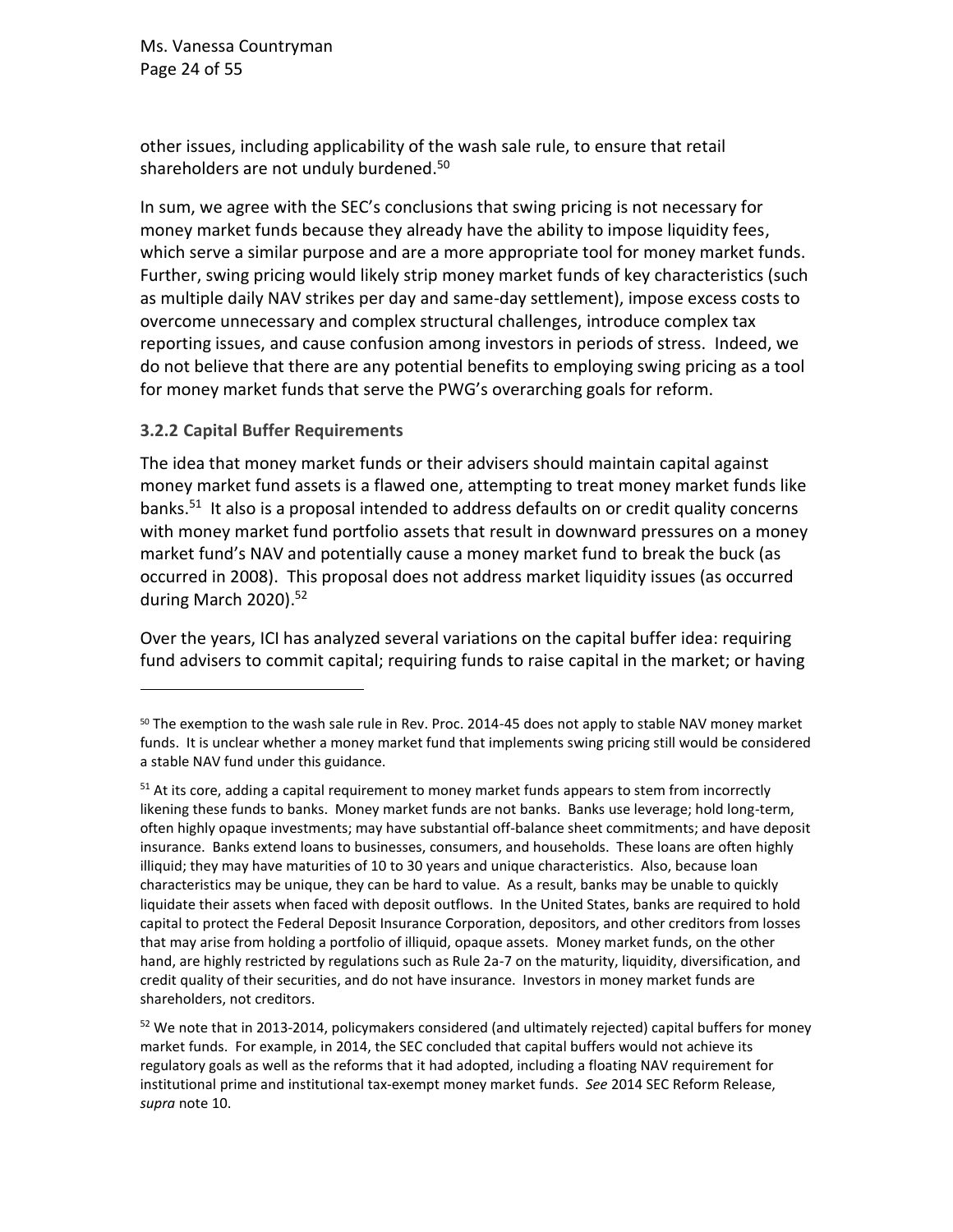other issues, including applicability of the wash sale rule, to ensure that retail shareholders are not unduly burdened.[50]

In sum, we agree with the SEC's conclusions that swing pricing is not necessary for money market funds because they already have the ability to impose liquidity fees, which serve a similar purpose and are a more appropriate tool for money market funds. Further, swing pricing would likely strip money market funds of key characteristics (such as multiple daily NAV strikes per day and same-day settlement), impose excess costs to overcome unnecessary and complex structural challenges, introduce complex tax reporting issues, and cause confusion among investors in periods of stress. Indeed, we do not believe that there are any potential benefits to employing swing pricing as a tool for money market funds that serve the PWG's overarching goals for reform.

### 3.2.2 Capital Buffer Requirements

The idea that money market funds or their advisers should maintain capital against money market fund assets is a flawed one, attempting to treat money market funds like banks.[51] It also is a proposal intended to address defaults on or credit quality concerns with money market fund portfolio assets that result in downward pressures on a money market fund's NAV and potentially cause a money market fund to break the buck (as occurred in 2008). This proposal does not address market liquidity issues (as occurred during March 2020).[52]

Over the years, ICI has analyzed several variations on the capital buffer idea: requiring fund advisers to commit capital; requiring funds to raise capital in the market; or having

---

[50] The exemption to the wash sale rule in Rev. Proc. 2014-45 does not apply to stable NAV money market funds. It is unclear whether a money market fund that implements swing pricing still would be considered a stable NAV fund under this guidance.

[51] At its core, adding a capital requirement to money market funds appears to stem from incorrectly likening these funds to banks. Money market funds are not banks. Banks use leverage; hold long-term, often highly opaque investments; may have substantial off-balance sheet commitments; and have deposit insurance. Banks extend loans to businesses, consumers, and households. These loans are often highly illiquid; they may have maturities of 10 to 30 years and unique characteristics. Also, because loan characteristics may be unique, they can be hard to value. As a result, banks may be unable to quickly liquidate their assets when faced with deposit outflows. In the United States, banks are required to hold capital to protect the Federal Deposit Insurance Corporation, depositors, and other creditors from losses that may arise from holding a portfolio of illiquid, opaque assets. Money market funds, on the other hand, are highly restricted by regulations such as Rule 2a-7 on the maturity, liquidity, diversification, and credit quality of their securities, and do not have insurance. Investors in money market funds are shareholders, not creditors.

[52] We note that in 2013-2014, policymakers considered (and ultimately rejected) capital buffers for money market funds. For example, in 2014, the SEC concluded that capital buffers would not achieve its regulatory goals as well as the reforms that it had adopted, including a floating NAV requirement for institutional prime and institutional tax-exempt money market funds. *See* 2014 SEC Reform Release, *supra* note 10.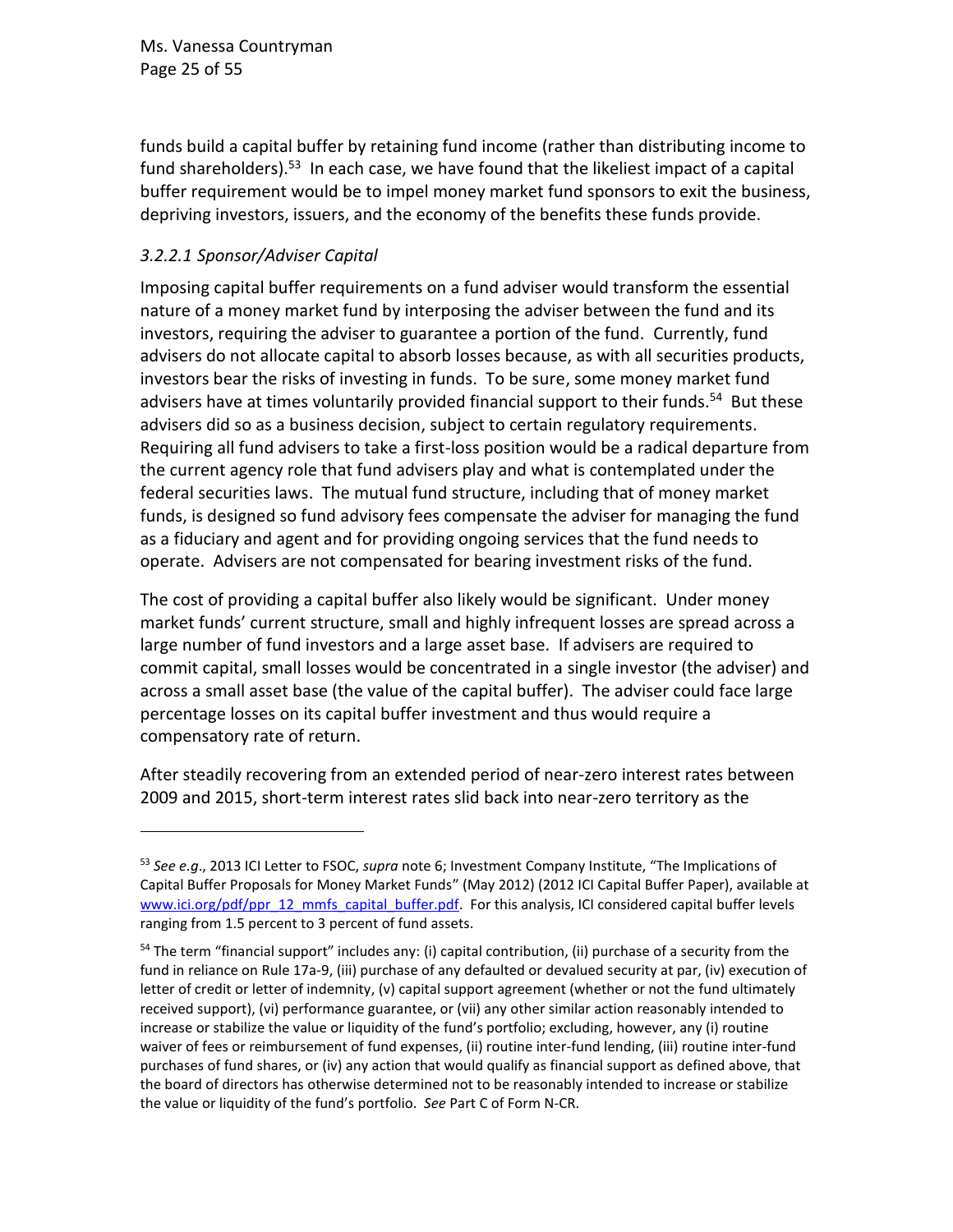funds build a capital buffer by retaining fund income (rather than distributing income to fund shareholders).[53] In each case, we have found that the likeliest impact of a capital buffer requirement would be to impel money market fund sponsors to exit the business, depriving investors, issuers, and the economy of the benefits these funds provide.

#### *3.2.2.1 Sponsor/Adviser Capital*

Imposing capital buffer requirements on a fund adviser would transform the essential nature of a money market fund by interposing the adviser between the fund and its investors, requiring the adviser to guarantee a portion of the fund. Currently, fund advisers do not allocate capital to absorb losses because, as with all securities products, investors bear the risks of investing in funds. To be sure, some money market fund advisers have at times voluntarily provided financial support to their funds.[54] But these advisers did so as a business decision, subject to certain regulatory requirements. Requiring all fund advisers to take a first-loss position would be a radical departure from the current agency role that fund advisers play and what is contemplated under the federal securities laws. The mutual fund structure, including that of money market funds, is designed so fund advisory fees compensate the adviser for managing the fund as a fiduciary and agent and for providing ongoing services that the fund needs to operate. Advisers are not compensated for bearing investment risks of the fund.

The cost of providing a capital buffer also likely would be significant. Under money market funds' current structure, small and highly infrequent losses are spread across a large number of fund investors and a large asset base. If advisers are required to commit capital, small losses would be concentrated in a single investor (the adviser) and across a small asset base (the value of the capital buffer). The adviser could face large percentage losses on its capital buffer investment and thus would require a compensatory rate of return.

After steadily recovering from an extended period of near-zero interest rates between 2009 and 2015, short-term interest rates slid back into near-zero territory as the

---

[53] *See e.g*., 2013 ICI Letter to FSOC, *supra* note 6; Investment Company Institute, "The Implications of Capital Buffer Proposals for Money Market Funds" (May 2012) (2012 ICI Capital Buffer Paper), available at www.ici.org/pdf/ppr_12_mmfs_capital_buffer.pdf. For this analysis, ICI considered capital buffer levels ranging from 1.5 percent to 3 percent of fund assets.

[54] The term "financial support" includes any: (i) capital contribution, (ii) purchase of a security from the fund in reliance on Rule 17a-9, (iii) purchase of any defaulted or devalued security at par, (iv) execution of letter of credit or letter of indemnity, (v) capital support agreement (whether or not the fund ultimately received support), (vi) performance guarantee, or (vii) any other similar action reasonably intended to increase or stabilize the value or liquidity of the fund's portfolio; excluding, however, any (i) routine waiver of fees or reimbursement of fund expenses, (ii) routine inter-fund lending, (iii) routine inter-fund purchases of fund shares, or (iv) any action that would qualify as financial support as defined above, that the board of directors has otherwise determined not to be reasonably intended to increase or stabilize the value or liquidity of the fund's portfolio. *See* Part C of Form N-CR.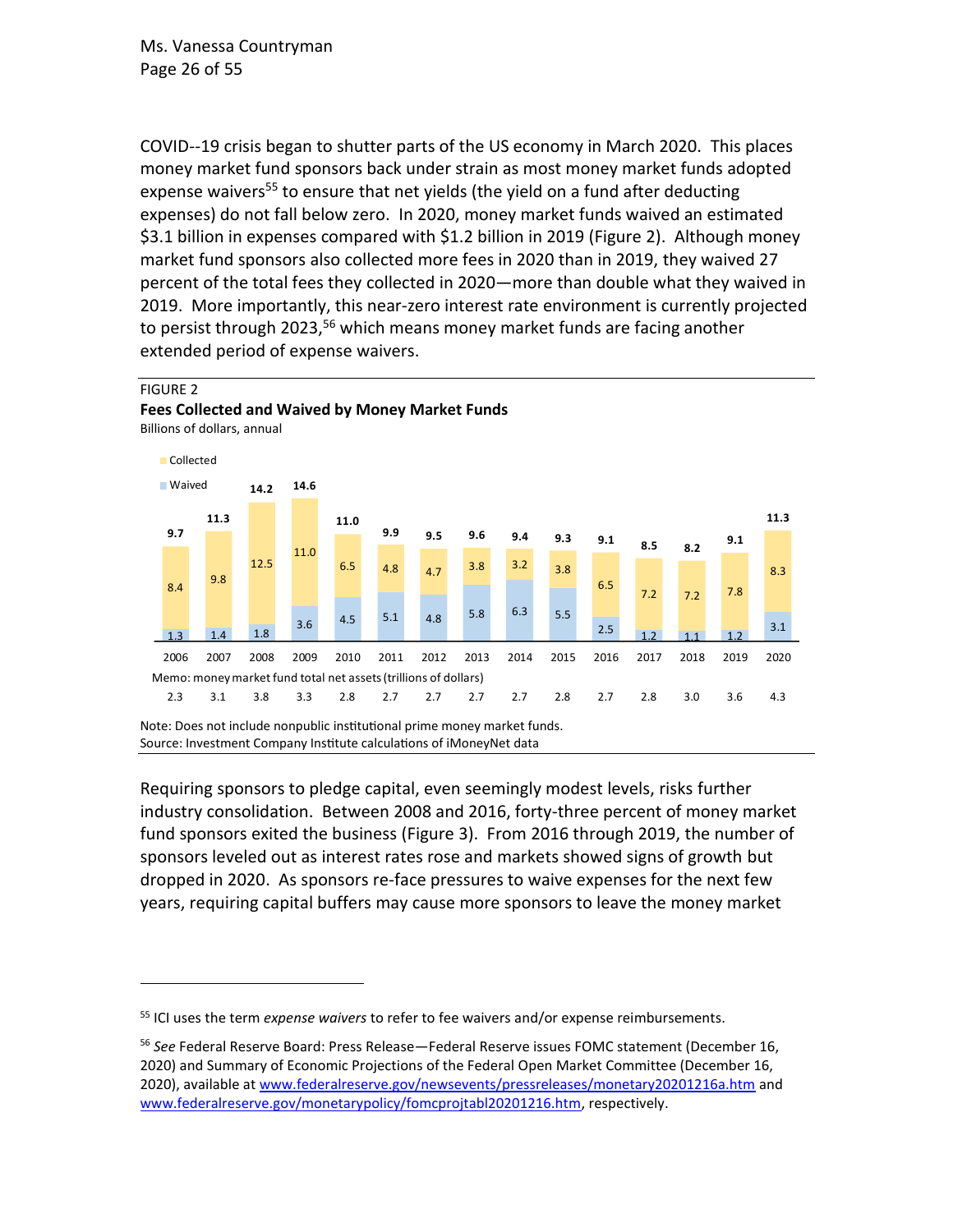COVID--19 crisis began to shutter parts of the US economy in March 2020. This places money market fund sponsors back under strain as most money market funds adopted expense waivers[55] to ensure that net yields (the yield on a fund after deducting expenses) do not fall below zero. In 2020, money market funds waived an estimated $3.1 billion in expenses compared with $1.2 billion in 2019 (Figure 2). Although money market fund sponsors also collected more fees in 2020 than in 2019, they waived 27 percent of the total fees they collected in 2020—more than double what they waived in 2019. More importantly, this near-zero interest rate environment is currently projected to persist through 2023,[56] which means money market funds are facing another extended period of expense waivers.

FIGURE 2

**Fees Collected and Waived by Money Market Funds**

Billions of dollars, annual

| Year | Collected | Waived | Total | Memo: money market fund total net assets (trillions of dollars) |
|---|---|---|---|---|
| 2006 | 8.4 | 1.3 | 9.7 | 2.3 |
| 2007 | 9.8 | 1.4 | 11.3 | 3.1 |
| 2008 | 12.5 | 1.8 | 14.2 | 3.8 |
| 2009 | 11.0 | 3.6 | 14.6 | 3.3 |
| 2010 | 6.5 | 4.5 | 11.0 | 2.8 |
| 2011 | 4.8 | 5.1 | 9.9 | 2.7 |
| 2012 | 4.7 | 4.8 | 9.5 | 2.7 |
| 2013 | 3.8 | 5.8 | 9.6 | 2.7 |
| 2014 | 3.2 | 6.3 | 9.4 | 2.7 |
| 2015 | 3.8 | 5.5 | 9.3 | 2.8 |
| 2016 | 6.5 | 2.5 | 9.1 | 2.7 |
| 2017 | 7.2 | 1.2 | 8.5 | 2.8 |
| 2018 | 7.2 | 1.1 | 8.2 | 3.0 |
| 2019 | 7.8 | 1.2 | 9.1 | 3.6 |
| 2020 | 8.3 | 3.1 | 11.3 | 4.3 |

Note: Does not include nonpublic institutional prime money market funds.
Source: Investment Company Institute calculations of iMoneyNet data

Requiring sponsors to pledge capital, even seemingly modest levels, risks further industry consolidation. Between 2008 and 2016, forty-three percent of money market fund sponsors exited the business (Figure 3). From 2016 through 2019, the number of sponsors leveled out as interest rates rose and markets showed signs of growth but dropped in 2020. As sponsors re-face pressures to waive expenses for the next few years, requiring capital buffers may cause more sponsors to leave the money market

---

[55] ICI uses the term *expense waivers* to refer to fee waivers and/or expense reimbursements.

[56] *See* Federal Reserve Board: Press Release—Federal Reserve issues FOMC statement (December 16, 2020) and Summary of Economic Projections of the Federal Open Market Committee (December 16, 2020), available at www.federalreserve.gov/newsevents/pressreleases/monetary20201216a.htm and www.federalreserve.gov/monetarypolicy/fomcprojtabl20201216.htm, respectively.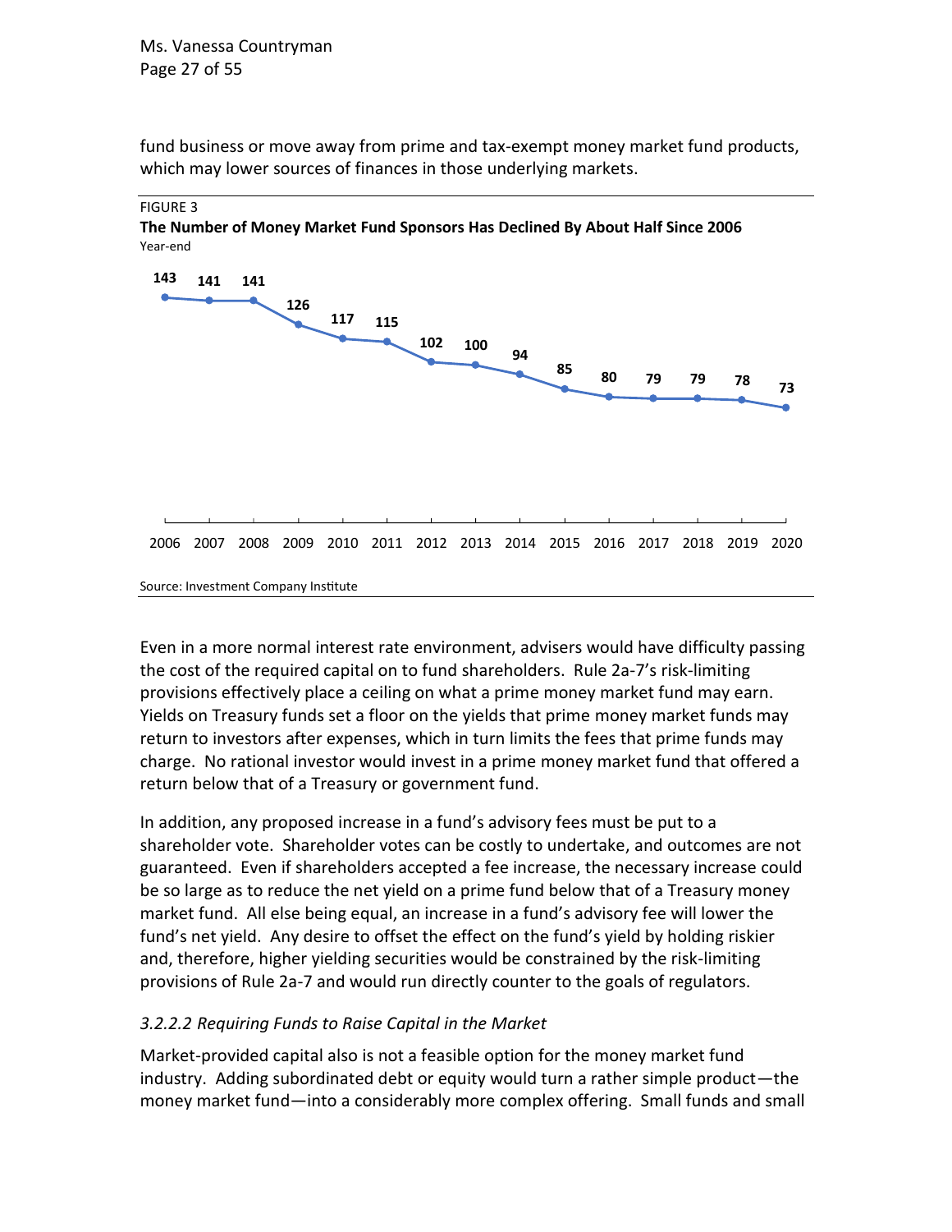fund business or move away from prime and tax-exempt money market fund products, which may lower sources of finances in those underlying markets.

FIGURE 3

**The Number of Money Market Fund Sponsors Has Declined By About Half Since 2006**

Year-end

| 2006 | 2007 | 2008 | 2009 | 2010 | 2011 | 2012 | 2013 | 2014 | 2015 | 2016 | 2017 | 2018 | 2019 | 2020 |
|---|---|---|---|---|---|---|---|---|---|---|---|---|---|---|
| 143 | 141 | 141 | 126 | 117 | 115 | 102 | 100 | 94 | 85 | 80 | 79 | 79 | 78 | 73 |

Source: Investment Company Institute

Even in a more normal interest rate environment, advisers would have difficulty passing the cost of the required capital on to fund shareholders. Rule 2a-7's risk-limiting provisions effectively place a ceiling on what a prime money market fund may earn. Yields on Treasury funds set a floor on the yields that prime money market funds may return to investors after expenses, which in turn limits the fees that prime funds may charge. No rational investor would invest in a prime money market fund that offered a return below that of a Treasury or government fund.

In addition, any proposed increase in a fund's advisory fees must be put to a shareholder vote. Shareholder votes can be costly to undertake, and outcomes are not guaranteed. Even if shareholders accepted a fee increase, the necessary increase could be so large as to reduce the net yield on a prime fund below that of a Treasury money market fund. All else being equal, an increase in a fund's advisory fee will lower the fund's net yield. Any desire to offset the effect on the fund's yield by holding riskier and, therefore, higher yielding securities would be constrained by the risk-limiting provisions of Rule 2a-7 and would run directly counter to the goals of regulators.

*3.2.2.2 Requiring Funds to Raise Capital in the Market*

Market-provided capital also is not a feasible option for the money market fund industry. Adding subordinated debt or equity would turn a rather simple product—the money market fund—into a considerably more complex offering. Small funds and small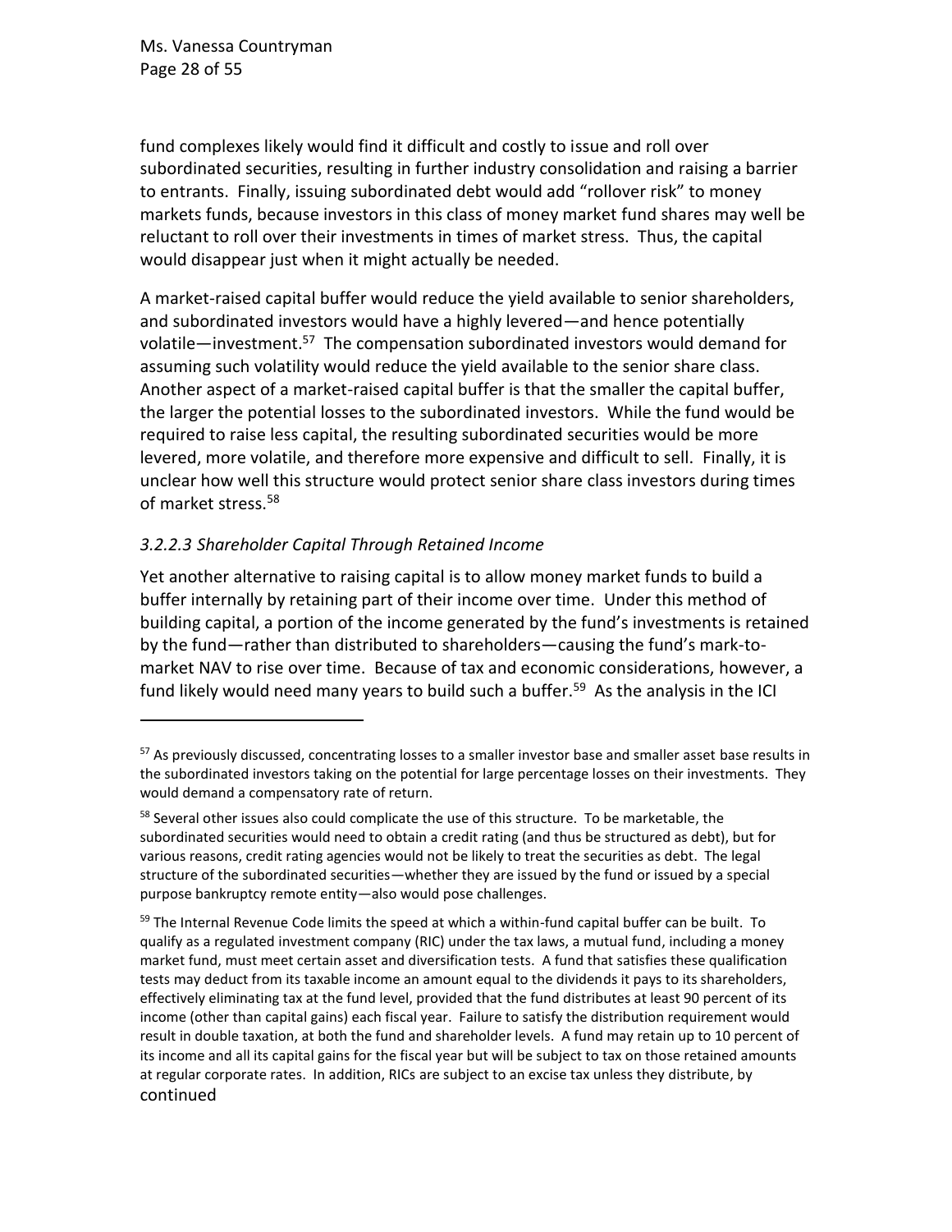fund complexes likely would find it difficult and costly to issue and roll over subordinated securities, resulting in further industry consolidation and raising a barrier to entrants. Finally, issuing subordinated debt would add "rollover risk" to money markets funds, because investors in this class of money market fund shares may well be reluctant to roll over their investments in times of market stress. Thus, the capital would disappear just when it might actually be needed.

A market-raised capital buffer would reduce the yield available to senior shareholders, and subordinated investors would have a highly levered—and hence potentially volatile—investment.[57] The compensation subordinated investors would demand for assuming such volatility would reduce the yield available to the senior share class. Another aspect of a market-raised capital buffer is that the smaller the capital buffer, the larger the potential losses to the subordinated investors. While the fund would be required to raise less capital, the resulting subordinated securities would be more levered, more volatile, and therefore more expensive and difficult to sell. Finally, it is unclear how well this structure would protect senior share class investors during times of market stress.[58]

### *3.2.2.3 Shareholder Capital Through Retained Income*

Yet another alternative to raising capital is to allow money market funds to build a buffer internally by retaining part of their income over time. Under this method of building capital, a portion of the income generated by the fund's investments is retained by the fund—rather than distributed to shareholders—causing the fund's mark-to-market NAV to rise over time. Because of tax and economic considerations, however, a fund likely would need many years to build such a buffer.[59] As the analysis in the ICI

---

[57] As previously discussed, concentrating losses to a smaller investor base and smaller asset base results in the subordinated investors taking on the potential for large percentage losses on their investments. They would demand a compensatory rate of return.

[58] Several other issues also could complicate the use of this structure. To be marketable, the subordinated securities would need to obtain a credit rating (and thus be structured as debt), but for various reasons, credit rating agencies would not be likely to treat the securities as debt. The legal structure of the subordinated securities—whether they are issued by the fund or issued by a special purpose bankruptcy remote entity—also would pose challenges.

[59] The Internal Revenue Code limits the speed at which a within-fund capital buffer can be built. To qualify as a regulated investment company (RIC) under the tax laws, a mutual fund, including a money market fund, must meet certain asset and diversification tests. A fund that satisfies these qualification tests may deduct from its taxable income an amount equal to the dividends it pays to its shareholders, effectively eliminating tax at the fund level, provided that the fund distributes at least 90 percent of its income (other than capital gains) each fiscal year. Failure to satisfy the distribution requirement would result in double taxation, at both the fund and shareholder levels. A fund may retain up to 10 percent of its income and all its capital gains for the fiscal year but will be subject to tax on those retained amounts at regular corporate rates. In addition, RICs are subject to an excise tax unless they distribute, by continued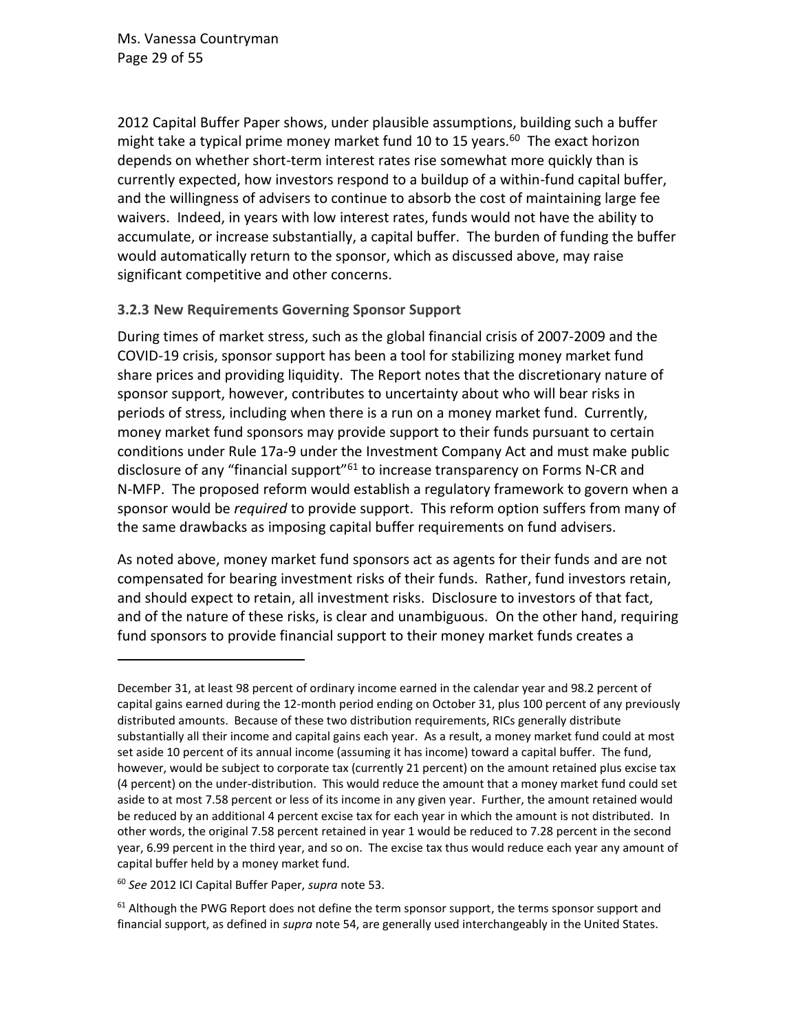2012 Capital Buffer Paper shows, under plausible assumptions, building such a buffer might take a typical prime money market fund 10 to 15 years.[60] The exact horizon depends on whether short-term interest rates rise somewhat more quickly than is currently expected, how investors respond to a buildup of a within-fund capital buffer, and the willingness of advisers to continue to absorb the cost of maintaining large fee waivers. Indeed, in years with low interest rates, funds would not have the ability to accumulate, or increase substantially, a capital buffer. The burden of funding the buffer would automatically return to the sponsor, which as discussed above, may raise significant competitive and other concerns.

### 3.2.3 New Requirements Governing Sponsor Support

During times of market stress, such as the global financial crisis of 2007-2009 and the COVID-19 crisis, sponsor support has been a tool for stabilizing money market fund share prices and providing liquidity. The Report notes that the discretionary nature of sponsor support, however, contributes to uncertainty about who will bear risks in periods of stress, including when there is a run on a money market fund. Currently, money market fund sponsors may provide support to their funds pursuant to certain conditions under Rule 17a-9 under the Investment Company Act and must make public disclosure of any "financial support"[61] to increase transparency on Forms N-CR and N-MFP. The proposed reform would establish a regulatory framework to govern when a sponsor would be *required* to provide support. This reform option suffers from many of the same drawbacks as imposing capital buffer requirements on fund advisers.

As noted above, money market fund sponsors act as agents for their funds and are not compensated for bearing investment risks of their funds. Rather, fund investors retain, and should expect to retain, all investment risks. Disclosure to investors of that fact, and of the nature of these risks, is clear and unambiguous. On the other hand, requiring fund sponsors to provide financial support to their money market funds creates a

---

December 31, at least 98 percent of ordinary income earned in the calendar year and 98.2 percent of capital gains earned during the 12-month period ending on October 31, plus 100 percent of any previously distributed amounts. Because of these two distribution requirements, RICs generally distribute substantially all their income and capital gains each year. As a result, a money market fund could at most set aside 10 percent of its annual income (assuming it has income) toward a capital buffer. The fund, however, would be subject to corporate tax (currently 21 percent) on the amount retained plus excise tax (4 percent) on the under-distribution. This would reduce the amount that a money market fund could set aside to at most 7.58 percent or less of its income in any given year. Further, the amount retained would be reduced by an additional 4 percent excise tax for each year in which the amount is not distributed. In other words, the original 7.58 percent retained in year 1 would be reduced to 7.28 percent in the second year, 6.99 percent in the third year, and so on. The excise tax thus would reduce each year any amount of capital buffer held by a money market fund.

[60] *See* 2012 ICI Capital Buffer Paper, *supra* note 53.

[61] Although the PWG Report does not define the term sponsor support, the terms sponsor support and financial support, as defined in *supra* note 54, are generally used interchangeably in the United States.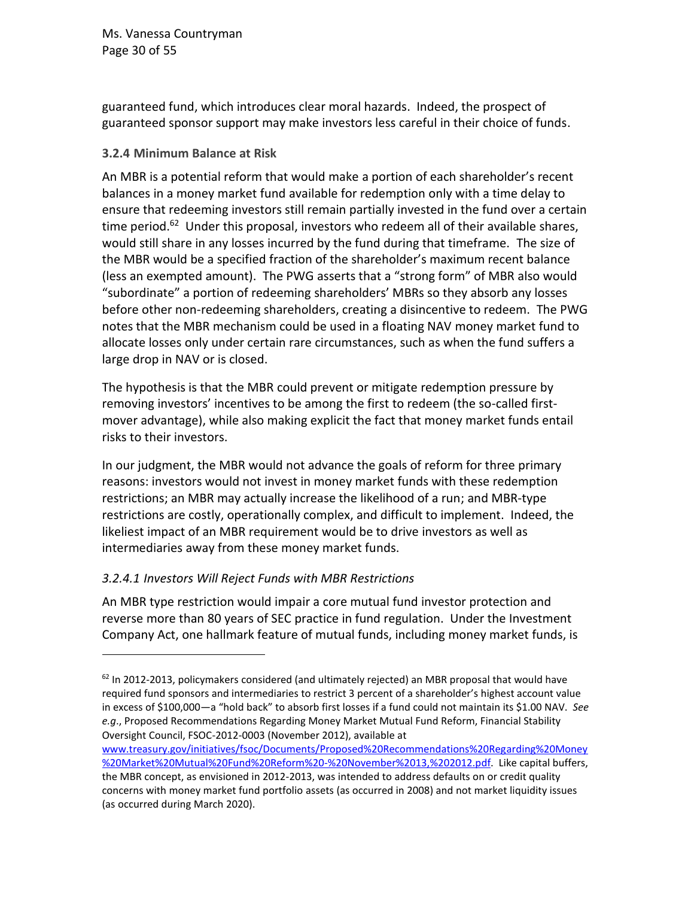guaranteed fund, which introduces clear moral hazards. Indeed, the prospect of guaranteed sponsor support may make investors less careful in their choice of funds.

### 3.2.4 Minimum Balance at Risk

An MBR is a potential reform that would make a portion of each shareholder's recent balances in a money market fund available for redemption only with a time delay to ensure that redeeming investors still remain partially invested in the fund over a certain time period.[62] Under this proposal, investors who redeem all of their available shares, would still share in any losses incurred by the fund during that timeframe. The size of the MBR would be a specified fraction of the shareholder's maximum recent balance (less an exempted amount). The PWG asserts that a "strong form" of MBR also would "subordinate" a portion of redeeming shareholders' MBRs so they absorb any losses before other non-redeeming shareholders, creating a disincentive to redeem. The PWG notes that the MBR mechanism could be used in a floating NAV money market fund to allocate losses only under certain rare circumstances, such as when the fund suffers a large drop in NAV or is closed.

The hypothesis is that the MBR could prevent or mitigate redemption pressure by removing investors' incentives to be among the first to redeem (the so-called first-mover advantage), while also making explicit the fact that money market funds entail risks to their investors.

In our judgment, the MBR would not advance the goals of reform for three primary reasons: investors would not invest in money market funds with these redemption restrictions; an MBR may actually increase the likelihood of a run; and MBR-type restrictions are costly, operationally complex, and difficult to implement. Indeed, the likeliest impact of an MBR requirement would be to drive investors as well as intermediaries away from these money market funds.

#### *3.2.4.1 Investors Will Reject Funds with MBR Restrictions*

An MBR type restriction would impair a core mutual fund investor protection and reverse more than 80 years of SEC practice in fund regulation. Under the Investment Company Act, one hallmark feature of mutual funds, including money market funds, is

---

[62] In 2012-2013, policymakers considered (and ultimately rejected) an MBR proposal that would have required fund sponsors and intermediaries to restrict 3 percent of a shareholder's highest account value in excess of $100,000—a "hold back" to absorb first losses if a fund could not maintain its $1.00 NAV. *See e.g.*, Proposed Recommendations Regarding Money Market Mutual Fund Reform, Financial Stability Oversight Council, FSOC-2012-0003 (November 2012), available at www.treasury.gov/initiatives/fsoc/Documents/Proposed%20Recommendations%20Regarding%20Money%20Market%20Mutual%20Fund%20Reform%20-%20November%2013,%202012.pdf. Like capital buffers, the MBR concept, as envisioned in 2012-2013, was intended to address defaults on or credit quality concerns with money market fund portfolio assets (as occurred in 2008) and not market liquidity issues (as occurred during March 2020).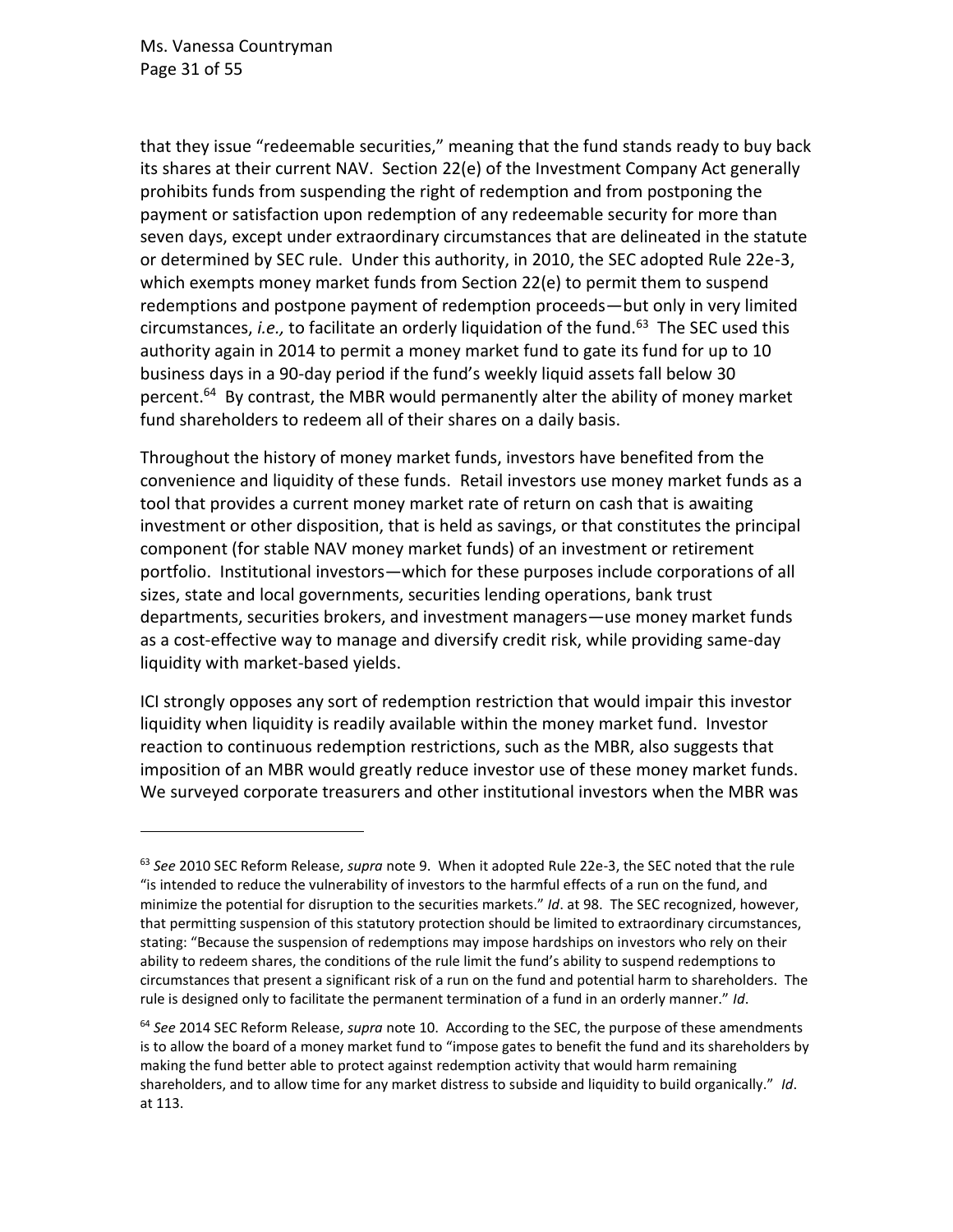that they issue "redeemable securities," meaning that the fund stands ready to buy back its shares at their current NAV. Section 22(e) of the Investment Company Act generally prohibits funds from suspending the right of redemption and from postponing the payment or satisfaction upon redemption of any redeemable security for more than seven days, except under extraordinary circumstances that are delineated in the statute or determined by SEC rule. Under this authority, in 2010, the SEC adopted Rule 22e-3, which exempts money market funds from Section 22(e) to permit them to suspend redemptions and postpone payment of redemption proceeds—but only in very limited circumstances, *i.e.,* to facilitate an orderly liquidation of the fund.[63] The SEC used this authority again in 2014 to permit a money market fund to gate its fund for up to 10 business days in a 90-day period if the fund's weekly liquid assets fall below 30 percent.[64] By contrast, the MBR would permanently alter the ability of money market fund shareholders to redeem all of their shares on a daily basis.

Throughout the history of money market funds, investors have benefited from the convenience and liquidity of these funds. Retail investors use money market funds as a tool that provides a current money market rate of return on cash that is awaiting investment or other disposition, that is held as savings, or that constitutes the principal component (for stable NAV money market funds) of an investment or retirement portfolio. Institutional investors—which for these purposes include corporations of all sizes, state and local governments, securities lending operations, bank trust departments, securities brokers, and investment managers—use money market funds as a cost-effective way to manage and diversify credit risk, while providing same-day liquidity with market-based yields.

ICI strongly opposes any sort of redemption restriction that would impair this investor liquidity when liquidity is readily available within the money market fund. Investor reaction to continuous redemption restrictions, such as the MBR, also suggests that imposition of an MBR would greatly reduce investor use of these money market funds. We surveyed corporate treasurers and other institutional investors when the MBR was

---

[63] *See* 2010 SEC Reform Release, *supra* note 9. When it adopted Rule 22e-3, the SEC noted that the rule "is intended to reduce the vulnerability of investors to the harmful effects of a run on the fund, and minimize the potential for disruption to the securities markets." *Id*. at 98. The SEC recognized, however, that permitting suspension of this statutory protection should be limited to extraordinary circumstances, stating: "Because the suspension of redemptions may impose hardships on investors who rely on their ability to redeem shares, the conditions of the rule limit the fund's ability to suspend redemptions to circumstances that present a significant risk of a run on the fund and potential harm to shareholders. The rule is designed only to facilitate the permanent termination of a fund in an orderly manner." *Id*.

[64] *See* 2014 SEC Reform Release, *supra* note 10. According to the SEC, the purpose of these amendments is to allow the board of a money market fund to "impose gates to benefit the fund and its shareholders by making the fund better able to protect against redemption activity that would harm remaining shareholders, and to allow time for any market distress to subside and liquidity to build organically." *Id*. at 113.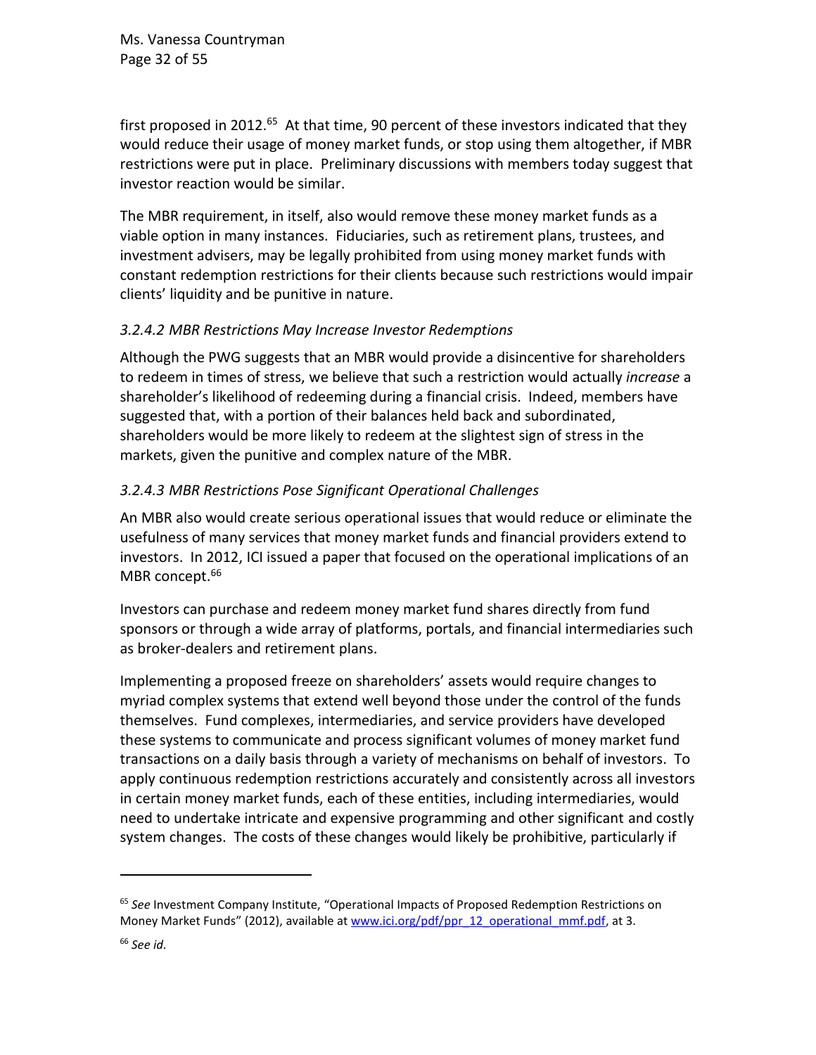first proposed in 2012.[65] At that time, 90 percent of these investors indicated that they would reduce their usage of money market funds, or stop using them altogether, if MBR restrictions were put in place. Preliminary discussions with members today suggest that investor reaction would be similar.

The MBR requirement, in itself, also would remove these money market funds as a viable option in many instances. Fiduciaries, such as retirement plans, trustees, and investment advisers, may be legally prohibited from using money market funds with constant redemption restrictions for their clients because such restrictions would impair clients' liquidity and be punitive in nature.

#### *3.2.4.2 MBR Restrictions May Increase Investor Redemptions*

Although the PWG suggests that an MBR would provide a disincentive for shareholders to redeem in times of stress, we believe that such a restriction would actually *increase* a shareholder's likelihood of redeeming during a financial crisis. Indeed, members have suggested that, with a portion of their balances held back and subordinated, shareholders would be more likely to redeem at the slightest sign of stress in the markets, given the punitive and complex nature of the MBR.

#### *3.2.4.3 MBR Restrictions Pose Significant Operational Challenges*

An MBR also would create serious operational issues that would reduce or eliminate the usefulness of many services that money market funds and financial providers extend to investors. In 2012, ICI issued a paper that focused on the operational implications of an MBR concept.[66]

Investors can purchase and redeem money market fund shares directly from fund sponsors or through a wide array of platforms, portals, and financial intermediaries such as broker-dealers and retirement plans.

Implementing a proposed freeze on shareholders' assets would require changes to myriad complex systems that extend well beyond those under the control of the funds themselves. Fund complexes, intermediaries, and service providers have developed these systems to communicate and process significant volumes of money market fund transactions on a daily basis through a variety of mechanisms on behalf of investors. To apply continuous redemption restrictions accurately and consistently across all investors in certain money market funds, each of these entities, including intermediaries, would need to undertake intricate and expensive programming and other significant and costly system changes. The costs of these changes would likely be prohibitive, particularly if

---

[65] *See* Investment Company Institute, "Operational Impacts of Proposed Redemption Restrictions on Money Market Funds" (2012), available at www.ici.org/pdf/ppr_12_operational_mmf.pdf, at 3.

[66] *See id.*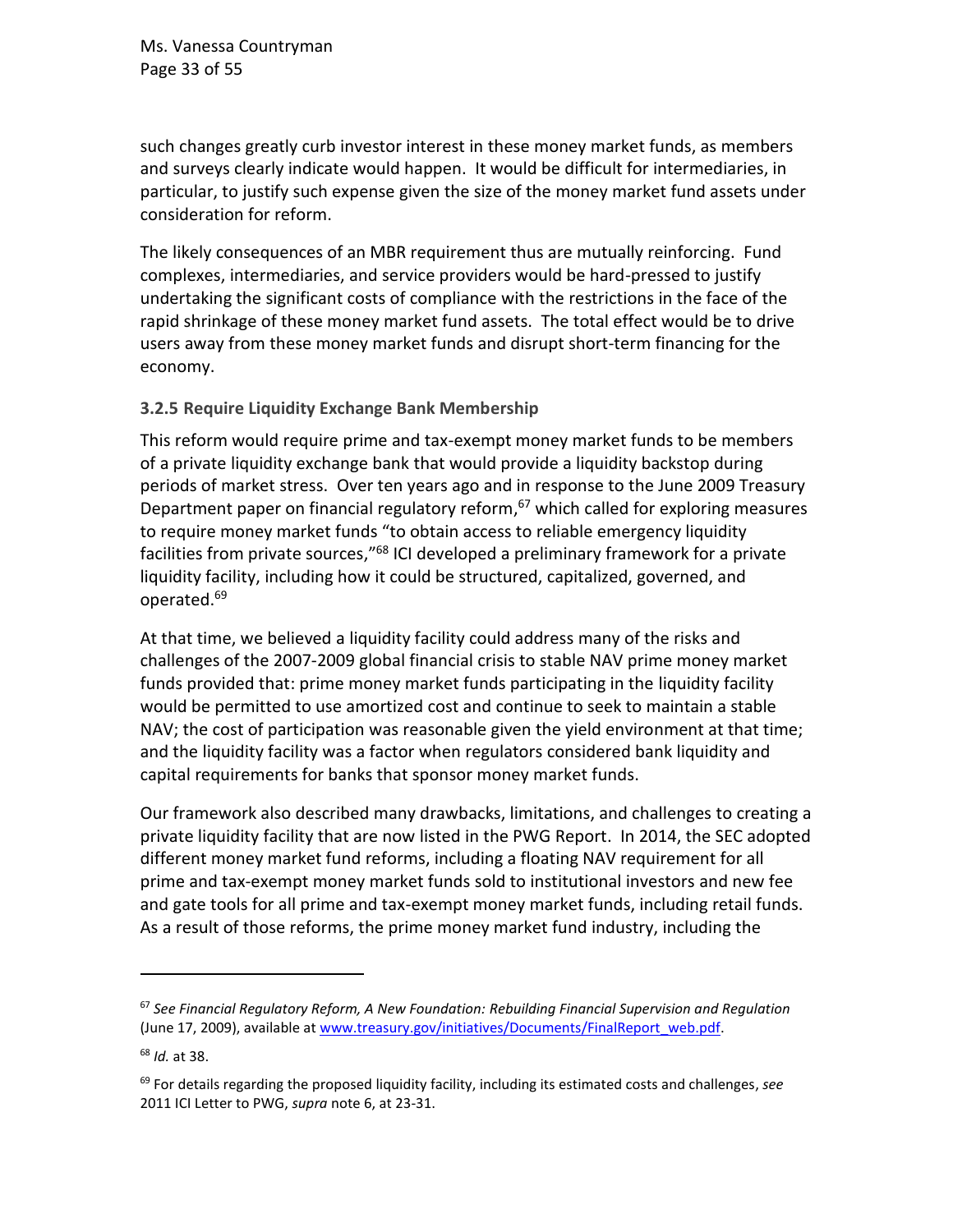such changes greatly curb investor interest in these money market funds, as members and surveys clearly indicate would happen. It would be difficult for intermediaries, in particular, to justify such expense given the size of the money market fund assets under consideration for reform.

The likely consequences of an MBR requirement thus are mutually reinforcing. Fund complexes, intermediaries, and service providers would be hard-pressed to justify undertaking the significant costs of compliance with the restrictions in the face of the rapid shrinkage of these money market fund assets. The total effect would be to drive users away from these money market funds and disrupt short-term financing for the economy.

### 3.2.5 Require Liquidity Exchange Bank Membership

This reform would require prime and tax-exempt money market funds to be members of a private liquidity exchange bank that would provide a liquidity backstop during periods of market stress. Over ten years ago and in response to the June 2009 Treasury Department paper on financial regulatory reform,[67] which called for exploring measures to require money market funds "to obtain access to reliable emergency liquidity facilities from private sources,"[68] ICI developed a preliminary framework for a private liquidity facility, including how it could be structured, capitalized, governed, and operated.[69]

At that time, we believed a liquidity facility could address many of the risks and challenges of the 2007-2009 global financial crisis to stable NAV prime money market funds provided that: prime money market funds participating in the liquidity facility would be permitted to use amortized cost and continue to seek to maintain a stable NAV; the cost of participation was reasonable given the yield environment at that time; and the liquidity facility was a factor when regulators considered bank liquidity and capital requirements for banks that sponsor money market funds.

Our framework also described many drawbacks, limitations, and challenges to creating a private liquidity facility that are now listed in the PWG Report. In 2014, the SEC adopted different money market fund reforms, including a floating NAV requirement for all prime and tax-exempt money market funds sold to institutional investors and new fee and gate tools for all prime and tax-exempt money market funds, including retail funds. As a result of those reforms, the prime money market fund industry, including the

---

[67] *See Financial Regulatory Reform, A New Foundation: Rebuilding Financial Supervision and Regulation* (June 17, 2009), available at www.treasury.gov/initiatives/Documents/FinalReport_web.pdf.

[68] *Id.* at 38.

[69] For details regarding the proposed liquidity facility, including its estimated costs and challenges, *see* 2011 ICI Letter to PWG, *supra* note 6, at 23-31.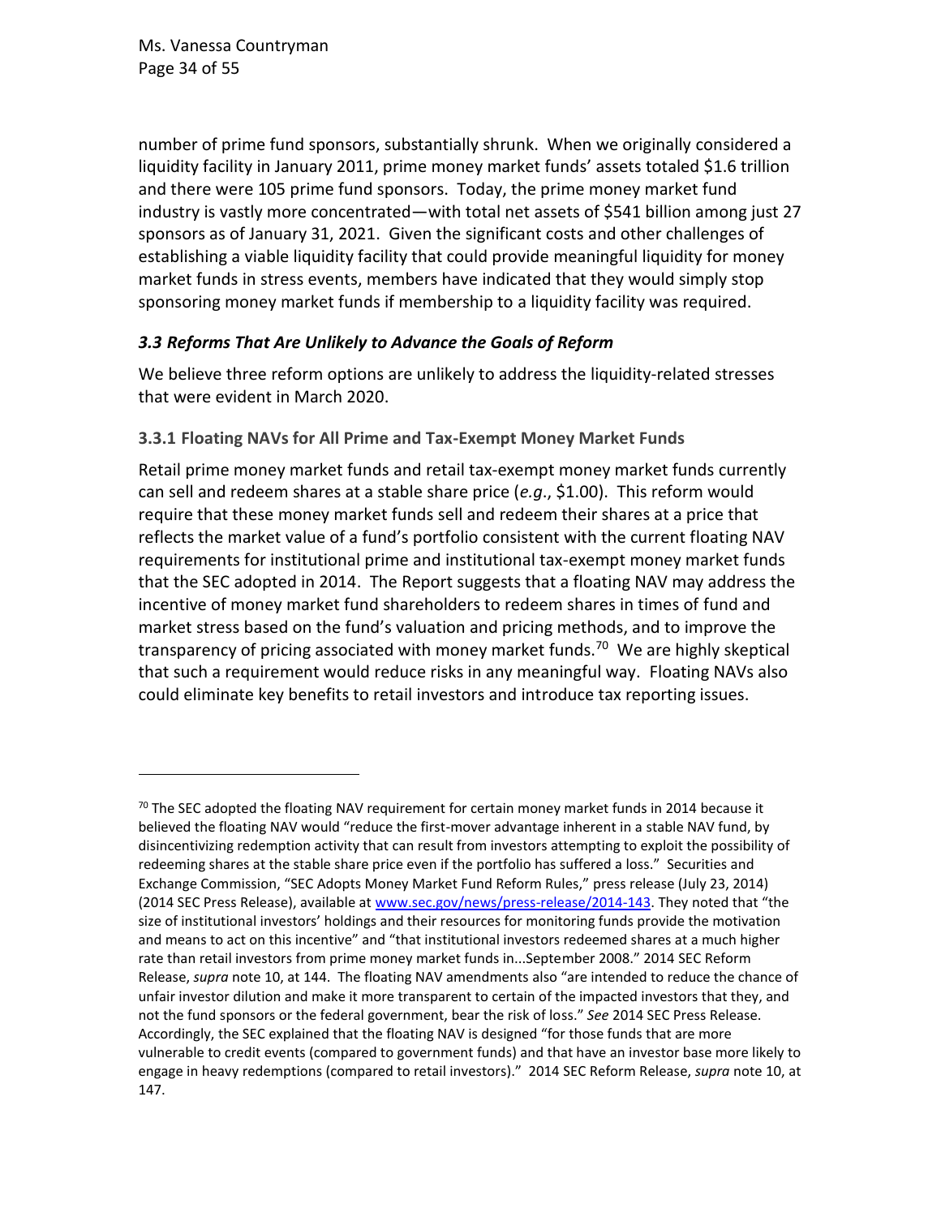number of prime fund sponsors, substantially shrunk. When we originally considered a liquidity facility in January 2011, prime money market funds' assets totaled $1.6 trillion and there were 105 prime fund sponsors. Today, the prime money market fund industry is vastly more concentrated—with total net assets of $541 billion among just 27 sponsors as of January 31, 2021. Given the significant costs and other challenges of establishing a viable liquidity facility that could provide meaningful liquidity for money market funds in stress events, members have indicated that they would simply stop sponsoring money market funds if membership to a liquidity facility was required.

### *3.3 Reforms That Are Unlikely to Advance the Goals of Reform*

We believe three reform options are unlikely to address the liquidity-related stresses that were evident in March 2020.

#### 3.3.1 Floating NAVs for All Prime and Tax-Exempt Money Market Funds

Retail prime money market funds and retail tax-exempt money market funds currently can sell and redeem shares at a stable share price (*e.g*., $1.00). This reform would require that these money market funds sell and redeem their shares at a price that reflects the market value of a fund's portfolio consistent with the current floating NAV requirements for institutional prime and institutional tax-exempt money market funds that the SEC adopted in 2014. The Report suggests that a floating NAV may address the incentive of money market fund shareholders to redeem shares in times of fund and market stress based on the fund's valuation and pricing methods, and to improve the transparency of pricing associated with money market funds.[70] We are highly skeptical that such a requirement would reduce risks in any meaningful way. Floating NAVs also could eliminate key benefits to retail investors and introduce tax reporting issues.

---

[70] The SEC adopted the floating NAV requirement for certain money market funds in 2014 because it believed the floating NAV would "reduce the first-mover advantage inherent in a stable NAV fund, by disincentivizing redemption activity that can result from investors attempting to exploit the possibility of redeeming shares at the stable share price even if the portfolio has suffered a loss." Securities and Exchange Commission, "SEC Adopts Money Market Fund Reform Rules," press release (July 23, 2014) (2014 SEC Press Release), available at www.sec.gov/news/press-release/2014-143. They noted that "the size of institutional investors' holdings and their resources for monitoring funds provide the motivation and means to act on this incentive" and "that institutional investors redeemed shares at a much higher rate than retail investors from prime money market funds in...September 2008." 2014 SEC Reform Release, *supra* note 10, at 144. The floating NAV amendments also "are intended to reduce the chance of unfair investor dilution and make it more transparent to certain of the impacted investors that they, and not the fund sponsors or the federal government, bear the risk of loss." *See* 2014 SEC Press Release. Accordingly, the SEC explained that the floating NAV is designed "for those funds that are more vulnerable to credit events (compared to government funds) and that have an investor base more likely to engage in heavy redemptions (compared to retail investors)." 2014 SEC Reform Release, *supra* note 10, at 147.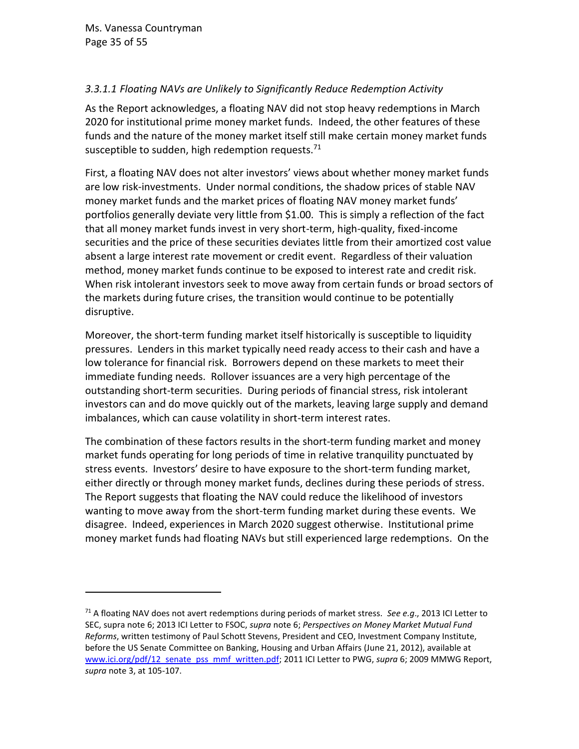### *3.3.1.1 Floating NAVs are Unlikely to Significantly Reduce Redemption Activity*

As the Report acknowledges, a floating NAV did not stop heavy redemptions in March 2020 for institutional prime money market funds. Indeed, the other features of these funds and the nature of the money market itself still make certain money market funds susceptible to sudden, high redemption requests.[71]

First, a floating NAV does not alter investors' views about whether money market funds are low risk-investments. Under normal conditions, the shadow prices of stable NAV money market funds and the market prices of floating NAV money market funds' portfolios generally deviate very little from $1.00. This is simply a reflection of the fact that all money market funds invest in very short-term, high-quality, fixed-income securities and the price of these securities deviates little from their amortized cost value absent a large interest rate movement or credit event. Regardless of their valuation method, money market funds continue to be exposed to interest rate and credit risk. When risk intolerant investors seek to move away from certain funds or broad sectors of the markets during future crises, the transition would continue to be potentially disruptive.

Moreover, the short-term funding market itself historically is susceptible to liquidity pressures. Lenders in this market typically need ready access to their cash and have a low tolerance for financial risk. Borrowers depend on these markets to meet their immediate funding needs. Rollover issuances are a very high percentage of the outstanding short-term securities. During periods of financial stress, risk intolerant investors can and do move quickly out of the markets, leaving large supply and demand imbalances, which can cause volatility in short-term interest rates.

The combination of these factors results in the short-term funding market and money market funds operating for long periods of time in relative tranquility punctuated by stress events. Investors' desire to have exposure to the short-term funding market, either directly or through money market funds, declines during these periods of stress. The Report suggests that floating the NAV could reduce the likelihood of investors wanting to move away from the short-term funding market during these events. We disagree. Indeed, experiences in March 2020 suggest otherwise. Institutional prime money market funds had floating NAVs but still experienced large redemptions. On the

---

[71] A floating NAV does not avert redemptions during periods of market stress. *See e.g*., 2013 ICI Letter to SEC, supra note 6; 2013 ICI Letter to FSOC, *supra* note 6; *Perspectives on Money Market Mutual Fund Reforms*, written testimony of Paul Schott Stevens, President and CEO, Investment Company Institute, before the US Senate Committee on Banking, Housing and Urban Affairs (June 21, 2012), available at www.ici.org/pdf/12_senate_pss_mmf_written.pdf; 2011 ICI Letter to PWG, *supra* 6; 2009 MMWG Report, *supra* note 3, at 105-107.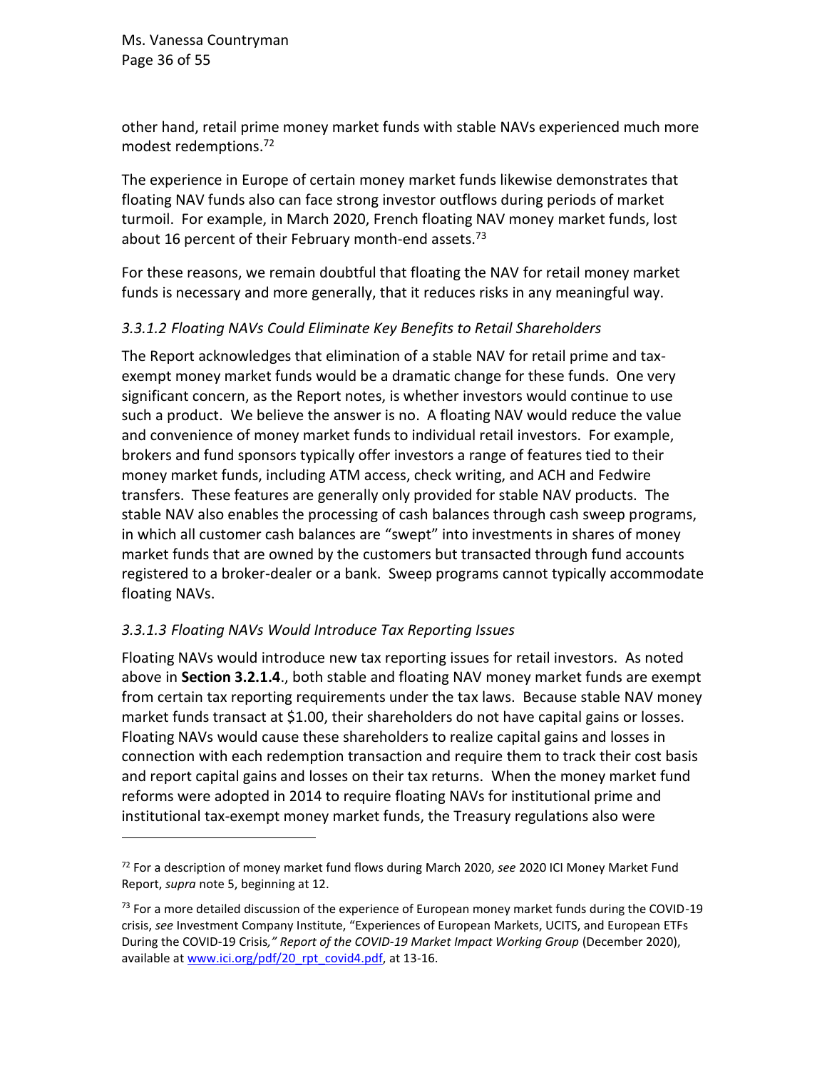other hand, retail prime money market funds with stable NAVs experienced much more modest redemptions.[72]

The experience in Europe of certain money market funds likewise demonstrates that floating NAV funds also can face strong investor outflows during periods of market turmoil. For example, in March 2020, French floating NAV money market funds, lost about 16 percent of their February month-end assets.[73]

For these reasons, we remain doubtful that floating the NAV for retail money market funds is necessary and more generally, that it reduces risks in any meaningful way.

#### *3.3.1.2 Floating NAVs Could Eliminate Key Benefits to Retail Shareholders*

The Report acknowledges that elimination of a stable NAV for retail prime and tax-exempt money market funds would be a dramatic change for these funds. One very significant concern, as the Report notes, is whether investors would continue to use such a product. We believe the answer is no. A floating NAV would reduce the value and convenience of money market funds to individual retail investors. For example, brokers and fund sponsors typically offer investors a range of features tied to their money market funds, including ATM access, check writing, and ACH and Fedwire transfers. These features are generally only provided for stable NAV products. The stable NAV also enables the processing of cash balances through cash sweep programs, in which all customer cash balances are "swept" into investments in shares of money market funds that are owned by the customers but transacted through fund accounts registered to a broker-dealer or a bank. Sweep programs cannot typically accommodate floating NAVs.

#### *3.3.1.3 Floating NAVs Would Introduce Tax Reporting Issues*

Floating NAVs would introduce new tax reporting issues for retail investors. As noted above in **Section 3.2.1.4**., both stable and floating NAV money market funds are exempt from certain tax reporting requirements under the tax laws. Because stable NAV money market funds transact at $1.00, their shareholders do not have capital gains or losses. Floating NAVs would cause these shareholders to realize capital gains and losses in connection with each redemption transaction and require them to track their cost basis and report capital gains and losses on their tax returns. When the money market fund reforms were adopted in 2014 to require floating NAVs for institutional prime and institutional tax-exempt money market funds, the Treasury regulations also were

---

[72] For a description of money market fund flows during March 2020, *see* 2020 ICI Money Market Fund Report, *supra* note 5, beginning at 12.

[73] For a more detailed discussion of the experience of European money market funds during the COVID-19 crisis, *see* Investment Company Institute, "Experiences of European Markets, UCITS, and European ETFs During the COVID-19 Crisis*," Report of the COVID-19 Market Impact Working Group* (December 2020), available at www.ici.org/pdf/20_rpt_covid4.pdf, at 13-16.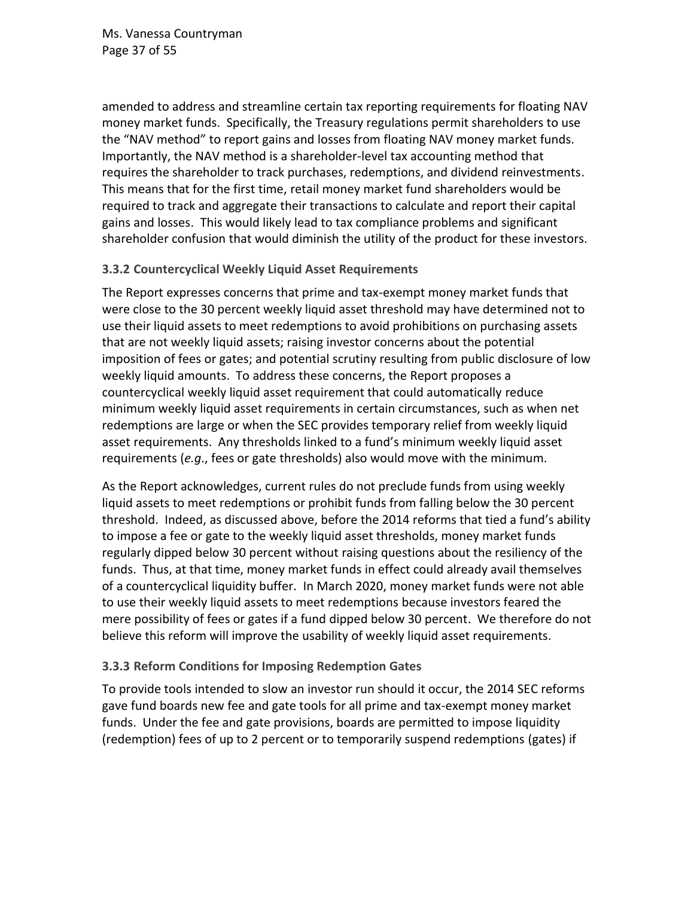amended to address and streamline certain tax reporting requirements for floating NAV money market funds. Specifically, the Treasury regulations permit shareholders to use the "NAV method" to report gains and losses from floating NAV money market funds. Importantly, the NAV method is a shareholder-level tax accounting method that requires the shareholder to track purchases, redemptions, and dividend reinvestments. This means that for the first time, retail money market fund shareholders would be required to track and aggregate their transactions to calculate and report their capital gains and losses. This would likely lead to tax compliance problems and significant shareholder confusion that would diminish the utility of the product for these investors.

### 3.3.2 Countercyclical Weekly Liquid Asset Requirements

The Report expresses concerns that prime and tax-exempt money market funds that were close to the 30 percent weekly liquid asset threshold may have determined not to use their liquid assets to meet redemptions to avoid prohibitions on purchasing assets that are not weekly liquid assets; raising investor concerns about the potential imposition of fees or gates; and potential scrutiny resulting from public disclosure of low weekly liquid amounts. To address these concerns, the Report proposes a countercyclical weekly liquid asset requirement that could automatically reduce minimum weekly liquid asset requirements in certain circumstances, such as when net redemptions are large or when the SEC provides temporary relief from weekly liquid asset requirements. Any thresholds linked to a fund's minimum weekly liquid asset requirements (*e.g*., fees or gate thresholds) also would move with the minimum.

As the Report acknowledges, current rules do not preclude funds from using weekly liquid assets to meet redemptions or prohibit funds from falling below the 30 percent threshold. Indeed, as discussed above, before the 2014 reforms that tied a fund's ability to impose a fee or gate to the weekly liquid asset thresholds, money market funds regularly dipped below 30 percent without raising questions about the resiliency of the funds. Thus, at that time, money market funds in effect could already avail themselves of a countercyclical liquidity buffer. In March 2020, money market funds were not able to use their weekly liquid assets to meet redemptions because investors feared the mere possibility of fees or gates if a fund dipped below 30 percent. We therefore do not believe this reform will improve the usability of weekly liquid asset requirements.

### 3.3.3 Reform Conditions for Imposing Redemption Gates

To provide tools intended to slow an investor run should it occur, the 2014 SEC reforms gave fund boards new fee and gate tools for all prime and tax-exempt money market funds. Under the fee and gate provisions, boards are permitted to impose liquidity (redemption) fees of up to 2 percent or to temporarily suspend redemptions (gates) if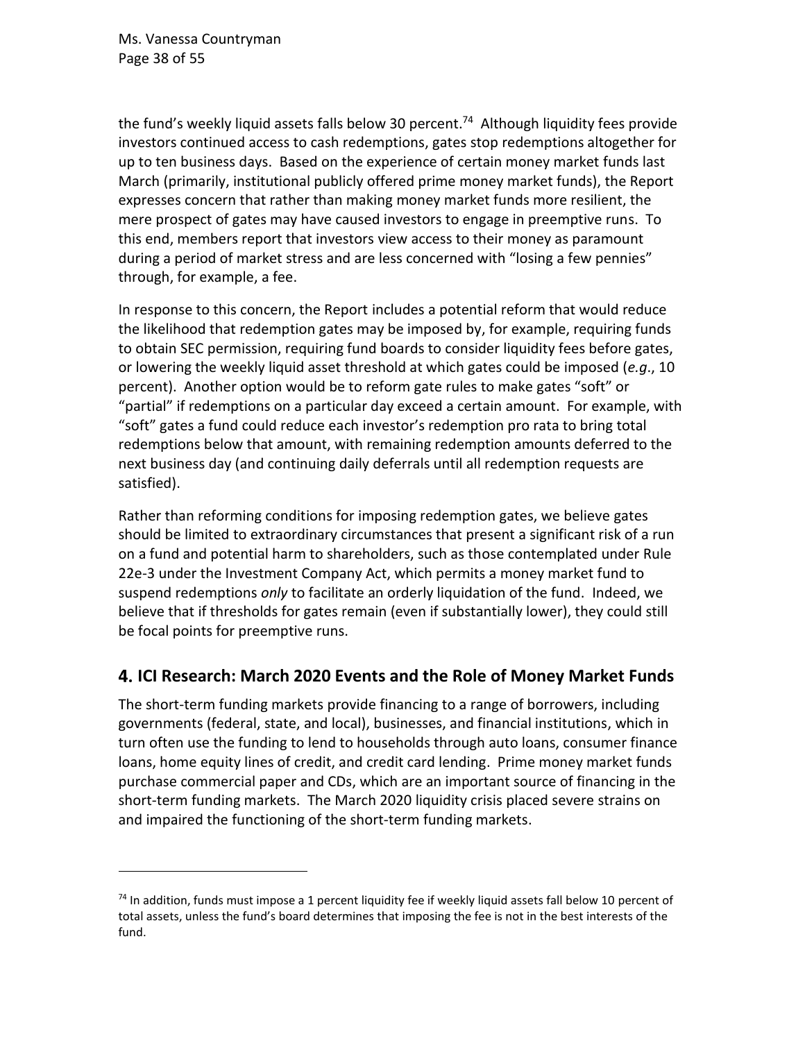the fund's weekly liquid assets falls below 30 percent.[74] Although liquidity fees provide investors continued access to cash redemptions, gates stop redemptions altogether for up to ten business days. Based on the experience of certain money market funds last March (primarily, institutional publicly offered prime money market funds), the Report expresses concern that rather than making money market funds more resilient, the mere prospect of gates may have caused investors to engage in preemptive runs. To this end, members report that investors view access to their money as paramount during a period of market stress and are less concerned with "losing a few pennies" through, for example, a fee.

In response to this concern, the Report includes a potential reform that would reduce the likelihood that redemption gates may be imposed by, for example, requiring funds to obtain SEC permission, requiring fund boards to consider liquidity fees before gates, or lowering the weekly liquid asset threshold at which gates could be imposed (*e.g.*, 10 percent). Another option would be to reform gate rules to make gates "soft" or "partial" if redemptions on a particular day exceed a certain amount. For example, with "soft" gates a fund could reduce each investor's redemption pro rata to bring total redemptions below that amount, with remaining redemption amounts deferred to the next business day (and continuing daily deferrals until all redemption requests are satisfied).

Rather than reforming conditions for imposing redemption gates, we believe gates should be limited to extraordinary circumstances that present a significant risk of a run on a fund and potential harm to shareholders, such as those contemplated under Rule 22e-3 under the Investment Company Act, which permits a money market fund to suspend redemptions *only* to facilitate an orderly liquidation of the fund. Indeed, we believe that if thresholds for gates remain (even if substantially lower), they could still be focal points for preemptive runs.

## 4. ICI Research: March 2020 Events and the Role of Money Market Funds

The short-term funding markets provide financing to a range of borrowers, including governments (federal, state, and local), businesses, and financial institutions, which in turn often use the funding to lend to households through auto loans, consumer finance loans, home equity lines of credit, and credit card lending. Prime money market funds purchase commercial paper and CDs, which are an important source of financing in the short-term funding markets. The March 2020 liquidity crisis placed severe strains on and impaired the functioning of the short-term funding markets.

[74] In addition, funds must impose a 1 percent liquidity fee if weekly liquid assets fall below 10 percent of total assets, unless the fund's board determines that imposing the fee is not in the best interests of the fund.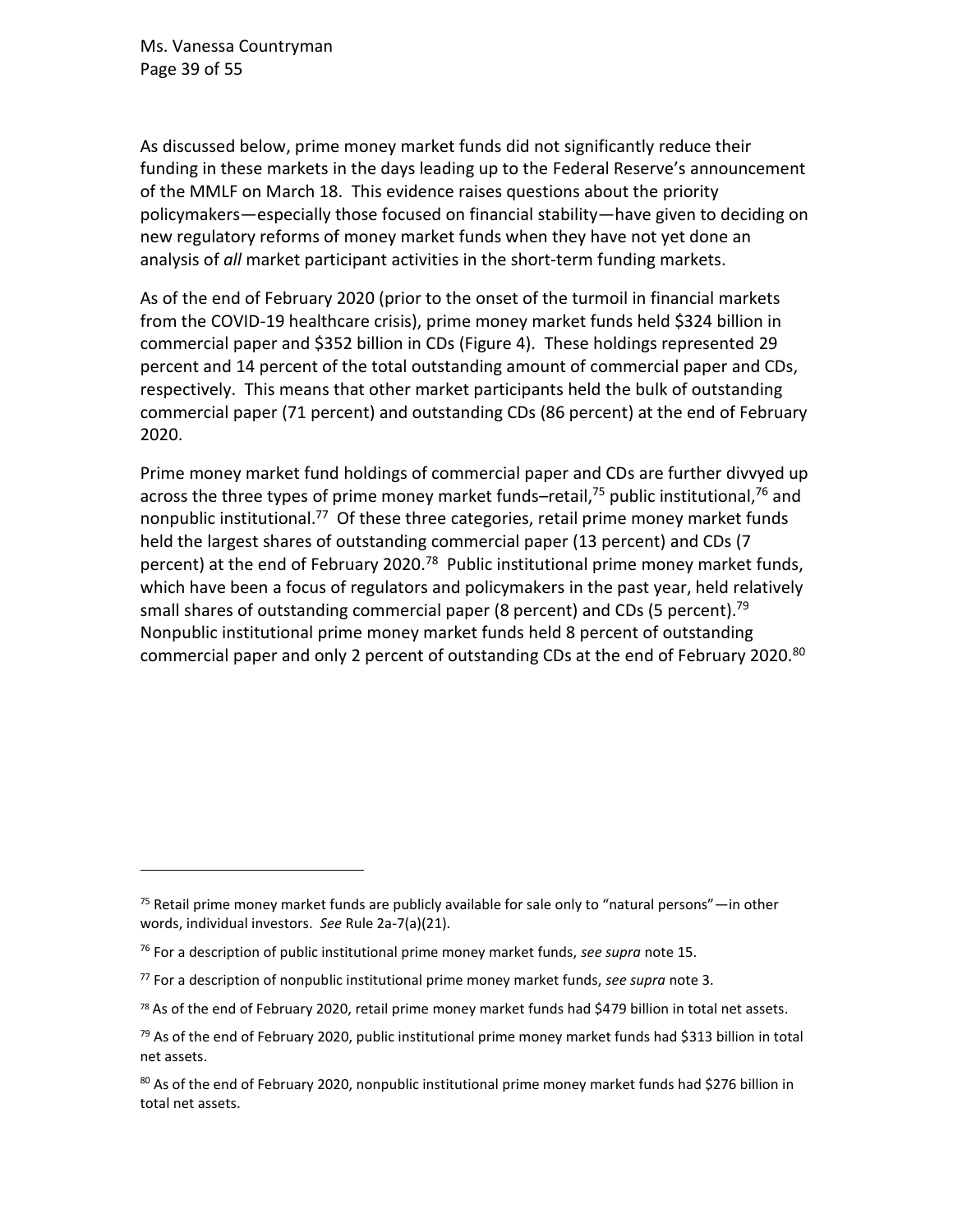As discussed below, prime money market funds did not significantly reduce their funding in these markets in the days leading up to the Federal Reserve's announcement of the MMLF on March 18. This evidence raises questions about the priority policymakers—especially those focused on financial stability—have given to deciding on new regulatory reforms of money market funds when they have not yet done an analysis of *all* market participant activities in the short-term funding markets.

As of the end of February 2020 (prior to the onset of the turmoil in financial markets from the COVID-19 healthcare crisis), prime money market funds held $324 billion in commercial paper and $352 billion in CDs (Figure 4). These holdings represented 29 percent and 14 percent of the total outstanding amount of commercial paper and CDs, respectively. This means that other market participants held the bulk of outstanding commercial paper (71 percent) and outstanding CDs (86 percent) at the end of February 2020.

Prime money market fund holdings of commercial paper and CDs are further divvyed up across the three types of prime money market funds–retail,[75] public institutional,[76] and nonpublic institutional.[77] Of these three categories, retail prime money market funds held the largest shares of outstanding commercial paper (13 percent) and CDs (7 percent) at the end of February 2020.[78] Public institutional prime money market funds, which have been a focus of regulators and policymakers in the past year, held relatively small shares of outstanding commercial paper (8 percent) and CDs (5 percent).[79] Nonpublic institutional prime money market funds held 8 percent of outstanding commercial paper and only 2 percent of outstanding CDs at the end of February 2020.[80]

---

[75] Retail prime money market funds are publicly available for sale only to "natural persons"—in other words, individual investors. *See* Rule 2a-7(a)(21).

[76] For a description of public institutional prime money market funds, *see supra* note 15.

[77] For a description of nonpublic institutional prime money market funds, *see supra* note 3.

[78] As of the end of February 2020, retail prime money market funds had $479 billion in total net assets.

[79] As of the end of February 2020, public institutional prime money market funds had $313 billion in total net assets.

[80] As of the end of February 2020, nonpublic institutional prime money market funds had $276 billion in total net assets.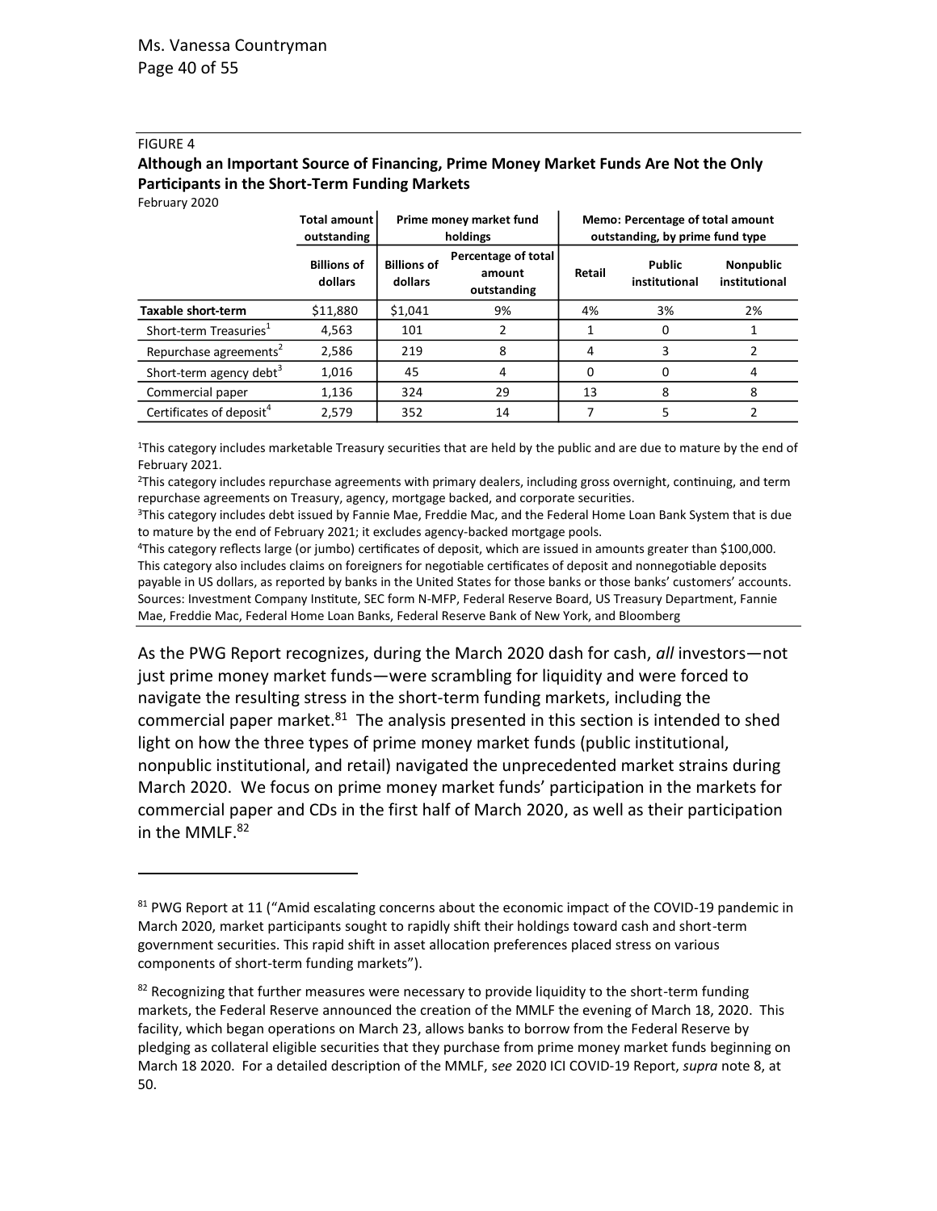FIGURE 4

**Although an Important Source of Financing, Prime Money Market Funds Are Not the Only Participants in the Short-Term Funding Markets**

February 2020

| | Total amount outstanding | Prime money market fund holdings | | Memo: Percentage of total amount outstanding, by prime fund type | | |
|---|---|---|---|---|---|---|
| | Billions of dollars | Billions of dollars | Percentage of total amount outstanding | Retail | Public institutional | Nonpublic institutional |
| **Taxable short-term** | $11,880 | $1,041 | 9% | 4% | 3% | 2% |
| Short-term Treasuries[1] | 4,563 | 101 | 2 | 1 | 0 | 1 |
| Repurchase agreements[2] | 2,586 | 219 | 8 | 4 | 3 | 2 |
| Short-term agency debt[3] | 1,016 | 45 | 4 | 0 | 0 | 4 |
| Commercial paper | 1,136 | 324 | 29 | 13 | 8 | 8 |
| Certificates of deposit[4] | 2,579 | 352 | 14 | 7 | 5 | 2 |

[1]This category includes marketable Treasury securities that are held by the public and are due to mature by the end of February 2021.

[2]This category includes repurchase agreements with primary dealers, including gross overnight, continuing, and term repurchase agreements on Treasury, agency, mortgage backed, and corporate securities.

[3]This category includes debt issued by Fannie Mae, Freddie Mac, and the Federal Home Loan Bank System that is due to mature by the end of February 2021; it excludes agency-backed mortgage pools.

[4]This category reflects large (or jumbo) certificates of deposit, which are issued in amounts greater than $100,000. This category also includes claims on foreigners for negotiable certificates of deposit and nonnegotiable deposits payable in US dollars, as reported by banks in the United States for those banks or those banks' customers' accounts.

Sources: Investment Company Institute, SEC form N-MFP, Federal Reserve Board, US Treasury Department, Fannie Mae, Freddie Mac, Federal Home Loan Banks, Federal Reserve Bank of New York, and Bloomberg

As the PWG Report recognizes, during the March 2020 dash for cash, *all* investors—not just prime money market funds—were scrambling for liquidity and were forced to navigate the resulting stress in the short-term funding markets, including the commercial paper market.[81] The analysis presented in this section is intended to shed light on how the three types of prime money market funds (public institutional, nonpublic institutional, and retail) navigated the unprecedented market strains during March 2020. We focus on prime money market funds' participation in the markets for commercial paper and CDs in the first half of March 2020, as well as their participation in the MMLF.[82]

---

[81] PWG Report at 11 ("Amid escalating concerns about the economic impact of the COVID-19 pandemic in March 2020, market participants sought to rapidly shift their holdings toward cash and short-term government securities. This rapid shift in asset allocation preferences placed stress on various components of short-term funding markets").

[82] Recognizing that further measures were necessary to provide liquidity to the short-term funding markets, the Federal Reserve announced the creation of the MMLF the evening of March 18, 2020. This facility, which began operations on March 23, allows banks to borrow from the Federal Reserve by pledging as collateral eligible securities that they purchase from prime money market funds beginning on March 18 2020. For a detailed description of the MMLF, *see* 2020 ICI COVID-19 Report, *supra* note 8, at 50.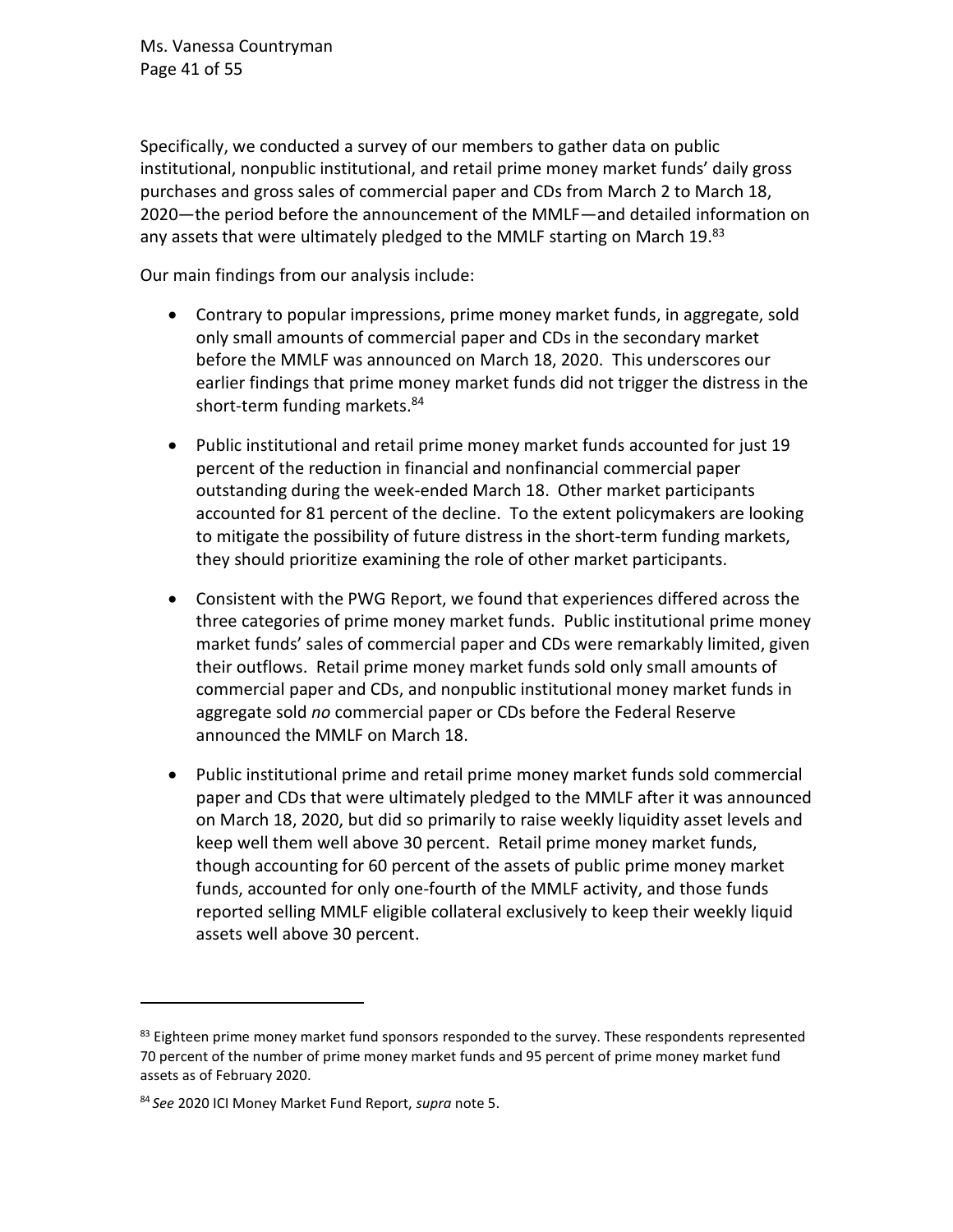Specifically, we conducted a survey of our members to gather data on public institutional, nonpublic institutional, and retail prime money market funds' daily gross purchases and gross sales of commercial paper and CDs from March 2 to March 18, 2020—the period before the announcement of the MMLF—and detailed information on any assets that were ultimately pledged to the MMLF starting on March 19.[83]

Our main findings from our analysis include:

- Contrary to popular impressions, prime money market funds, in aggregate, sold only small amounts of commercial paper and CDs in the secondary market before the MMLF was announced on March 18, 2020. This underscores our earlier findings that prime money market funds did not trigger the distress in the short-term funding markets.[84]
- Public institutional and retail prime money market funds accounted for just 19 percent of the reduction in financial and nonfinancial commercial paper outstanding during the week-ended March 18. Other market participants accounted for 81 percent of the decline. To the extent policymakers are looking to mitigate the possibility of future distress in the short-term funding markets, they should prioritize examining the role of other market participants.
- Consistent with the PWG Report, we found that experiences differed across the three categories of prime money market funds. Public institutional prime money market funds' sales of commercial paper and CDs were remarkably limited, given their outflows. Retail prime money market funds sold only small amounts of commercial paper and CDs, and nonpublic institutional money market funds in aggregate sold *no* commercial paper or CDs before the Federal Reserve announced the MMLF on March 18.
- Public institutional prime and retail prime money market funds sold commercial paper and CDs that were ultimately pledged to the MMLF after it was announced on March 18, 2020, but did so primarily to raise weekly liquidity asset levels and keep well them well above 30 percent. Retail prime money market funds, though accounting for 60 percent of the assets of public prime money market funds, accounted for only one-fourth of the MMLF activity, and those funds reported selling MMLF eligible collateral exclusively to keep their weekly liquid assets well above 30 percent.

---

[83] Eighteen prime money market fund sponsors responded to the survey. These respondents represented 70 percent of the number of prime money market funds and 95 percent of prime money market fund assets as of February 2020.

[84] *See* 2020 ICI Money Market Fund Report, *supra* note 5.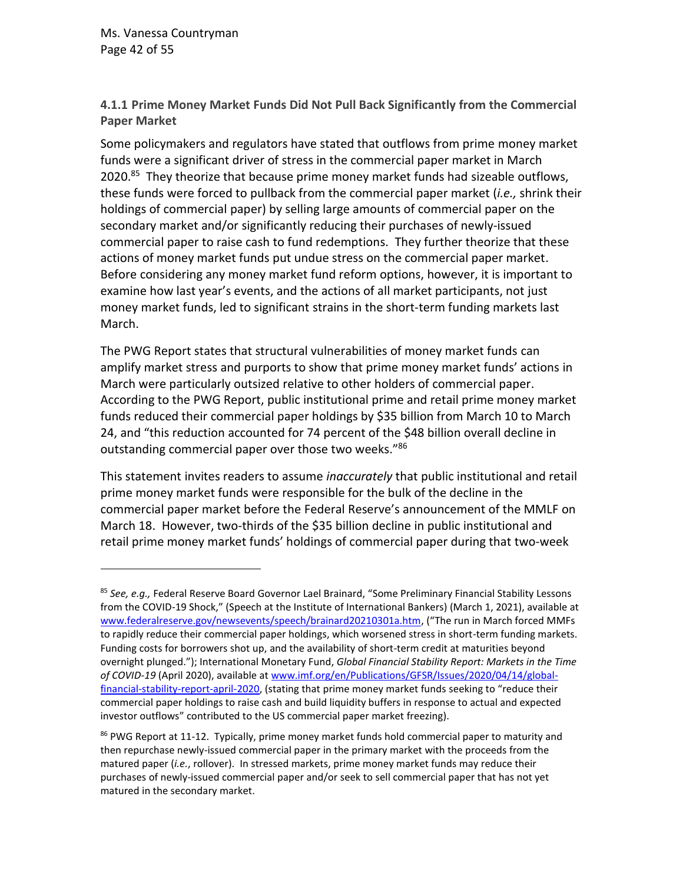### 4.1.1 Prime Money Market Funds Did Not Pull Back Significantly from the Commercial Paper Market

Some policymakers and regulators have stated that outflows from prime money market funds were a significant driver of stress in the commercial paper market in March 2020.[85] They theorize that because prime money market funds had sizeable outflows, these funds were forced to pullback from the commercial paper market (*i.e.,* shrink their holdings of commercial paper) by selling large amounts of commercial paper on the secondary market and/or significantly reducing their purchases of newly-issued commercial paper to raise cash to fund redemptions. They further theorize that these actions of money market funds put undue stress on the commercial paper market. Before considering any money market fund reform options, however, it is important to examine how last year's events, and the actions of all market participants, not just money market funds, led to significant strains in the short-term funding markets last March.

The PWG Report states that structural vulnerabilities of money market funds can amplify market stress and purports to show that prime money market funds' actions in March were particularly outsized relative to other holders of commercial paper. According to the PWG Report, public institutional prime and retail prime money market funds reduced their commercial paper holdings by $35 billion from March 10 to March 24, and "this reduction accounted for 74 percent of the $48 billion overall decline in outstanding commercial paper over those two weeks."[86]

This statement invites readers to assume *inaccurately* that public institutional and retail prime money market funds were responsible for the bulk of the decline in the commercial paper market before the Federal Reserve's announcement of the MMLF on March 18. However, two-thirds of the $35 billion decline in public institutional and retail prime money market funds' holdings of commercial paper during that two-week

---

[85] *See, e.g.,* Federal Reserve Board Governor Lael Brainard, "Some Preliminary Financial Stability Lessons from the COVID-19 Shock," (Speech at the Institute of International Bankers) (March 1, 2021), available at www.federalreserve.gov/newsevents/speech/brainard20210301a.htm, ("The run in March forced MMFs to rapidly reduce their commercial paper holdings, which worsened stress in short-term funding markets. Funding costs for borrowers shot up, and the availability of short-term credit at maturities beyond overnight plunged."); International Monetary Fund, *Global Financial Stability Report: Markets in the Time of COVID-19* (April 2020), available at www.imf.org/en/Publications/GFSR/Issues/2020/04/14/global-financial-stability-report-april-2020, (stating that prime money market funds seeking to "reduce their commercial paper holdings to raise cash and build liquidity buffers in response to actual and expected investor outflows" contributed to the US commercial paper market freezing).

[86] PWG Report at 11-12. Typically, prime money market funds hold commercial paper to maturity and then repurchase newly-issued commercial paper in the primary market with the proceeds from the matured paper (*i.e.*, rollover). In stressed markets, prime money market funds may reduce their purchases of newly-issued commercial paper and/or seek to sell commercial paper that has not yet matured in the secondary market.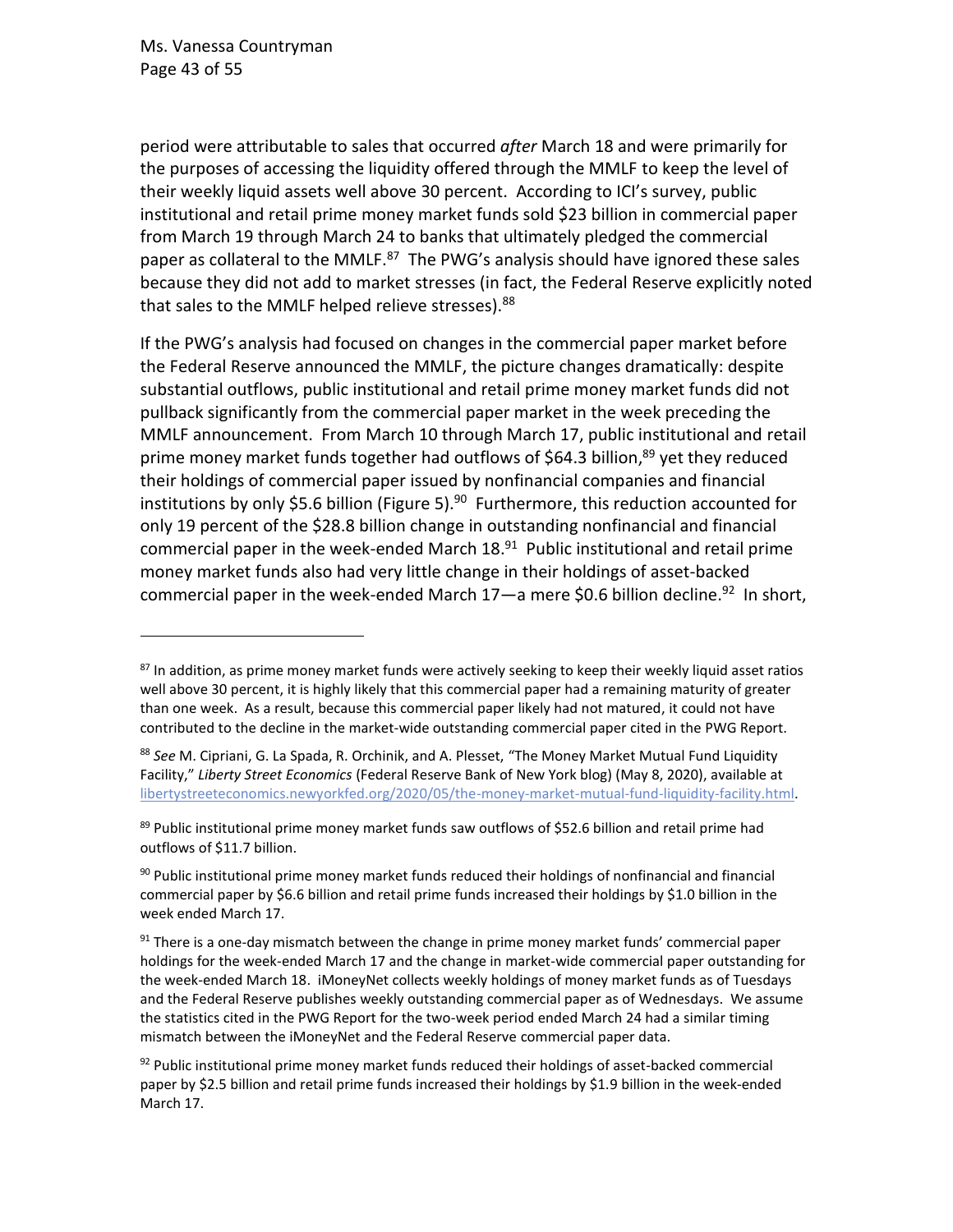period were attributable to sales that occurred *after* March 18 and were primarily for the purposes of accessing the liquidity offered through the MMLF to keep the level of their weekly liquid assets well above 30 percent. According to ICI's survey, public institutional and retail prime money market funds sold $23 billion in commercial paper from March 19 through March 24 to banks that ultimately pledged the commercial paper as collateral to the MMLF.[87] The PWG's analysis should have ignored these sales because they did not add to market stresses (in fact, the Federal Reserve explicitly noted that sales to the MMLF helped relieve stresses).[88]

If the PWG's analysis had focused on changes in the commercial paper market before the Federal Reserve announced the MMLF, the picture changes dramatically: despite substantial outflows, public institutional and retail prime money market funds did not pullback significantly from the commercial paper market in the week preceding the MMLF announcement. From March 10 through March 17, public institutional and retail prime money market funds together had outflows of $64.3 billion,[89] yet they reduced their holdings of commercial paper issued by nonfinancial companies and financial institutions by only $5.6 billion (Figure 5).[90] Furthermore, this reduction accounted for only 19 percent of the $28.8 billion change in outstanding nonfinancial and financial commercial paper in the week-ended March 18.[91] Public institutional and retail prime money market funds also had very little change in their holdings of asset-backed commercial paper in the week-ended March 17—a mere $0.6 billion decline.[92] In short,

---

[87] In addition, as prime money market funds were actively seeking to keep their weekly liquid asset ratios well above 30 percent, it is highly likely that this commercial paper had a remaining maturity of greater than one week. As a result, because this commercial paper likely had not matured, it could not have contributed to the decline in the market-wide outstanding commercial paper cited in the PWG Report.

[88] *See* M. Cipriani, G. La Spada, R. Orchinik, and A. Plesset, "The Money Market Mutual Fund Liquidity Facility," *Liberty Street Economics* (Federal Reserve Bank of New York blog) (May 8, 2020), available at libertystreeteconomics.newyorkfed.org/2020/05/the-money-market-mutual-fund-liquidity-facility.html.

[89] Public institutional prime money market funds saw outflows of $52.6 billion and retail prime had outflows of $11.7 billion.

[90] Public institutional prime money market funds reduced their holdings of nonfinancial and financial commercial paper by $6.6 billion and retail prime funds increased their holdings by $1.0 billion in the week ended March 17.

[91] There is a one-day mismatch between the change in prime money market funds' commercial paper holdings for the week-ended March 17 and the change in market-wide commercial paper outstanding for the week-ended March 18. iMoneyNet collects weekly holdings of money market funds as of Tuesdays and the Federal Reserve publishes weekly outstanding commercial paper as of Wednesdays. We assume the statistics cited in the PWG Report for the two-week period ended March 24 had a similar timing mismatch between the iMoneyNet and the Federal Reserve commercial paper data.

[92] Public institutional prime money market funds reduced their holdings of asset-backed commercial paper by $2.5 billion and retail prime funds increased their holdings by $1.9 billion in the week-ended March 17.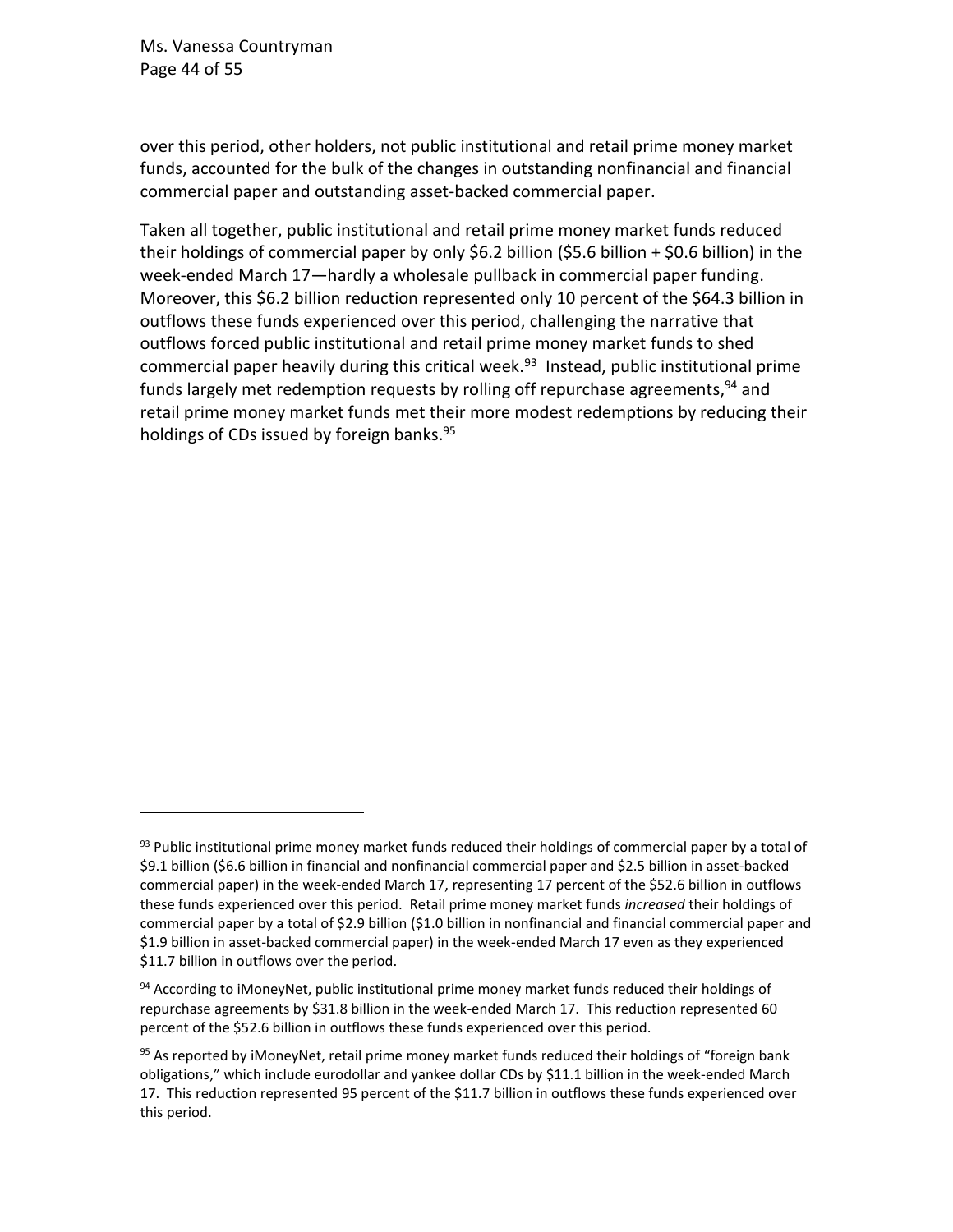over this period, other holders, not public institutional and retail prime money market funds, accounted for the bulk of the changes in outstanding nonfinancial and financial commercial paper and outstanding asset-backed commercial paper.

Taken all together, public institutional and retail prime money market funds reduced their holdings of commercial paper by only $6.2 billion ($5.6 billion + $0.6 billion) in the week-ended March 17—hardly a wholesale pullback in commercial paper funding. Moreover, this $6.2 billion reduction represented only 10 percent of the $64.3 billion in outflows these funds experienced over this period, challenging the narrative that outflows forced public institutional and retail prime money market funds to shed commercial paper heavily during this critical week.[93] Instead, public institutional prime funds largely met redemption requests by rolling off repurchase agreements,[94] and retail prime money market funds met their more modest redemptions by reducing their holdings of CDs issued by foreign banks.[95]

---

[93] Public institutional prime money market funds reduced their holdings of commercial paper by a total of $9.1 billion ($6.6 billion in financial and nonfinancial commercial paper and $2.5 billion in asset-backed commercial paper) in the week-ended March 17, representing 17 percent of the $52.6 billion in outflows these funds experienced over this period. Retail prime money market funds *increased* their holdings of commercial paper by a total of $2.9 billion ($1.0 billion in nonfinancial and financial commercial paper and $1.9 billion in asset-backed commercial paper) in the week-ended March 17 even as they experienced $11.7 billion in outflows over the period.

[94] According to iMoneyNet, public institutional prime money market funds reduced their holdings of repurchase agreements by $31.8 billion in the week-ended March 17. This reduction represented 60 percent of the $52.6 billion in outflows these funds experienced over this period.

[95] As reported by iMoneyNet, retail prime money market funds reduced their holdings of "foreign bank obligations," which include eurodollar and yankee dollar CDs by $11.1 billion in the week-ended March 17. This reduction represented 95 percent of the $11.7 billion in outflows these funds experienced over this period.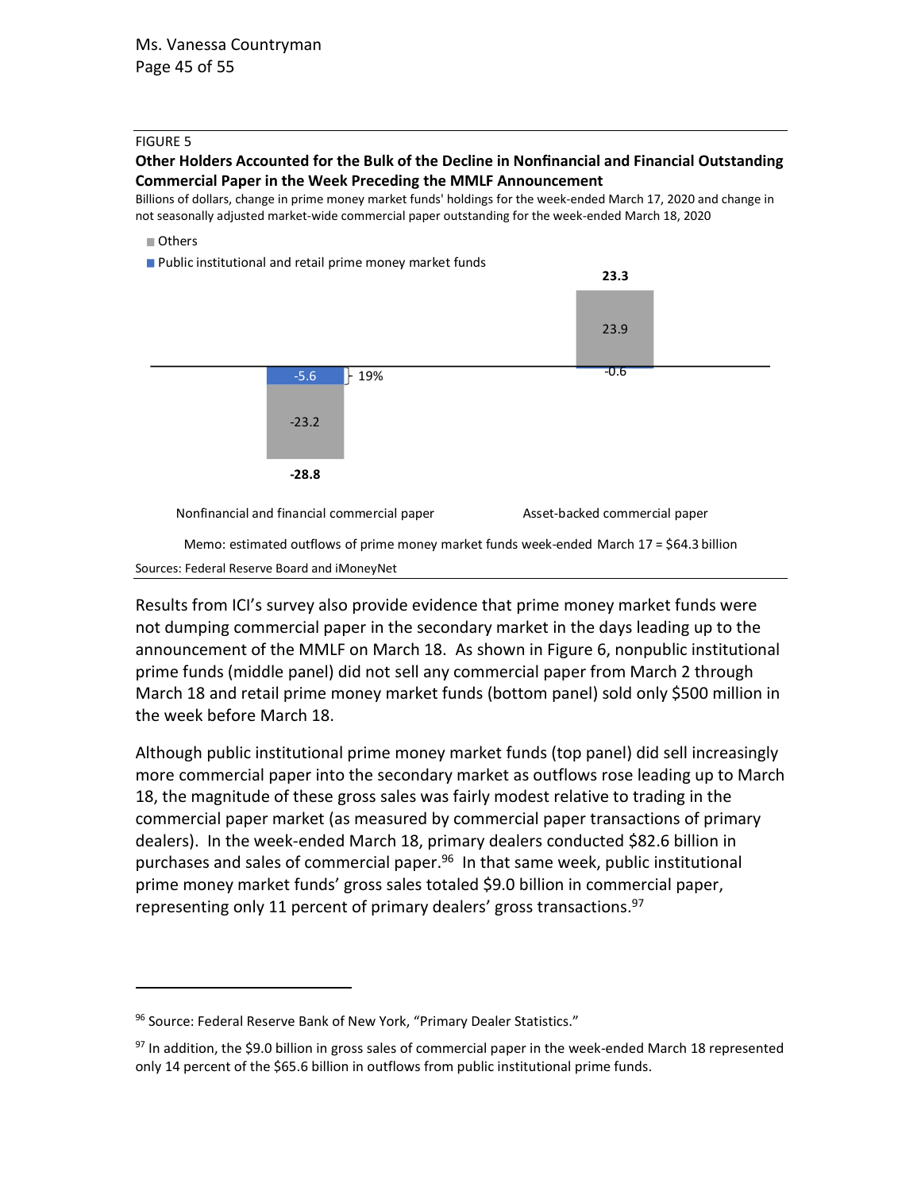FIGURE 5

**Other Holders Accounted for the Bulk of the Decline in Nonfinancial and Financial Outstanding Commercial Paper in the Week Preceding the MMLF Announcement**

Billions of dollars, change in prime money market funds' holdings for the week-ended March 17, 2020 and change in not seasonally adjusted market-wide commercial paper outstanding for the week-ended March 18, 2020

| | Nonfinancial and financial commercial paper | Asset-backed commercial paper |
|---|---|---|
| Others | -23.2 | 23.9 |
| Public institutional and retail prime money market funds | -5.6 (19%) | -0.6 |
| Total | **-28.8** | **23.3** |

Memo: estimated outflows of prime money market funds week-ended March 17 = $64.3 billion

Sources: Federal Reserve Board and iMoneyNet

Results from ICI's survey also provide evidence that prime money market funds were not dumping commercial paper in the secondary market in the days leading up to the announcement of the MMLF on March 18. As shown in Figure 6, nonpublic institutional prime funds (middle panel) did not sell any commercial paper from March 2 through March 18 and retail prime money market funds (bottom panel) sold only $500 million in the week before March 18.

Although public institutional prime money market funds (top panel) did sell increasingly more commercial paper into the secondary market as outflows rose leading up to March 18, the magnitude of these gross sales was fairly modest relative to trading in the commercial paper market (as measured by commercial paper transactions of primary dealers). In the week-ended March 18, primary dealers conducted $82.6 billion in purchases and sales of commercial paper.[96] In that same week, public institutional prime money market funds' gross sales totaled $9.0 billion in commercial paper, representing only 11 percent of primary dealers' gross transactions.[97]

---

[96] Source: Federal Reserve Bank of New York, "Primary Dealer Statistics."

[97] In addition, the $9.0 billion in gross sales of commercial paper in the week-ended March 18 represented only 14 percent of the $65.6 billion in outflows from public institutional prime funds.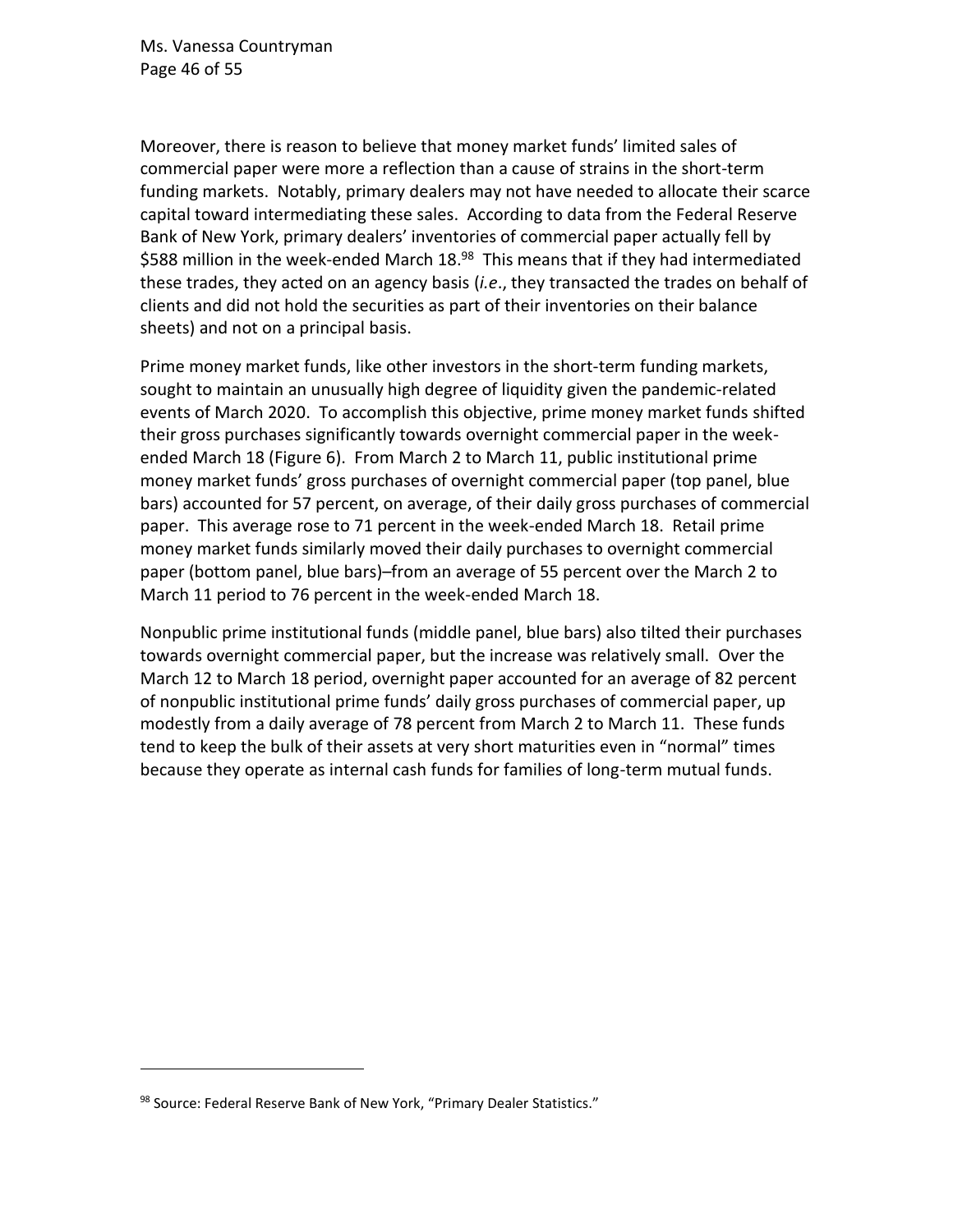Moreover, there is reason to believe that money market funds' limited sales of commercial paper were more a reflection than a cause of strains in the short-term funding markets. Notably, primary dealers may not have needed to allocate their scarce capital toward intermediating these sales. According to data from the Federal Reserve Bank of New York, primary dealers' inventories of commercial paper actually fell by $588 million in the week-ended March 18.[98] This means that if they had intermediated these trades, they acted on an agency basis (*i.e*., they transacted the trades on behalf of clients and did not hold the securities as part of their inventories on their balance sheets) and not on a principal basis.

Prime money market funds, like other investors in the short-term funding markets, sought to maintain an unusually high degree of liquidity given the pandemic-related events of March 2020. To accomplish this objective, prime money market funds shifted their gross purchases significantly towards overnight commercial paper in the week-ended March 18 (Figure 6). From March 2 to March 11, public institutional prime money market funds' gross purchases of overnight commercial paper (top panel, blue bars) accounted for 57 percent, on average, of their daily gross purchases of commercial paper. This average rose to 71 percent in the week-ended March 18. Retail prime money market funds similarly moved their daily purchases to overnight commercial paper (bottom panel, blue bars)–from an average of 55 percent over the March 2 to March 11 period to 76 percent in the week-ended March 18.

Nonpublic prime institutional funds (middle panel, blue bars) also tilted their purchases towards overnight commercial paper, but the increase was relatively small. Over the March 12 to March 18 period, overnight paper accounted for an average of 82 percent of nonpublic institutional prime funds' daily gross purchases of commercial paper, up modestly from a daily average of 78 percent from March 2 to March 11. These funds tend to keep the bulk of their assets at very short maturities even in "normal" times because they operate as internal cash funds for families of long-term mutual funds.

[98] Source: Federal Reserve Bank of New York, "Primary Dealer Statistics."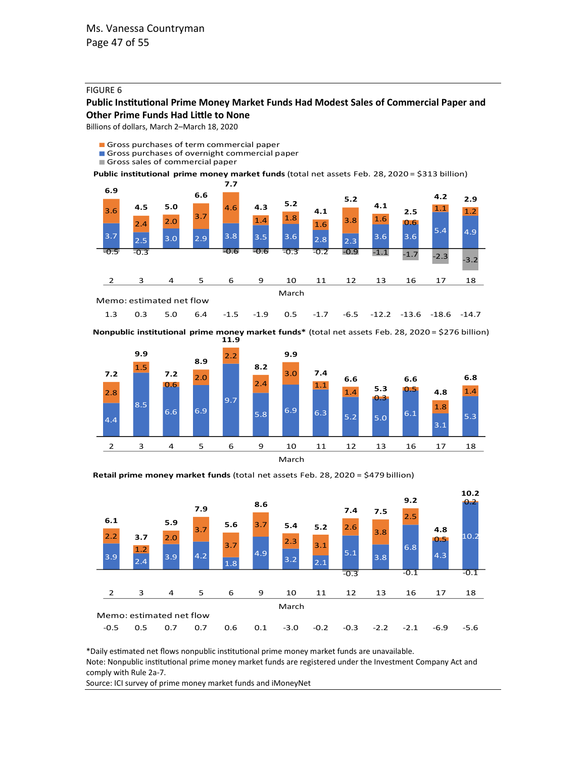FIGURE 6

**Public Institutional Prime Money Market Funds Had Modest Sales of Commercial Paper and Other Prime Funds Had Little to None**

Billions of dollars, March 2–March 18, 2020

- Gross purchases of term commercial paper
- Gross purchases of overnight commercial paper
- Gross sales of commercial paper

**Public institutional prime money market funds** (total net assets Feb. 28, 2020 = $313 billion)

| March | 2 | 3 | 4 | 5 | 6 | 9 | 10 | 11 | 12 | 13 | 16 | 17 | 18 |
|---|---|---|---|---|---|---|---|---|---|---|---|---|---|
| Total gross purchases | 6.9 | 4.5 | 5.0 | 6.6 | 7.7 | 4.3 | 5.2 | 4.1 | 5.2 | 4.1 | 2.5 | 4.2 | 2.9 |
| Gross purchases of term commercial paper | 3.6 | 2.4 | 2.0 | 3.7 | 4.6 | 1.4 | 1.8 | 1.6 | 3.8 | 1.6 | 0.6 | 1.1 | 1.2 |
| Gross purchases of overnight commercial paper | 3.7 | 2.5 | 3.0 | 2.9 | 3.8 | 3.5 | 3.6 | 2.8 | 2.3 | 3.6 | 3.6 | 5.4 | 4.9 |
| Gross sales of commercial paper | -0.5 | -0.3 | | | -0.6 | -0.6 | -0.3 | -0.2 | -0.9 | -1.1 | -1.7 | -2.3 | -3.2 |
| Memo: estimated net flow | 1.3 | 0.3 | 5.0 | 6.4 | -1.5 | -1.9 | 0.5 | -1.7 | -6.5 | -12.2 | -13.6 | -18.6 | -14.7 |

**Nonpublic institutional prime money market funds*** (total net assets Feb. 28, 2020 = $276 billion)

| March | 2 | 3 | 4 | 5 | 6 | 9 | 10 | 11 | 12 | 13 | 16 | 17 | 18 |
|---|---|---|---|---|---|---|---|---|---|---|---|---|---|
| Total gross purchases | 7.2 | 9.9 | 7.2 | 8.9 | 11.9 | 8.2 | 9.9 | 7.4 | 6.6 | 5.3 | 6.6 | 4.8 | 6.8 |
| Gross purchases of term commercial paper | 2.8 | 1.5 | 0.6 | 2.0 | 2.2 | 2.4 | 3.0 | 1.1 | 1.4 | 0.3 | 0.5 | 1.8 | 1.4 |
| Gross purchases of overnight commercial paper | 4.4 | 8.5 | 6.6 | 6.9 | 9.7 | 5.8 | 6.9 | 6.3 | 5.2 | 5.0 | 6.1 | 3.1 | 5.3 |

**Retail prime money market funds** (total net assets Feb. 28, 2020 = $479 billion)

| March | 2 | 3 | 4 | 5 | 6 | 9 | 10 | 11 | 12 | 13 | 16 | 17 | 18 |
|---|---|---|---|---|---|---|---|---|---|---|---|---|---|
| Total gross purchases | 6.1 | 3.7 | 5.9 | 7.9 | 5.6 | 8.6 | 5.4 | 5.2 | 7.4 | 7.5 | 9.2 | 4.8 | 10.2 |
| Gross purchases of term commercial paper | 2.2 | 1.2 | 2.0 | 3.7 | 3.7 | 3.7 | 2.3 | 3.1 | 2.6 | 3.8 | 2.5 | 0.5 | 0.2 |
| Gross purchases of overnight commercial paper | 3.9 | 2.4 | 3.9 | 4.2 | 1.8 | 4.9 | 3.2 | 2.1 | 5.1 | 3.8 | 6.8 | 4.3 | 10.2 |
| Gross sales of commercial paper | | | | | | | | | -0.3 | | -0.1 | | -0.1 |
| Memo: estimated net flow | -0.5 | 0.5 | 0.7 | 0.7 | 0.6 | 0.1 | -3.0 | -0.2 | -0.3 | -2.2 | -2.1 | -6.9 | -5.6 |

*Daily estimated net flows nonpublic institutional prime money market funds are unavailable.

Note: Nonpublic institutional prime money market funds are registered under the Investment Company Act and comply with Rule 2a-7.

Source: ICI survey of prime money market funds and iMoneyNet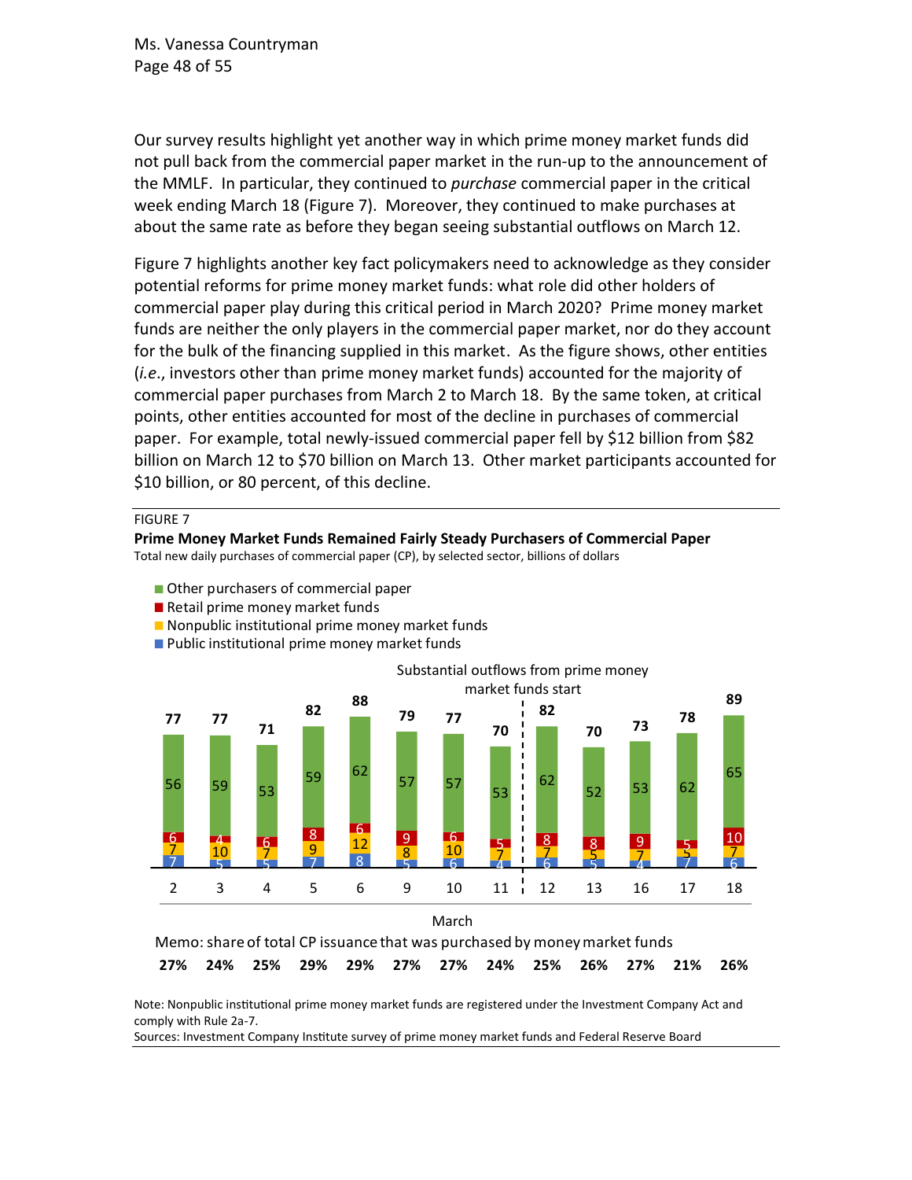Our survey results highlight yet another way in which prime money market funds did not pull back from the commercial paper market in the run-up to the announcement of the MMLF. In particular, they continued to *purchase* commercial paper in the critical week ending March 18 (Figure 7). Moreover, they continued to make purchases at about the same rate as before they began seeing substantial outflows on March 12.

Figure 7 highlights another key fact policymakers need to acknowledge as they consider potential reforms for prime money market funds: what role did other holders of commercial paper play during this critical period in March 2020? Prime money market funds are neither the only players in the commercial paper market, nor do they account for the bulk of the financing supplied in this market. As the figure shows, other entities (*i.e.*, investors other than prime money market funds) accounted for the majority of commercial paper purchases from March 2 to March 18. By the same token, at critical points, other entities accounted for most of the decline in purchases of commercial paper. For example, total newly-issued commercial paper fell by $12 billion from $82 billion on March 12 to $70 billion on March 13. Other market participants accounted for $10 billion, or 80 percent, of this decline.

FIGURE 7

**Prime Money Market Funds Remained Fairly Steady Purchasers of Commercial Paper**

Total new daily purchases of commercial paper (CP), by selected sector, billions of dollars

| March | 2 | 3 | 4 | 5 | 6 | 9 | 10 | 11 | 12 | 13 | 16 | 17 | 18 |
|---|---|---|---|---|---|---|---|---|---|---|---|---|---|
| Other purchasers of commercial paper | 56 | 59 | 53 | 59 | 62 | 57 | 57 | 53 | 62 | 52 | 53 | 62 | 65 |
| Retail prime money market funds | 6 | 4 | 6 | 8 | 6 | 9 | 6 | 5 | 8 | 8 | 9 | 5 | 10 |
| Nonpublic institutional prime money market funds | 7 | 10 | 7 | 9 | 12 | 8 | 10 | 7 | 7 | 5 | 7 | 5 | 7 |
| Public institutional prime money market funds | 7 | 5 | 5 | 7 | 8 | 5 | 6 | 4 | 6 | 5 | 4 | 7 | 6 |
| Total | 77 | 77 | 71 | 82 | 88 | 79 | 77 | 70 | 82 | 70 | 73 | 78 | 89 |
| Memo: share of total CP issuance that was purchased by money market funds | 27% | 24% | 25% | 29% | 29% | 27% | 27% | 24% | 25% | 26% | 27% | 21% | 26% |

Substantial outflows from prime money market funds start (March 12)

Note: Nonpublic institutional prime money market funds are registered under the Investment Company Act and comply with Rule 2a-7.

Sources: Investment Company Institute survey of prime money market funds and Federal Reserve Board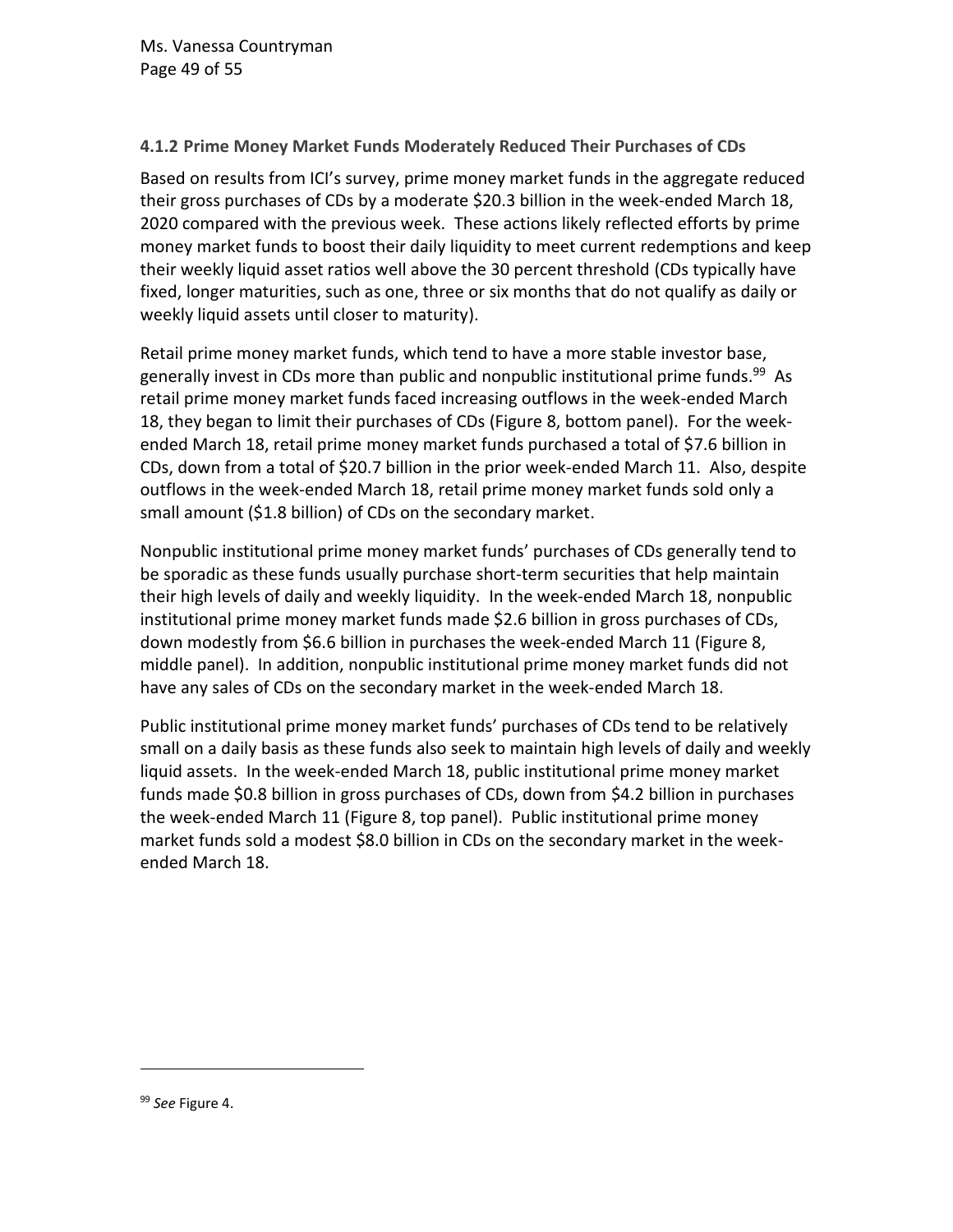### 4.1.2 Prime Money Market Funds Moderately Reduced Their Purchases of CDs

Based on results from ICI's survey, prime money market funds in the aggregate reduced their gross purchases of CDs by a moderate $20.3 billion in the week-ended March 18, 2020 compared with the previous week. These actions likely reflected efforts by prime money market funds to boost their daily liquidity to meet current redemptions and keep their weekly liquid asset ratios well above the 30 percent threshold (CDs typically have fixed, longer maturities, such as one, three or six months that do not qualify as daily or weekly liquid assets until closer to maturity).

Retail prime money market funds, which tend to have a more stable investor base, generally invest in CDs more than public and nonpublic institutional prime funds.[99] As retail prime money market funds faced increasing outflows in the week-ended March 18, they began to limit their purchases of CDs (Figure 8, bottom panel). For the week-ended March 18, retail prime money market funds purchased a total of $7.6 billion in CDs, down from a total of $20.7 billion in the prior week-ended March 11. Also, despite outflows in the week-ended March 18, retail prime money market funds sold only a small amount ($1.8 billion) of CDs on the secondary market.

Nonpublic institutional prime money market funds' purchases of CDs generally tend to be sporadic as these funds usually purchase short-term securities that help maintain their high levels of daily and weekly liquidity. In the week-ended March 18, nonpublic institutional prime money market funds made $2.6 billion in gross purchases of CDs, down modestly from $6.6 billion in purchases the week-ended March 11 (Figure 8, middle panel). In addition, nonpublic institutional prime money market funds did not have any sales of CDs on the secondary market in the week-ended March 18.

Public institutional prime money market funds' purchases of CDs tend to be relatively small on a daily basis as these funds also seek to maintain high levels of daily and weekly liquid assets. In the week-ended March 18, public institutional prime money market funds made $0.8 billion in gross purchases of CDs, down from $4.2 billion in purchases the week-ended March 11 (Figure 8, top panel). Public institutional prime money market funds sold a modest $8.0 billion in CDs on the secondary market in the week-ended March 18.

---

[99] *See* Figure 4.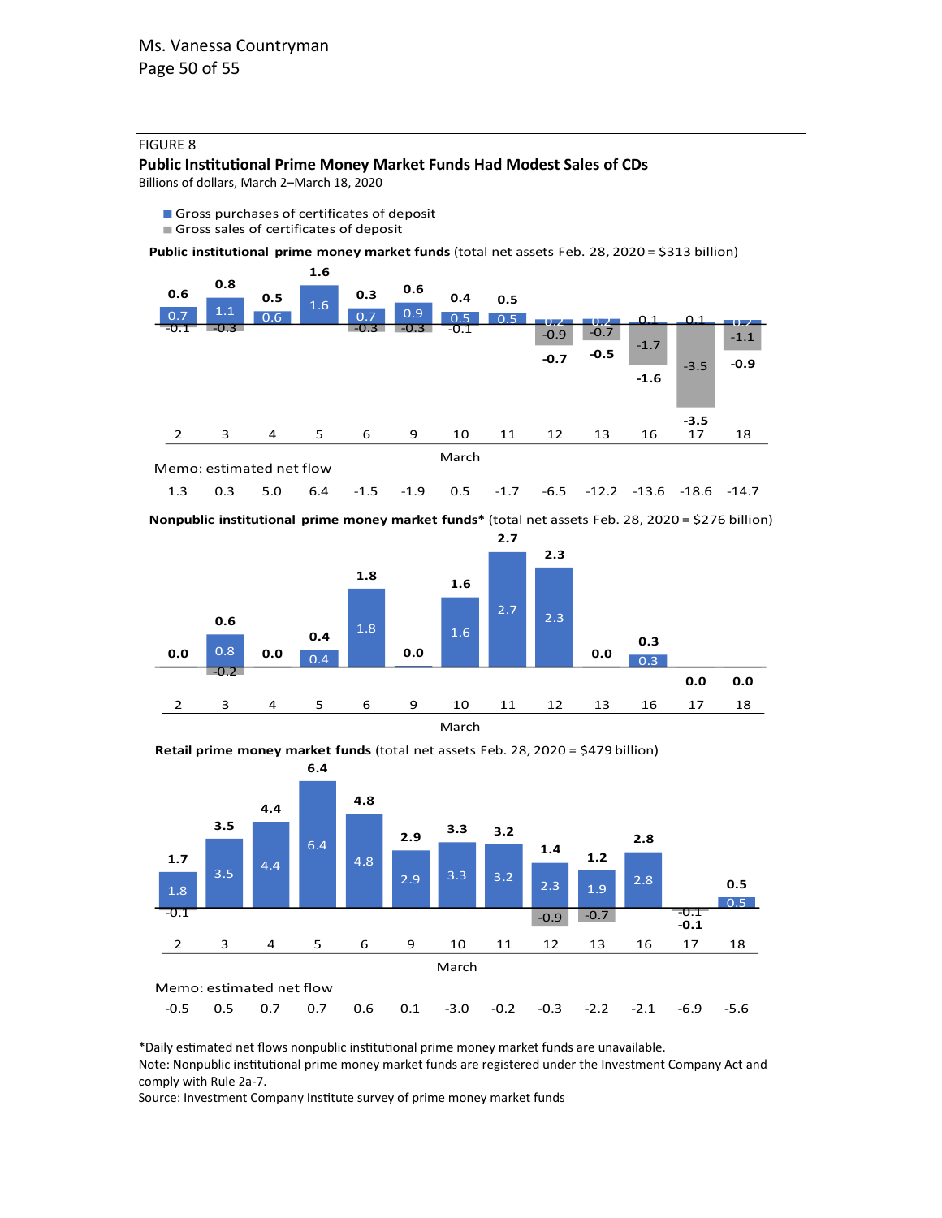FIGURE 8

**Public Institutional Prime Money Market Funds Had Modest Sales of CDs**

Billions of dollars, March 2–March 18, 2020

- Gross purchases of certificates of deposit
- Gross sales of certificates of deposit

**Public institutional prime money market funds** (total net assets Feb. 28, 2020 = $313 billion)

| March | 2 | 3 | 4 | 5 | 6 | 9 | 10 | 11 | 12 | 13 | 16 | 17 | 18 |
|---|---|---|---|---|---|---|---|---|---|---|---|---|---|
| Gross purchases | 0.7 | 1.1 | 0.6 | 1.6 | 0.7 | 0.9 | 0.5 | 0.5 | 0.2 | 0.2 | 0.1 | 0.1 | 0.2 |
| Gross sales | -0.1 | -0.3 | | | -0.3 | -0.3 | -0.1 | | -0.9 | -0.7 | -1.7 | -3.5 | -1.1 |
| Net | 0.6 | 0.8 | 0.5 | 1.6 | 0.3 | 0.6 | 0.4 | 0.5 | -0.7 | -0.5 | -1.6 | -3.5 | -0.9 |
| Memo: estimated net flow | 1.3 | 0.3 | 5.0 | 6.4 | -1.5 | -1.9 | 0.5 | -1.7 | -6.5 | -12.2 | -13.6 | -18.6 | -14.7 |

**Nonpublic institutional prime money market funds*** (total net assets Feb. 28, 2020 = $276 billion)

| March | 2 | 3 | 4 | 5 | 6 | 9 | 10 | 11 | 12 | 13 | 16 | 17 | 18 |
|---|---|---|---|---|---|---|---|---|---|---|---|---|---|
| Gross purchases | | 0.8 | | 0.4 | 1.8 | | 1.6 | 2.7 | 2.3 | | 0.3 | | |
| Gross sales | | -0.2 | | | | | | | | | | | |
| Net | 0.0 | 0.6 | 0.0 | 0.4 | 1.8 | 0.0 | 1.6 | 2.7 | 2.3 | 0.0 | 0.3 | 0.0 | 0.0 |

**Retail prime money market funds** (total net assets Feb. 28, 2020 = $479 billion)

| March | 2 | 3 | 4 | 5 | 6 | 9 | 10 | 11 | 12 | 13 | 16 | 17 | 18 |
|---|---|---|---|---|---|---|---|---|---|---|---|---|---|
| Gross purchases | 1.8 | 3.5 | 4.4 | 6.4 | 4.8 | 2.9 | 3.3 | 3.2 | 2.3 | 1.9 | 2.8 | | 0.5 |
| Gross sales | -0.1 | | | | | | | | -0.9 | -0.7 | | -0.1 | |
| Net | 1.7 | 3.5 | 4.4 | 6.4 | 4.8 | 2.9 | 3.3 | 3.2 | 1.4 | 1.2 | 2.8 | -0.1 | 0.5 |
| Memo: estimated net flow | -0.5 | 0.5 | 0.7 | 0.7 | 0.6 | 0.1 | -3.0 | -0.2 | -0.3 | -2.2 | -2.1 | -6.9 | -5.6 |

*Daily estimated net flows nonpublic institutional prime money market funds are unavailable.

Note: Nonpublic institutional prime money market funds are registered under the Investment Company Act and comply with Rule 2a-7.

Source: Investment Company Institute survey of prime money market funds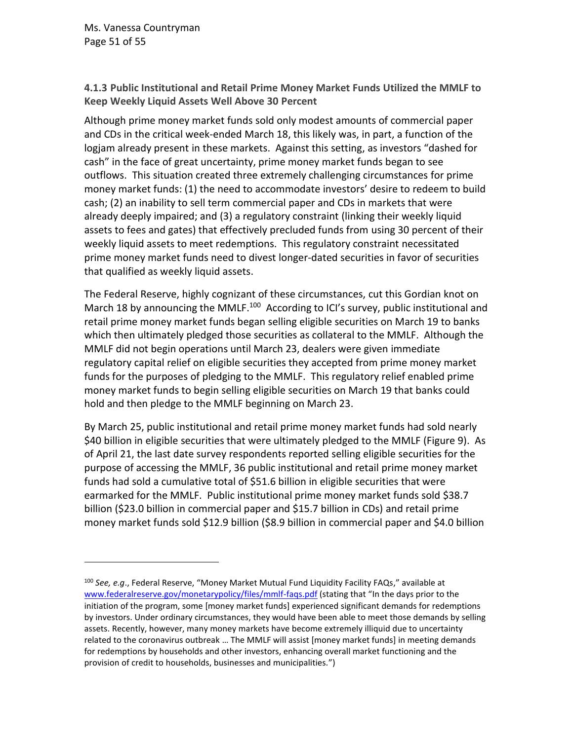### 4.1.3 Public Institutional and Retail Prime Money Market Funds Utilized the MMLF to Keep Weekly Liquid Assets Well Above 30 Percent

Although prime money market funds sold only modest amounts of commercial paper and CDs in the critical week-ended March 18, this likely was, in part, a function of the logjam already present in these markets. Against this setting, as investors "dashed for cash" in the face of great uncertainty, prime money market funds began to see outflows. This situation created three extremely challenging circumstances for prime money market funds: (1) the need to accommodate investors' desire to redeem to build cash; (2) an inability to sell term commercial paper and CDs in markets that were already deeply impaired; and (3) a regulatory constraint (linking their weekly liquid assets to fees and gates) that effectively precluded funds from using 30 percent of their weekly liquid assets to meet redemptions. This regulatory constraint necessitated prime money market funds need to divest longer-dated securities in favor of securities that qualified as weekly liquid assets.

The Federal Reserve, highly cognizant of these circumstances, cut this Gordian knot on March 18 by announcing the MMLF.[100] According to ICI's survey, public institutional and retail prime money market funds began selling eligible securities on March 19 to banks which then ultimately pledged those securities as collateral to the MMLF. Although the MMLF did not begin operations until March 23, dealers were given immediate regulatory capital relief on eligible securities they accepted from prime money market funds for the purposes of pledging to the MMLF. This regulatory relief enabled prime money market funds to begin selling eligible securities on March 19 that banks could hold and then pledge to the MMLF beginning on March 23.

By March 25, public institutional and retail prime money market funds had sold nearly $40 billion in eligible securities that were ultimately pledged to the MMLF (Figure 9). As of April 21, the last date survey respondents reported selling eligible securities for the purpose of accessing the MMLF, 36 public institutional and retail prime money market funds had sold a cumulative total of $51.6 billion in eligible securities that were earmarked for the MMLF. Public institutional prime money market funds sold $38.7 billion ($23.0 billion in commercial paper and $15.7 billion in CDs) and retail prime money market funds sold $12.9 billion ($8.9 billion in commercial paper and $4.0 billion

---

[100] *See, e.g.*, Federal Reserve, "Money Market Mutual Fund Liquidity Facility FAQs," available at www.federalreserve.gov/monetarypolicy/files/mmlf-faqs.pdf (stating that "In the days prior to the initiation of the program, some [money market funds] experienced significant demands for redemptions by investors. Under ordinary circumstances, they would have been able to meet those demands by selling assets. Recently, however, many money markets have become extremely illiquid due to uncertainty related to the coronavirus outbreak … The MMLF will assist [money market funds] in meeting demands for redemptions by households and other investors, enhancing overall market functioning and the provision of credit to households, businesses and municipalities.")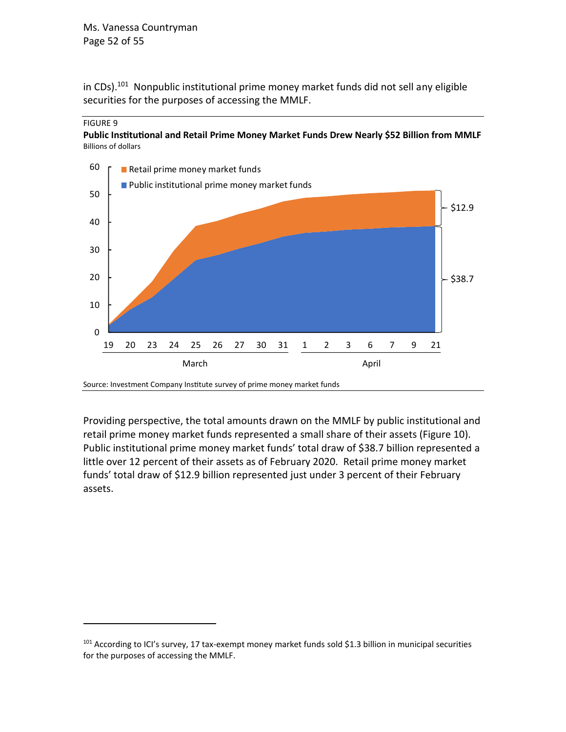in CDs).[101] Nonpublic institutional prime money market funds did not sell any eligible securities for the purposes of accessing the MMLF.

FIGURE 9

**Public Institutional and Retail Prime Money Market Funds Drew Nearly $52 Billion from MMLF**

Billions of dollars

Source: Investment Company Institute survey of prime money market funds

Providing perspective, the total amounts drawn on the MMLF by public institutional and retail prime money market funds represented a small share of their assets (Figure 10). Public institutional prime money market funds' total draw of $38.7 billion represented a little over 12 percent of their assets as of February 2020. Retail prime money market funds' total draw of $12.9 billion represented just under 3 percent of their February assets.

---

[101] According to ICI's survey, 17 tax-exempt money market funds sold $1.3 billion in municipal securities for the purposes of accessing the MMLF.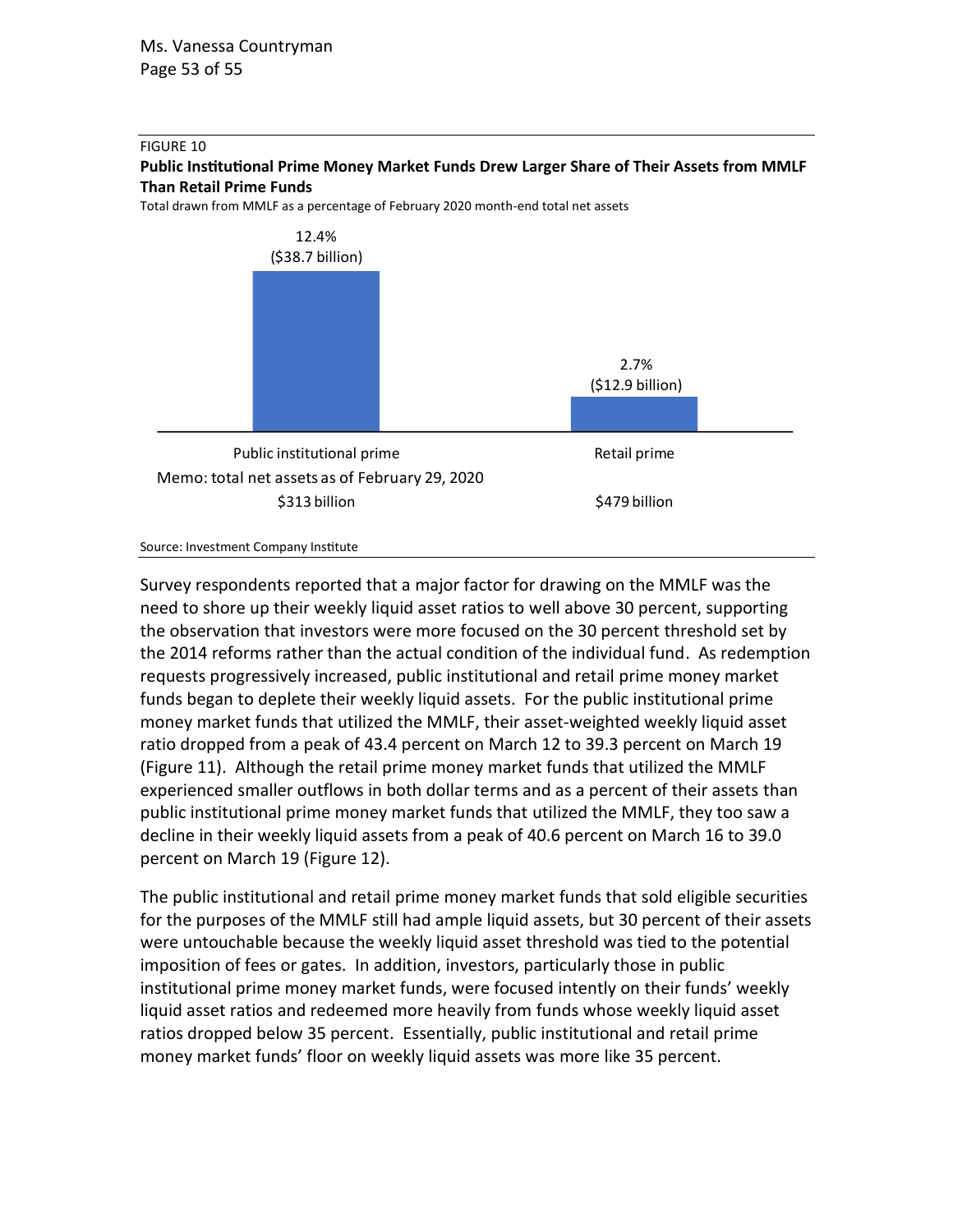FIGURE 10

**Public Institutional Prime Money Market Funds Drew Larger Share of Their Assets from MMLF Than Retail Prime Funds**

Total drawn from MMLF as a percentage of February 2020 month-end total net assets

| | Public institutional prime | Retail prime |
|---|---|---|
| Total drawn from MMLF (% of Feb. 2020 month-end total net assets) | 12.4% ($38.7 billion) | 2.7% ($12.9 billion) |
| Memo: total net assets as of February 29, 2020 | $313 billion | $479 billion |

Source: Investment Company Institute

Survey respondents reported that a major factor for drawing on the MMLF was the need to shore up their weekly liquid asset ratios to well above 30 percent, supporting the observation that investors were more focused on the 30 percent threshold set by the 2014 reforms rather than the actual condition of the individual fund. As redemption requests progressively increased, public institutional and retail prime money market funds began to deplete their weekly liquid assets. For the public institutional prime money market funds that utilized the MMLF, their asset-weighted weekly liquid asset ratio dropped from a peak of 43.4 percent on March 12 to 39.3 percent on March 19 (Figure 11). Although the retail prime money market funds that utilized the MMLF experienced smaller outflows in both dollar terms and as a percent of their assets than public institutional prime money market funds that utilized the MMLF, they too saw a decline in their weekly liquid assets from a peak of 40.6 percent on March 16 to 39.0 percent on March 19 (Figure 12).

The public institutional and retail prime money market funds that sold eligible securities for the purposes of the MMLF still had ample liquid assets, but 30 percent of their assets were untouchable because the weekly liquid asset threshold was tied to the potential imposition of fees or gates. In addition, investors, particularly those in public institutional prime money market funds, were focused intently on their funds' weekly liquid asset ratios and redeemed more heavily from funds whose weekly liquid asset ratios dropped below 35 percent. Essentially, public institutional and retail prime money market funds' floor on weekly liquid assets was more like 35 percent.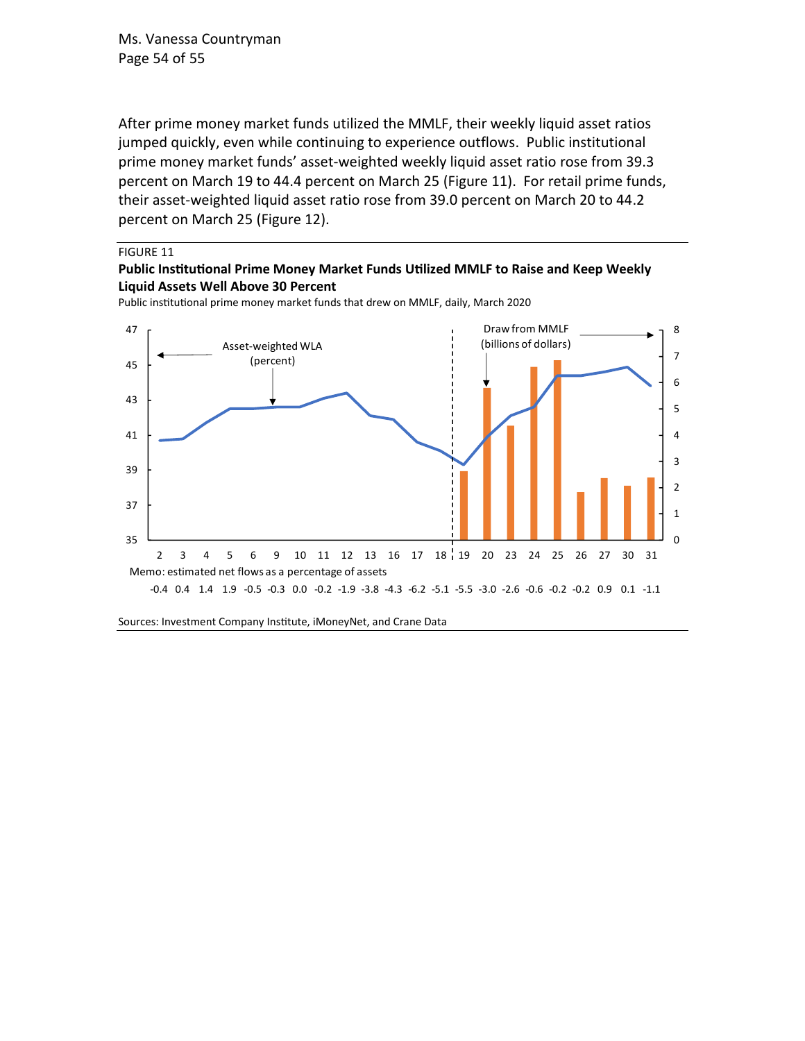After prime money market funds utilized the MMLF, their weekly liquid asset ratios jumped quickly, even while continuing to experience outflows. Public institutional prime money market funds' asset-weighted weekly liquid asset ratio rose from 39.3 percent on March 19 to 44.4 percent on March 25 (Figure 11). For retail prime funds, their asset-weighted liquid asset ratio rose from 39.0 percent on March 20 to 44.2 percent on March 25 (Figure 12).

FIGURE 11

**Public Institutional Prime Money Market Funds Utilized MMLF to Raise and Keep Weekly Liquid Assets Well Above 30 Percent**

Public institutional prime money market funds that drew on MMLF, daily, March 2020

Memo: estimated net flows as a percentage of assets

| 2 | 3 | 4 | 5 | 6 | 9 | 10 | 11 | 12 | 13 | 16 | 17 | 18 | 19 | 20 | 23 | 24 | 25 | 26 | 27 | 30 | 31 |
|---|---|---|---|---|---|---|---|---|---|---|---|---|---|---|---|---|---|---|---|---|---|
| -0.4 | 0.4 | 1.4 | 1.9 | -0.5 | -0.3 | 0.0 | -0.2 | -1.9 | -3.8 | -4.3 | -6.2 | -5.1 | -5.5 | -3.0 | -2.6 | -0.6 | -0.2 | -0.2 | 0.9 | 0.1 | -1.1 |

Sources: Investment Company Institute, iMoneyNet, and Crane Data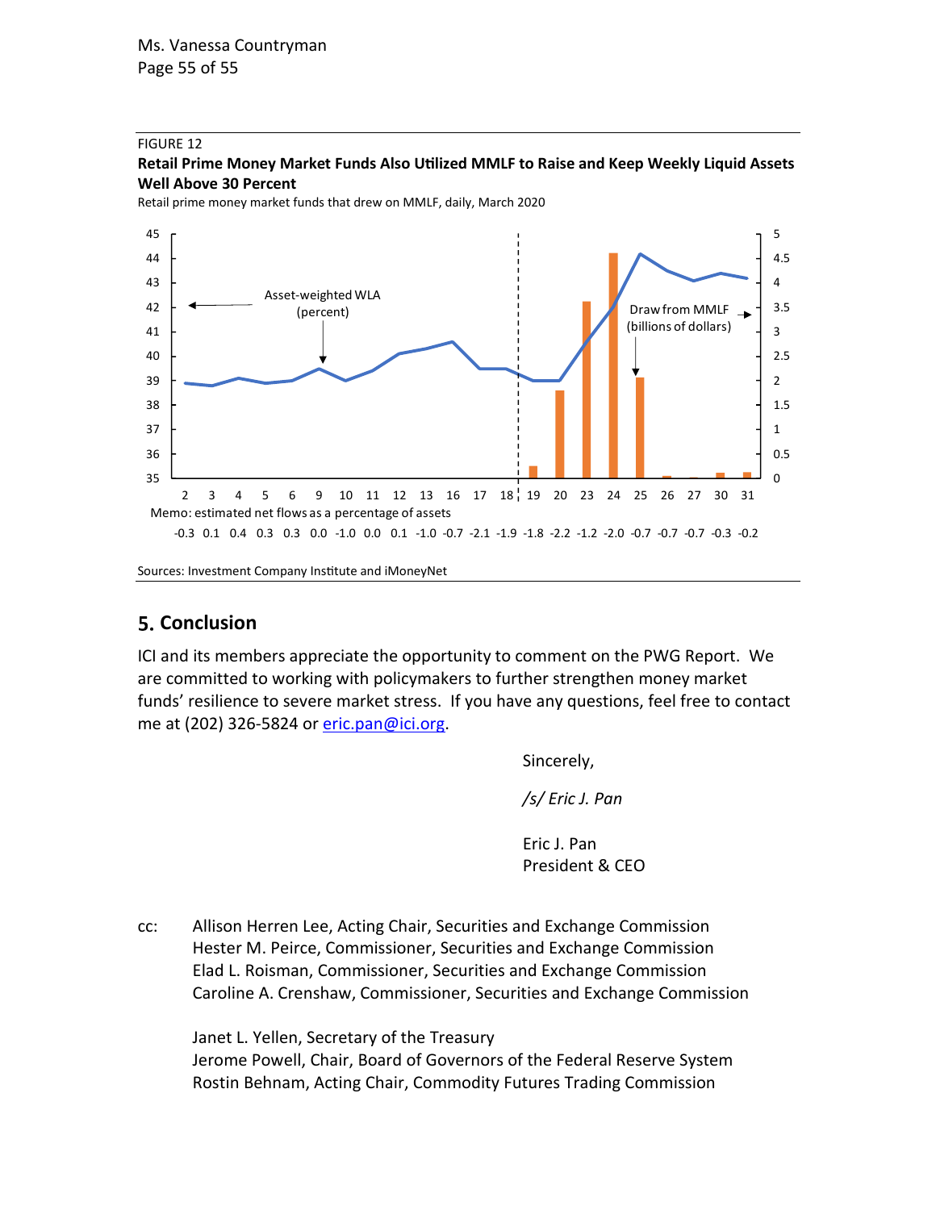FIGURE 12

**Retail Prime Money Market Funds Also Utilized MMLF to Raise and Keep Weekly Liquid Assets Well Above 30 Percent**

Retail prime money market funds that drew on MMLF, daily, March 2020

45
44
43
42
41
40
39
38
37
36
35

5
4.5
4
3.5
3
2.5
2
1.5
1
0.5
0

Asset-weighted WLA (percent)

Draw from MMLF (billions of dollars)

2 3 4 5 6 9 10 11 12 13 16 17 18 19 20 23 24 25 26 27 30 31

Memo: estimated net flows as a percentage of assets

-0.3 0.1 0.4 0.3 0.3 0.0 -1.0 0.0 0.1 -1.0 -0.7 -2.1 -1.9 -1.8 -2.2 -1.2 -2.0 -0.7 -0.7 -0.7 -0.3 -0.2

Sources: Investment Company Institute and iMoneyNet

## 5. Conclusion

ICI and its members appreciate the opportunity to comment on the PWG Report. We are committed to working with policymakers to further strengthen money market funds' resilience to severe market stress. If you have any questions, feel free to contact me at (202) 326-5824 or eric.pan@ici.org.

Sincerely,

*/s/ Eric J. Pan*

Eric J. Pan
President & CEO

cc: Allison Herren Lee, Acting Chair, Securities and Exchange Commission
Hester M. Peirce, Commissioner, Securities and Exchange Commission
Elad L. Roisman, Commissioner, Securities and Exchange Commission
Caroline A. Crenshaw, Commissioner, Securities and Exchange Commission

Janet L. Yellen, Secretary of the Treasury
Jerome Powell, Chair, Board of Governors of the Federal Reserve System
Rostin Behnam, Acting Chair, Commodity Futures Trading Commission